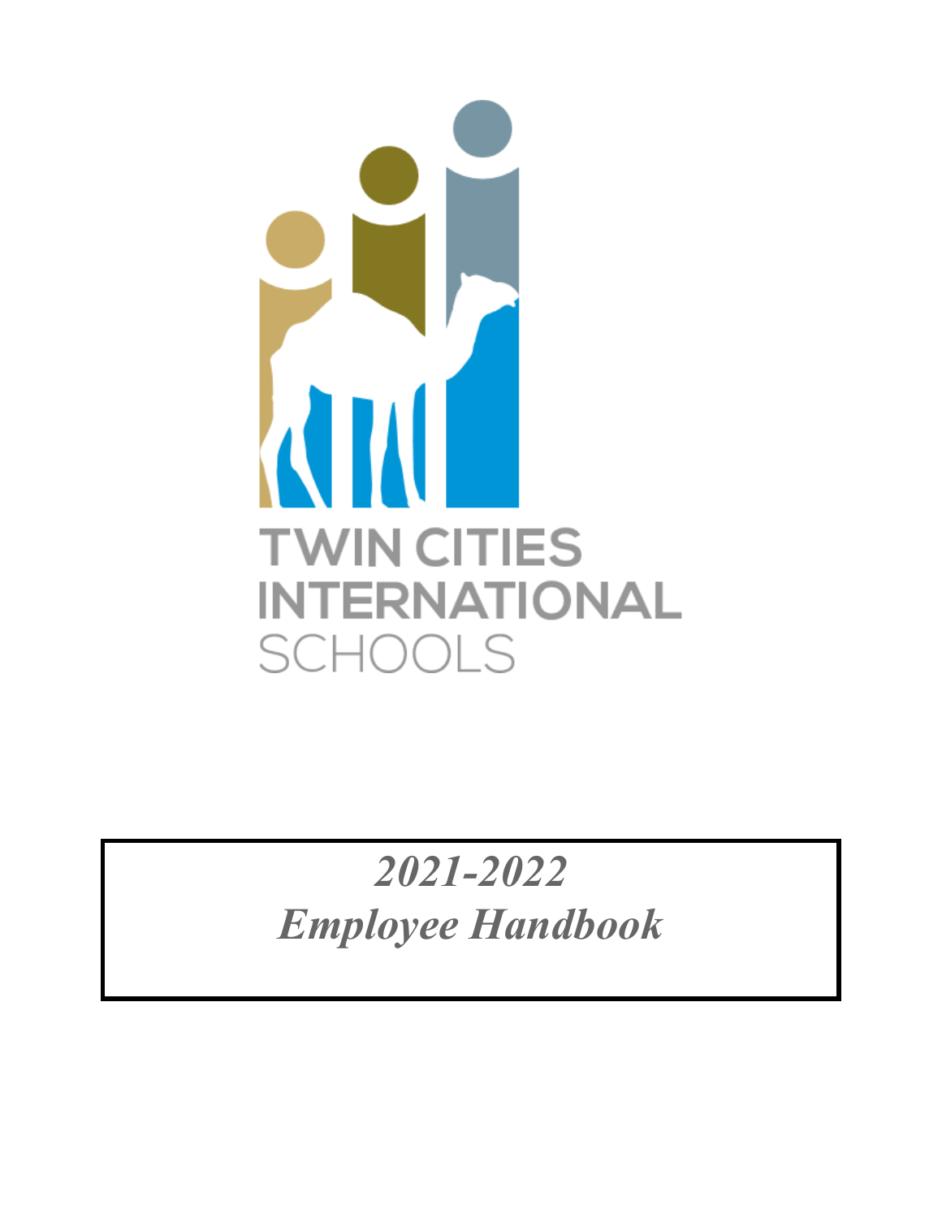TWIN CITIES INTERNATIONAL SCHOOLS

# *2021-2022*
# *Employee Handbook*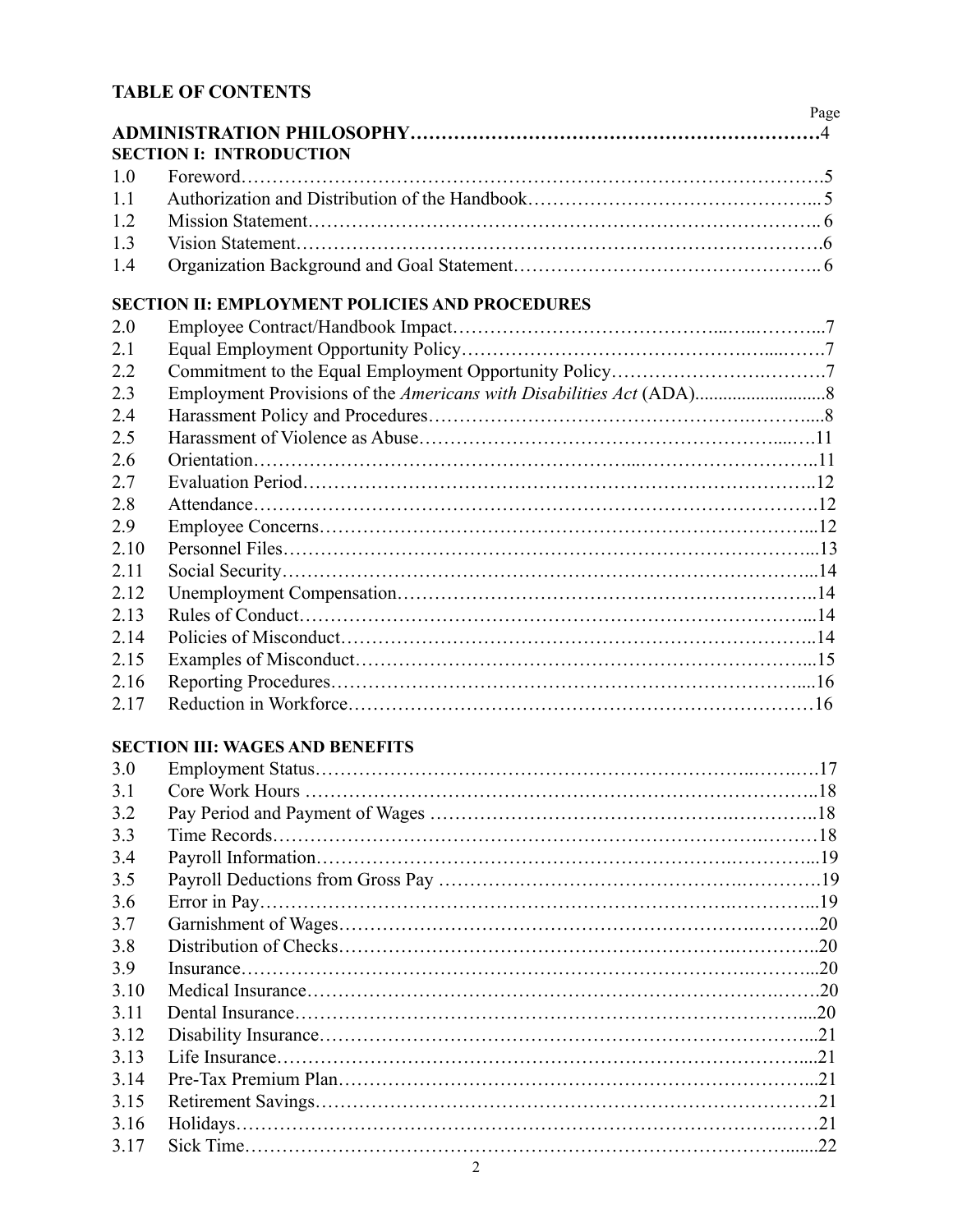**TABLE OF CONTENTS**

| | | Page |
|---|---|---|
| **ADMINISTRATION PHILOSOPHY** | | **4** |
| **SECTION I: INTRODUCTION** | | |
| 1.0 | Foreword | 5 |
| 1.1 | Authorization and Distribution of the Handbook | 5 |
| 1.2 | Mission Statement | 6 |
| 1.3 | Vision Statement | 6 |
| 1.4 | Organization Background and Goal Statement | 6 |
| **SECTION II: EMPLOYMENT POLICIES AND PROCEDURES** | | |
| 2.0 | Employee Contract/Handbook Impact | 7 |
| 2.1 | Equal Employment Opportunity Policy | 7 |
| 2.2 | Commitment to the Equal Employment Opportunity Policy | 7 |
| 2.3 | Employment Provisions of the *Americans with Disabilities Act* (ADA) | 8 |
| 2.4 | Harassment Policy and Procedures | 8 |
| 2.5 | Harassment of Violence as Abuse | 11 |
| 2.6 | Orientation | 11 |
| 2.7 | Evaluation Period | 12 |
| 2.8 | Attendance | 12 |
| 2.9 | Employee Concerns | 12 |
| 2.10 | Personnel Files | 13 |
| 2.11 | Social Security | 14 |
| 2.12 | Unemployment Compensation | 14 |
| 2.13 | Rules of Conduct | 14 |
| 2.14 | Policies of Misconduct | 14 |
| 2.15 | Examples of Misconduct | 15 |
| 2.16 | Reporting Procedures | 16 |
| 2.17 | Reduction in Workforce | 16 |
| **SECTION III: WAGES AND BENEFITS** | | |
| 3.0 | Employment Status | 17 |
| 3.1 | Core Work Hours | 18 |
| 3.2 | Pay Period and Payment of Wages | 18 |
| 3.3 | Time Records | 18 |
| 3.4 | Payroll Information | 19 |
| 3.5 | Payroll Deductions from Gross Pay | 19 |
| 3.6 | Error in Pay | 19 |
| 3.7 | Garnishment of Wages | 20 |
| 3.8 | Distribution of Checks | 20 |
| 3.9 | Insurance | 20 |
| 3.10 | Medical Insurance | 20 |
| 3.11 | Dental Insurance | 20 |
| 3.12 | Disability Insurance | 21 |
| 3.13 | Life Insurance | 21 |
| 3.14 | Pre-Tax Premium Plan | 21 |
| 3.15 | Retirement Savings | 21 |
| 3.16 | Holidays | 21 |
| 3.17 | Sick Time | 22 |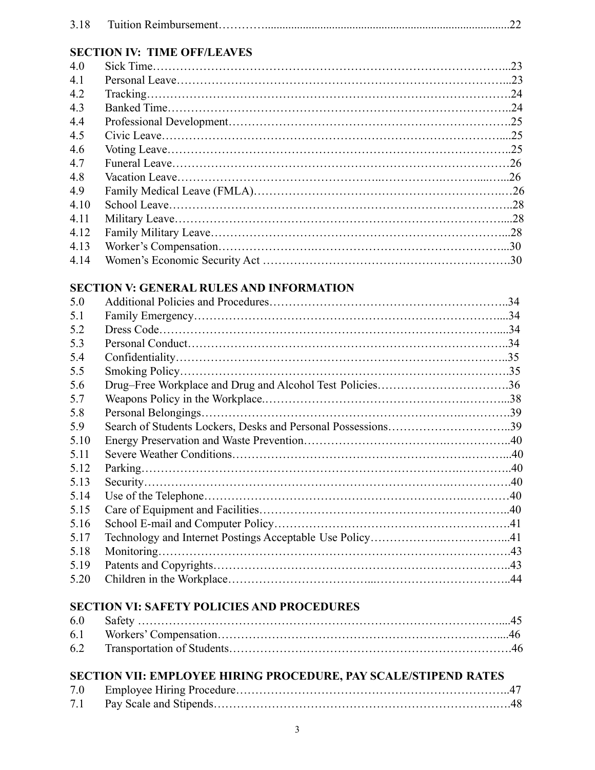| | | |
|---|---|---|
| 3.18 | Tuition Reimbursement | 22 |

## SECTION IV: TIME OFF/LEAVES

| | | |
|---|---|---|
| 4.0 | Sick Time | 23 |
| 4.1 | Personal Leave | 23 |
| 4.2 | Tracking | 24 |
| 4.3 | Banked Time | 24 |
| 4.4 | Professional Development | 25 |
| 4.5 | Civic Leave | 25 |
| 4.6 | Voting Leave | 25 |
| 4.7 | Funeral Leave | 26 |
| 4.8 | Vacation Leave | 26 |
| 4.9 | Family Medical Leave (FMLA) | 26 |
| 4.10 | School Leave | 28 |
| 4.11 | Military Leave | 28 |
| 4.12 | Family Military Leave | 28 |
| 4.13 | Worker's Compensation | 30 |
| 4.14 | Women's Economic Security Act | 30 |

## SECTION V: GENERAL RULES AND INFORMATION

| | | |
|---|---|---|
| 5.0 | Additional Policies and Procedures | 34 |
| 5.1 | Family Emergency | 34 |
| 5.2 | Dress Code | 34 |
| 5.3 | Personal Conduct | 34 |
| 5.4 | Confidentiality | 35 |
| 5.5 | Smoking Policy | 35 |
| 5.6 | Drug–Free Workplace and Drug and Alcohol Test Policies | 36 |
| 5.7 | Weapons Policy in the Workplace | 38 |
| 5.8 | Personal Belongings | 39 |
| 5.9 | Search of Students Lockers, Desks and Personal Possessions | 39 |
| 5.10 | Energy Preservation and Waste Prevention | 40 |
| 5.11 | Severe Weather Conditions | 40 |
| 5.12 | Parking | 40 |
| 5.13 | Security | 40 |
| 5.14 | Use of the Telephone | 40 |
| 5.15 | Care of Equipment and Facilities | 40 |
| 5.16 | School E-mail and Computer Policy | 41 |
| 5.17 | Technology and Internet Postings Acceptable Use Policy | 41 |
| 5.18 | Monitoring | 43 |
| 5.19 | Patents and Copyrights | 43 |
| 5.20 | Children in the Workplace | 44 |

## SECTION VI: SAFETY POLICIES AND PROCEDURES

| | | |
|---|---|---|
| 6.0 | Safety | 45 |
| 6.1 | Workers' Compensation | 46 |
| 6.2 | Transportation of Students | 46 |

## SECTION VII: EMPLOYEE HIRING PROCEDURE, PAY SCALE/STIPEND RATES

| | | |
|---|---|---|
| 7.0 | Employee Hiring Procedure | 47 |
| 7.1 | Pay Scale and Stipends | 48 |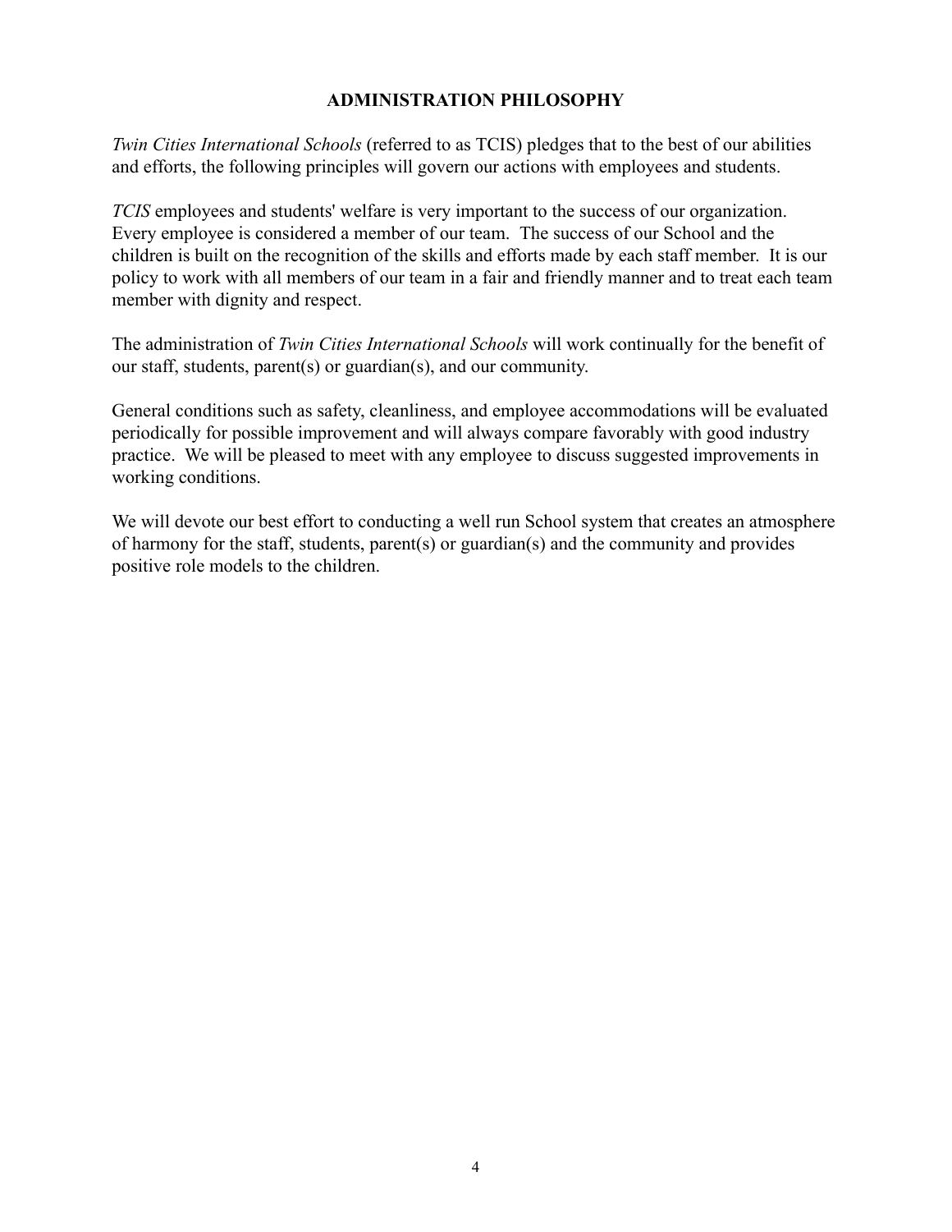# ADMINISTRATION PHILOSOPHY

*Twin Cities International Schools* (referred to as TCIS) pledges that to the best of our abilities and efforts, the following principles will govern our actions with employees and students.

*TCIS* employees and students' welfare is very important to the success of our organization. Every employee is considered a member of our team. The success of our School and the children is built on the recognition of the skills and efforts made by each staff member. It is our policy to work with all members of our team in a fair and friendly manner and to treat each team member with dignity and respect.

The administration of *Twin Cities International Schools* will work continually for the benefit of our staff, students, parent(s) or guardian(s), and our community.

General conditions such as safety, cleanliness, and employee accommodations will be evaluated periodically for possible improvement and will always compare favorably with good industry practice. We will be pleased to meet with any employee to discuss suggested improvements in working conditions.

We will devote our best effort to conducting a well run School system that creates an atmosphere of harmony for the staff, students, parent(s) or guardian(s) and the community and provides positive role models to the children.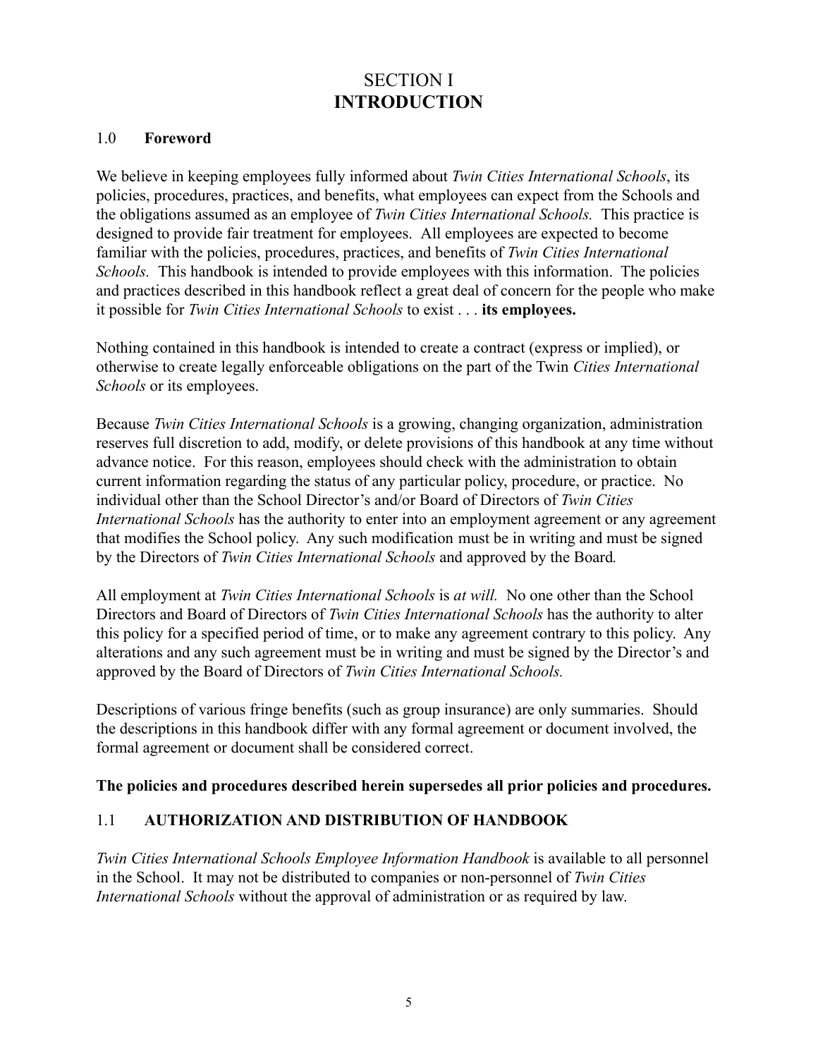# SECTION I
# **INTRODUCTION**

## 1.0 **Foreword**

We believe in keeping employees fully informed about *Twin Cities International Schools*, its policies, procedures, practices, and benefits, what employees can expect from the Schools and the obligations assumed as an employee of *Twin Cities International Schools.* This practice is designed to provide fair treatment for employees. All employees are expected to become familiar with the policies, procedures, practices, and benefits of *Twin Cities International Schools.* This handbook is intended to provide employees with this information. The policies and practices described in this handbook reflect a great deal of concern for the people who make it possible for *Twin Cities International Schools* to exist . . . **its employees.**

Nothing contained in this handbook is intended to create a contract (express or implied), or otherwise to create legally enforceable obligations on the part of the Twin *Cities International Schools* or its employees.

Because *Twin Cities International Schools* is a growing, changing organization, administration reserves full discretion to add, modify, or delete provisions of this handbook at any time without advance notice. For this reason, employees should check with the administration to obtain current information regarding the status of any particular policy, procedure, or practice. No individual other than the School Director's and/or Board of Directors of *Twin Cities International Schools* has the authority to enter into an employment agreement or any agreement that modifies the School policy. Any such modification must be in writing and must be signed by the Directors of *Twin Cities International Schools* and approved by the Board*.*

All employment at *Twin Cities International Schools* is *at will.* No one other than the School Directors and Board of Directors of *Twin Cities International Schools* has the authority to alter this policy for a specified period of time, or to make any agreement contrary to this policy. Any alterations and any such agreement must be in writing and must be signed by the Director's and approved by the Board of Directors of *Twin Cities International Schools.*

Descriptions of various fringe benefits (such as group insurance) are only summaries. Should the descriptions in this handbook differ with any formal agreement or document involved, the formal agreement or document shall be considered correct.

**The policies and procedures described herein supersedes all prior policies and procedures.**

## 1.1 **AUTHORIZATION AND DISTRIBUTION OF HANDBOOK**

*Twin Cities International Schools Employee Information Handbook* is available to all personnel in the School. It may not be distributed to companies or non-personnel of *Twin Cities International Schools* without the approval of administration or as required by law.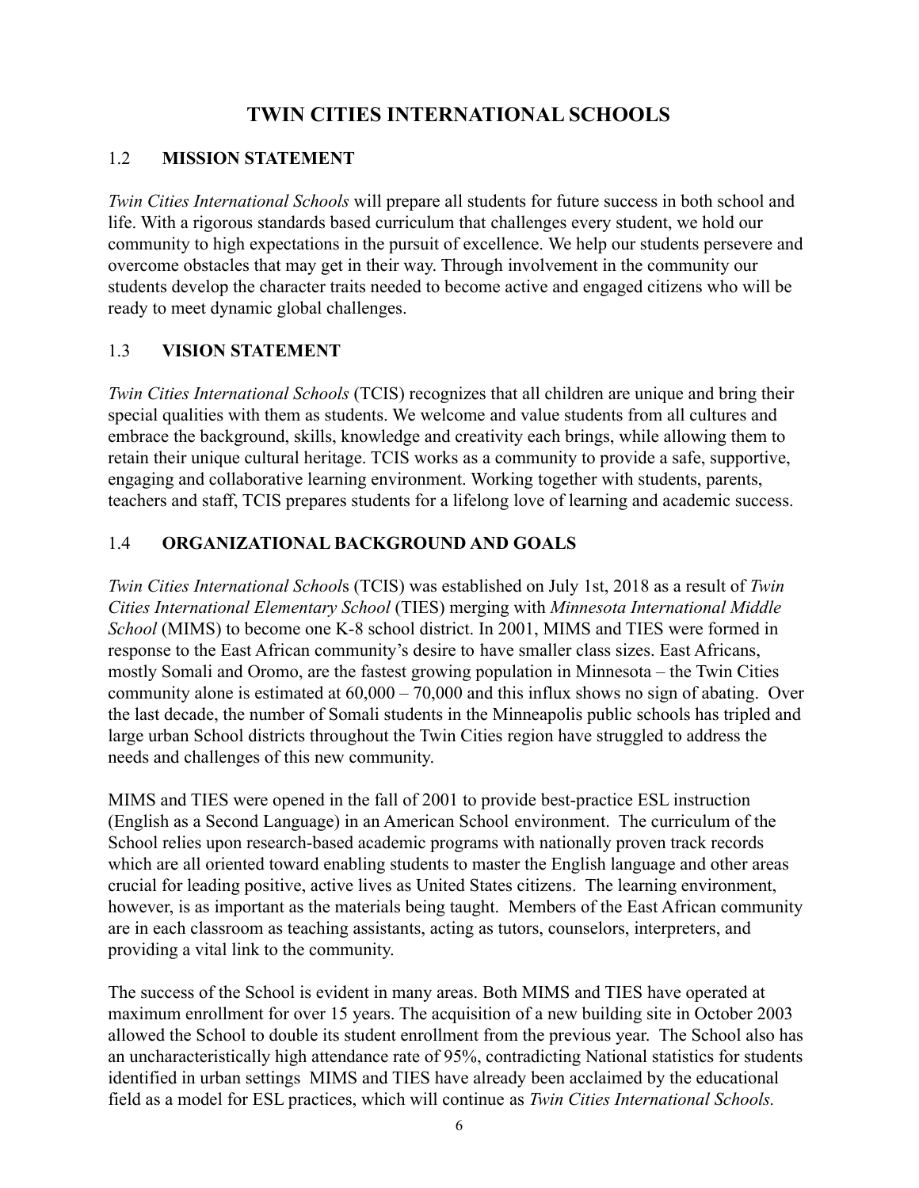# TWIN CITIES INTERNATIONAL SCHOOLS

## 1.2 MISSION STATEMENT

*Twin Cities International Schools* will prepare all students for future success in both school and life. With a rigorous standards based curriculum that challenges every student, we hold our community to high expectations in the pursuit of excellence. We help our students persevere and overcome obstacles that may get in their way. Through involvement in the community our students develop the character traits needed to become active and engaged citizens who will be ready to meet dynamic global challenges.

## 1.3 VISION STATEMENT

*Twin Cities International Schools* (TCIS) recognizes that all children are unique and bring their special qualities with them as students. We welcome and value students from all cultures and embrace the background, skills, knowledge and creativity each brings, while allowing them to retain their unique cultural heritage. TCIS works as a community to provide a safe, supportive, engaging and collaborative learning environment. Working together with students, parents, teachers and staff, TCIS prepares students for a lifelong love of learning and academic success.

## 1.4 ORGANIZATIONAL BACKGROUND AND GOALS

*Twin Cities International School*s (TCIS) was established on July 1st, 2018 as a result of *Twin Cities International Elementary School* (TIES) merging with *Minnesota International Middle School* (MIMS) to become one K-8 school district. In 2001, MIMS and TIES were formed in response to the East African community's desire to have smaller class sizes. East Africans, mostly Somali and Oromo, are the fastest growing population in Minnesota – the Twin Cities community alone is estimated at 60,000 – 70,000 and this influx shows no sign of abating. Over the last decade, the number of Somali students in the Minneapolis public schools has tripled and large urban School districts throughout the Twin Cities region have struggled to address the needs and challenges of this new community.

MIMS and TIES were opened in the fall of 2001 to provide best-practice ESL instruction (English as a Second Language) in an American School environment. The curriculum of the School relies upon research-based academic programs with nationally proven track records which are all oriented toward enabling students to master the English language and other areas crucial for leading positive, active lives as United States citizens. The learning environment, however, is as important as the materials being taught. Members of the East African community are in each classroom as teaching assistants, acting as tutors, counselors, interpreters, and providing a vital link to the community.

The success of the School is evident in many areas. Both MIMS and TIES have operated at maximum enrollment for over 15 years. The acquisition of a new building site in October 2003 allowed the School to double its student enrollment from the previous year. The School also has an uncharacteristically high attendance rate of 95%, contradicting National statistics for students identified in urban settings MIMS and TIES have already been acclaimed by the educational field as a model for ESL practices, which will continue as *Twin Cities International Schools.*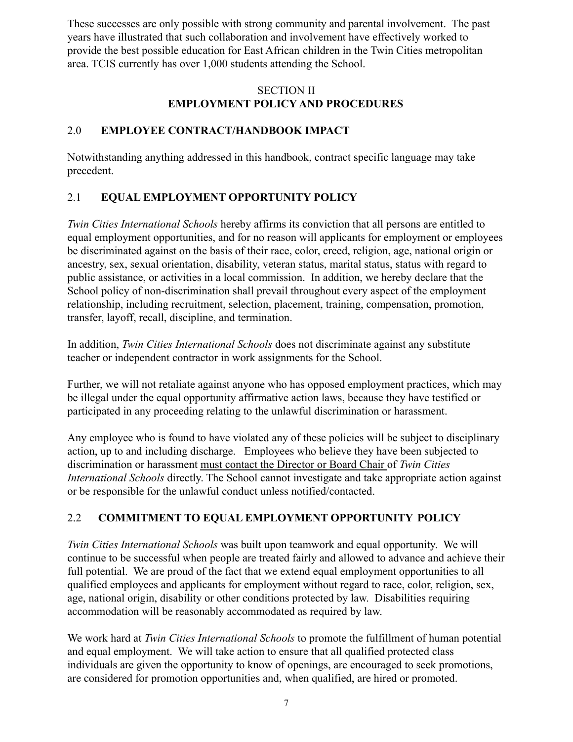These successes are only possible with strong community and parental involvement. The past years have illustrated that such collaboration and involvement have effectively worked to provide the best possible education for East African children in the Twin Cities metropolitan area. TCIS currently has over 1,000 students attending the School.

# SECTION II
# EMPLOYMENT POLICY AND PROCEDURES

## 2.0 EMPLOYEE CONTRACT/HANDBOOK IMPACT

Notwithstanding anything addressed in this handbook, contract specific language may take precedent.

## 2.1 EQUAL EMPLOYMENT OPPORTUNITY POLICY

*Twin Cities International Schools* hereby affirms its conviction that all persons are entitled to equal employment opportunities, and for no reason will applicants for employment or employees be discriminated against on the basis of their race, color, creed, religion, age, national origin or ancestry, sex, sexual orientation, disability, veteran status, marital status, status with regard to public assistance, or activities in a local commission. In addition, we hereby declare that the School policy of non-discrimination shall prevail throughout every aspect of the employment relationship, including recruitment, selection, placement, training, compensation, promotion, transfer, layoff, recall, discipline, and termination.

In addition, *Twin Cities International Schools* does not discriminate against any substitute teacher or independent contractor in work assignments for the School.

Further, we will not retaliate against anyone who has opposed employment practices, which may be illegal under the equal opportunity affirmative action laws, because they have testified or participated in any proceeding relating to the unlawful discrimination or harassment.

Any employee who is found to have violated any of these policies will be subject to disciplinary action, up to and including discharge. Employees who believe they have been subjected to discrimination or harassment <u>must contact the Director or Board Chair</u> of *Twin Cities International Schools* directly. The School cannot investigate and take appropriate action against or be responsible for the unlawful conduct unless notified/contacted.

## 2.2 COMMITMENT TO EQUAL EMPLOYMENT OPPORTUNITY POLICY

*Twin Cities International Schools* was built upon teamwork and equal opportunity. We will continue to be successful when people are treated fairly and allowed to advance and achieve their full potential. We are proud of the fact that we extend equal employment opportunities to all qualified employees and applicants for employment without regard to race, color, religion, sex, age, national origin, disability or other conditions protected by law. Disabilities requiring accommodation will be reasonably accommodated as required by law.

We work hard at *Twin Cities International Schools* to promote the fulfillment of human potential and equal employment. We will take action to ensure that all qualified protected class individuals are given the opportunity to know of openings, are encouraged to seek promotions, are considered for promotion opportunities and, when qualified, are hired or promoted.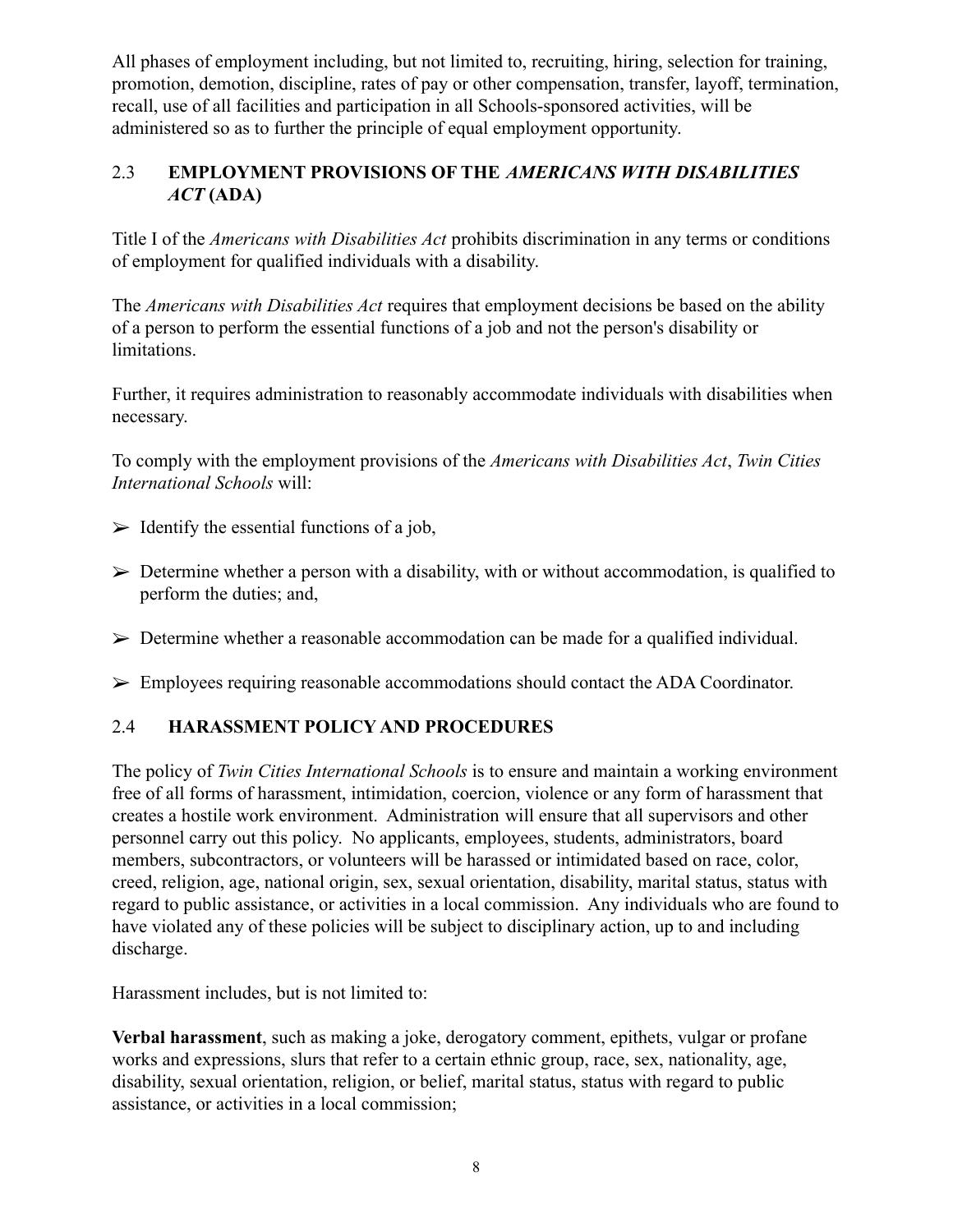All phases of employment including, but not limited to, recruiting, hiring, selection for training, promotion, demotion, discipline, rates of pay or other compensation, transfer, layoff, termination, recall, use of all facilities and participation in all Schools-sponsored activities, will be administered so as to further the principle of equal employment opportunity.

## 2.3 EMPLOYMENT PROVISIONS OF THE *AMERICANS WITH DISABILITIES ACT* (ADA)

Title I of the *Americans with Disabilities Act* prohibits discrimination in any terms or conditions of employment for qualified individuals with a disability.

The *Americans with Disabilities Act* requires that employment decisions be based on the ability of a person to perform the essential functions of a job and not the person's disability or limitations.

Further, it requires administration to reasonably accommodate individuals with disabilities when necessary.

To comply with the employment provisions of the *Americans with Disabilities Act*, *Twin Cities International Schools* will:

- Identify the essential functions of a job,
- Determine whether a person with a disability, with or without accommodation, is qualified to perform the duties; and,
- Determine whether a reasonable accommodation can be made for a qualified individual.
- Employees requiring reasonable accommodations should contact the ADA Coordinator.

## 2.4 HARASSMENT POLICY AND PROCEDURES

The policy of *Twin Cities International Schools* is to ensure and maintain a working environment free of all forms of harassment, intimidation, coercion, violence or any form of harassment that creates a hostile work environment. Administration will ensure that all supervisors and other personnel carry out this policy. No applicants, employees, students, administrators, board members, subcontractors, or volunteers will be harassed or intimidated based on race, color, creed, religion, age, national origin, sex, sexual orientation, disability, marital status, status with regard to public assistance, or activities in a local commission. Any individuals who are found to have violated any of these policies will be subject to disciplinary action, up to and including discharge.

Harassment includes, but is not limited to:

**Verbal harassment**, such as making a joke, derogatory comment, epithets, vulgar or profane works and expressions, slurs that refer to a certain ethnic group, race, sex, nationality, age, disability, sexual orientation, religion, or belief, marital status, status with regard to public assistance, or activities in a local commission;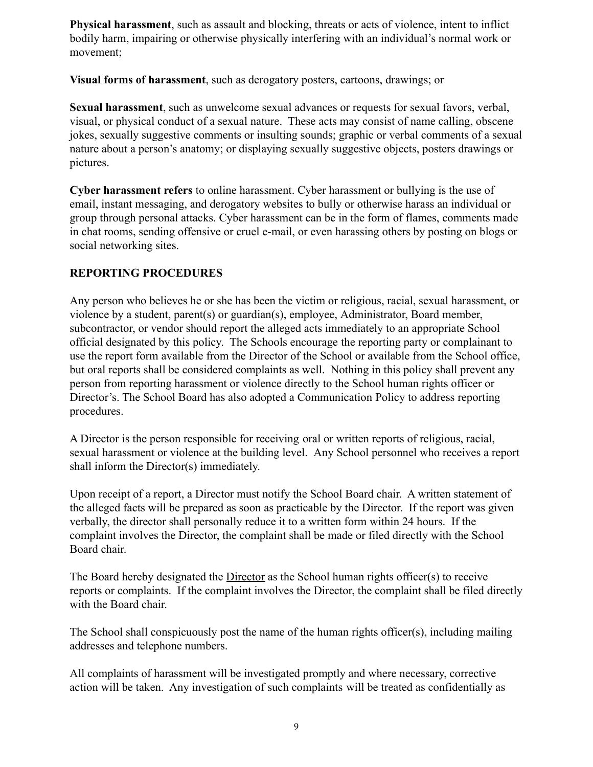**Physical harassment**, such as assault and blocking, threats or acts of violence, intent to inflict bodily harm, impairing or otherwise physically interfering with an individual's normal work or movement;

**Visual forms of harassment**, such as derogatory posters, cartoons, drawings; or

**Sexual harassment**, such as unwelcome sexual advances or requests for sexual favors, verbal, visual, or physical conduct of a sexual nature. These acts may consist of name calling, obscene jokes, sexually suggestive comments or insulting sounds; graphic or verbal comments of a sexual nature about a person's anatomy; or displaying sexually suggestive objects, posters drawings or pictures.

**Cyber harassment refers** to online harassment. Cyber harassment or bullying is the use of email, instant messaging, and derogatory websites to bully or otherwise harass an individual or group through personal attacks. Cyber harassment can be in the form of flames, comments made in chat rooms, sending offensive or cruel e-mail, or even harassing others by posting on blogs or social networking sites.

## REPORTING PROCEDURES

Any person who believes he or she has been the victim or religious, racial, sexual harassment, or violence by a student, parent(s) or guardian(s), employee, Administrator, Board member, subcontractor, or vendor should report the alleged acts immediately to an appropriate School official designated by this policy. The Schools encourage the reporting party or complainant to use the report form available from the Director of the School or available from the School office, but oral reports shall be considered complaints as well. Nothing in this policy shall prevent any person from reporting harassment or violence directly to the School human rights officer or Director's. The School Board has also adopted a Communication Policy to address reporting procedures.

A Director is the person responsible for receiving oral or written reports of religious, racial, sexual harassment or violence at the building level. Any School personnel who receives a report shall inform the Director(s) immediately.

Upon receipt of a report, a Director must notify the School Board chair. A written statement of the alleged facts will be prepared as soon as practicable by the Director. If the report was given verbally, the director shall personally reduce it to a written form within 24 hours. If the complaint involves the Director, the complaint shall be made or filed directly with the School Board chair.

The Board hereby designated the Director as the School human rights officer(s) to receive reports or complaints. If the complaint involves the Director, the complaint shall be filed directly with the Board chair.

The School shall conspicuously post the name of the human rights officer(s), including mailing addresses and telephone numbers.

All complaints of harassment will be investigated promptly and where necessary, corrective action will be taken. Any investigation of such complaints will be treated as confidentially as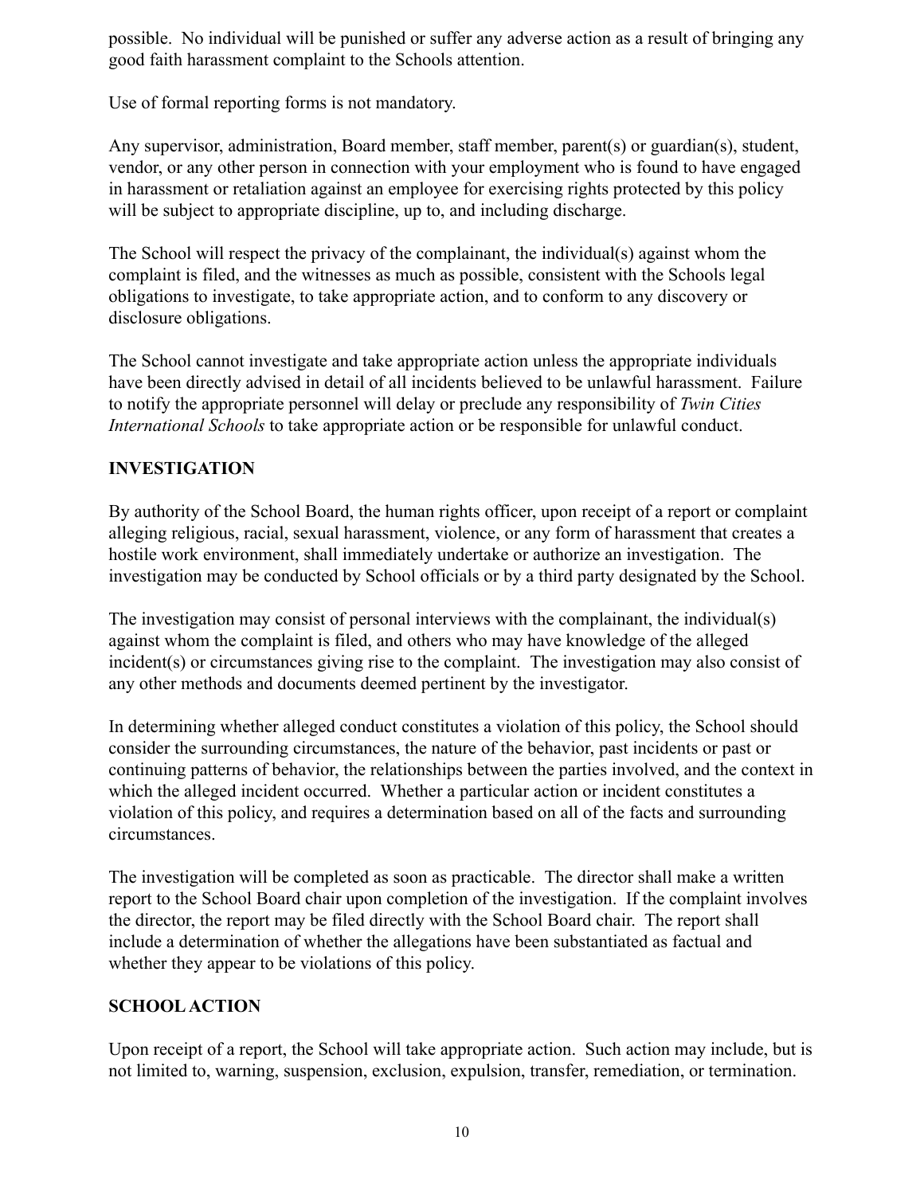possible. No individual will be punished or suffer any adverse action as a result of bringing any good faith harassment complaint to the Schools attention.

Use of formal reporting forms is not mandatory.

Any supervisor, administration, Board member, staff member, parent(s) or guardian(s), student, vendor, or any other person in connection with your employment who is found to have engaged in harassment or retaliation against an employee for exercising rights protected by this policy will be subject to appropriate discipline, up to, and including discharge.

The School will respect the privacy of the complainant, the individual(s) against whom the complaint is filed, and the witnesses as much as possible, consistent with the Schools legal obligations to investigate, to take appropriate action, and to conform to any discovery or disclosure obligations.

The School cannot investigate and take appropriate action unless the appropriate individuals have been directly advised in detail of all incidents believed to be unlawful harassment. Failure to notify the appropriate personnel will delay or preclude any responsibility of *Twin Cities International Schools* to take appropriate action or be responsible for unlawful conduct.

**INVESTIGATION**

By authority of the School Board, the human rights officer, upon receipt of a report or complaint alleging religious, racial, sexual harassment, violence, or any form of harassment that creates a hostile work environment, shall immediately undertake or authorize an investigation. The investigation may be conducted by School officials or by a third party designated by the School.

The investigation may consist of personal interviews with the complainant, the individual(s) against whom the complaint is filed, and others who may have knowledge of the alleged incident(s) or circumstances giving rise to the complaint. The investigation may also consist of any other methods and documents deemed pertinent by the investigator.

In determining whether alleged conduct constitutes a violation of this policy, the School should consider the surrounding circumstances, the nature of the behavior, past incidents or past or continuing patterns of behavior, the relationships between the parties involved, and the context in which the alleged incident occurred. Whether a particular action or incident constitutes a violation of this policy, and requires a determination based on all of the facts and surrounding circumstances.

The investigation will be completed as soon as practicable. The director shall make a written report to the School Board chair upon completion of the investigation. If the complaint involves the director, the report may be filed directly with the School Board chair. The report shall include a determination of whether the allegations have been substantiated as factual and whether they appear to be violations of this policy.

**SCHOOL ACTION**

Upon receipt of a report, the School will take appropriate action. Such action may include, but is not limited to, warning, suspension, exclusion, expulsion, transfer, remediation, or termination.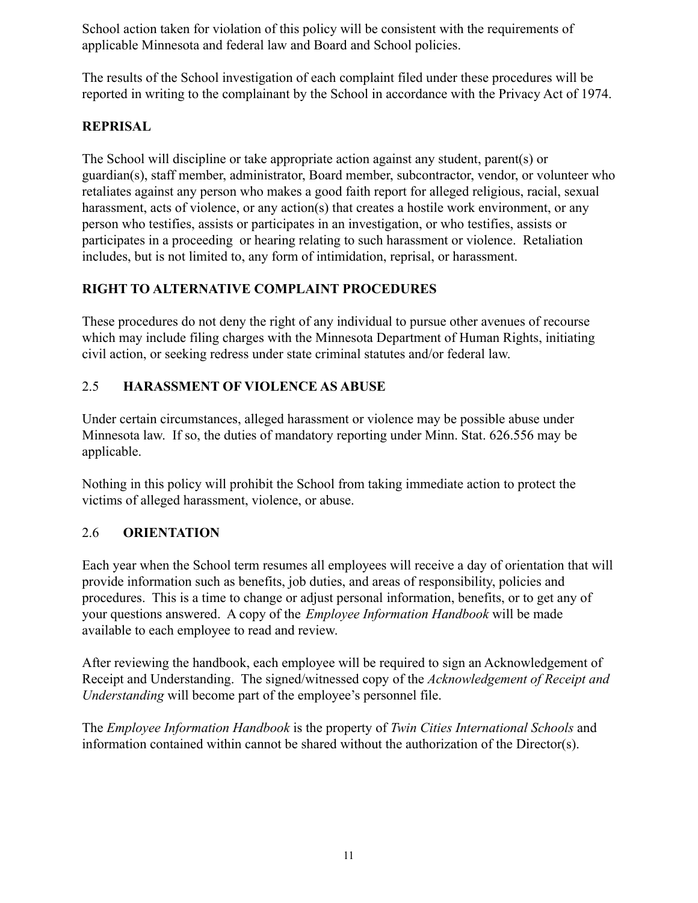School action taken for violation of this policy will be consistent with the requirements of applicable Minnesota and federal law and Board and School policies.

The results of the School investigation of each complaint filed under these procedures will be reported in writing to the complainant by the School in accordance with the Privacy Act of 1974.

**REPRISAL**

The School will discipline or take appropriate action against any student, parent(s) or guardian(s), staff member, administrator, Board member, subcontractor, vendor, or volunteer who retaliates against any person who makes a good faith report for alleged religious, racial, sexual harassment, acts of violence, or any action(s) that creates a hostile work environment, or any person who testifies, assists or participates in an investigation, or who testifies, assists or participates in a proceeding or hearing relating to such harassment or violence. Retaliation includes, but is not limited to, any form of intimidation, reprisal, or harassment.

**RIGHT TO ALTERNATIVE COMPLAINT PROCEDURES**

These procedures do not deny the right of any individual to pursue other avenues of recourse which may include filing charges with the Minnesota Department of Human Rights, initiating civil action, or seeking redress under state criminal statutes and/or federal law.

## 2.5 **HARASSMENT OF VIOLENCE AS ABUSE**

Under certain circumstances, alleged harassment or violence may be possible abuse under Minnesota law. If so, the duties of mandatory reporting under Minn. Stat. 626.556 may be applicable.

Nothing in this policy will prohibit the School from taking immediate action to protect the victims of alleged harassment, violence, or abuse.

## 2.6 **ORIENTATION**

Each year when the School term resumes all employees will receive a day of orientation that will provide information such as benefits, job duties, and areas of responsibility, policies and procedures. This is a time to change or adjust personal information, benefits, or to get any of your questions answered. A copy of the *Employee Information Handbook* will be made available to each employee to read and review.

After reviewing the handbook, each employee will be required to sign an Acknowledgement of Receipt and Understanding. The signed/witnessed copy of the *Acknowledgement of Receipt and Understanding* will become part of the employee's personnel file.

The *Employee Information Handbook* is the property of *Twin Cities International Schools* and information contained within cannot be shared without the authorization of the Director(s).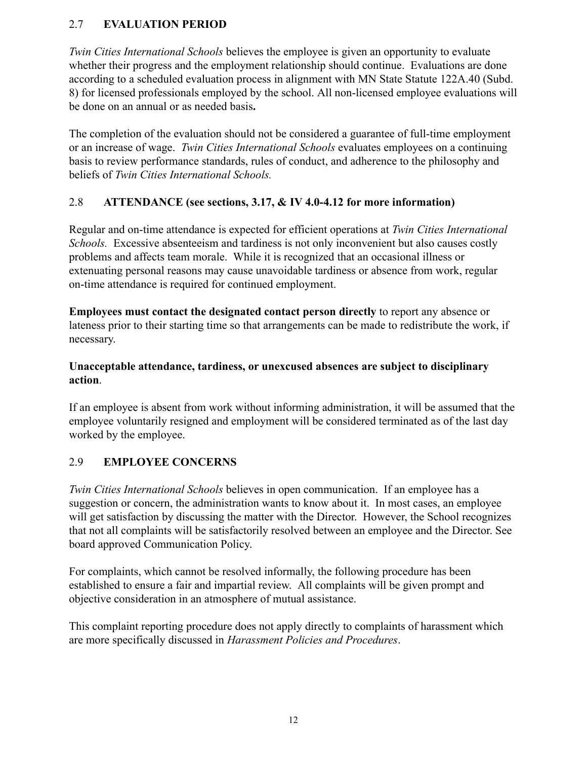## 2.7 EVALUATION PERIOD

*Twin Cities International Schools* believes the employee is given an opportunity to evaluate whether their progress and the employment relationship should continue. Evaluations are done according to a scheduled evaluation process in alignment with MN State Statute 122A.40 (Subd. 8) for licensed professionals employed by the school. All non-licensed employee evaluations will be done on an annual or as needed basis**.**

The completion of the evaluation should not be considered a guarantee of full-time employment or an increase of wage. *Twin Cities International Schools* evaluates employees on a continuing basis to review performance standards, rules of conduct, and adherence to the philosophy and beliefs of *Twin Cities International Schools.*

## 2.8 ATTENDANCE (see sections, 3.17, & IV 4.0-4.12 for more information)

Regular and on-time attendance is expected for efficient operations at *Twin Cities International Schools.* Excessive absenteeism and tardiness is not only inconvenient but also causes costly problems and affects team morale. While it is recognized that an occasional illness or extenuating personal reasons may cause unavoidable tardiness or absence from work, regular on-time attendance is required for continued employment.

**Employees must contact the designated contact person directly** to report any absence or lateness prior to their starting time so that arrangements can be made to redistribute the work, if necessary.

**Unacceptable attendance, tardiness, or unexcused absences are subject to disciplinary action**.

If an employee is absent from work without informing administration, it will be assumed that the employee voluntarily resigned and employment will be considered terminated as of the last day worked by the employee.

## 2.9 EMPLOYEE CONCERNS

*Twin Cities International Schools* believes in open communication. If an employee has a suggestion or concern, the administration wants to know about it. In most cases, an employee will get satisfaction by discussing the matter with the Director. However, the School recognizes that not all complaints will be satisfactorily resolved between an employee and the Director. See board approved Communication Policy.

For complaints, which cannot be resolved informally, the following procedure has been established to ensure a fair and impartial review. All complaints will be given prompt and objective consideration in an atmosphere of mutual assistance.

This complaint reporting procedure does not apply directly to complaints of harassment which are more specifically discussed in *Harassment Policies and Procedures*.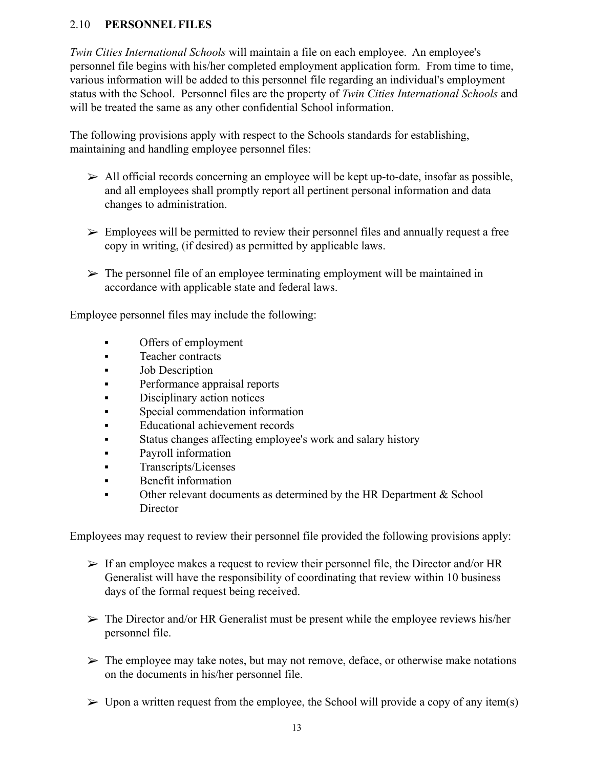## 2.10 **PERSONNEL FILES**

*Twin Cities International Schools* will maintain a file on each employee. An employee's personnel file begins with his/her completed employment application form. From time to time, various information will be added to this personnel file regarding an individual's employment status with the School. Personnel files are the property of *Twin Cities International Schools* and will be treated the same as any other confidential School information.

The following provisions apply with respect to the Schools standards for establishing, maintaining and handling employee personnel files:

- ➢ All official records concerning an employee will be kept up-to-date, insofar as possible, and all employees shall promptly report all pertinent personal information and data changes to administration.
- ➢ Employees will be permitted to review their personnel files and annually request a free copy in writing, (if desired) as permitted by applicable laws.
- ➢ The personnel file of an employee terminating employment will be maintained in accordance with applicable state and federal laws.

Employee personnel files may include the following:

- Offers of employment
- Teacher contracts
- Job Description
- Performance appraisal reports
- Disciplinary action notices
- Special commendation information
- Educational achievement records
- Status changes affecting employee's work and salary history
- Payroll information
- Transcripts/Licenses
- Benefit information
- Other relevant documents as determined by the HR Department & School Director

Employees may request to review their personnel file provided the following provisions apply:

- ➢ If an employee makes a request to review their personnel file, the Director and/or HR Generalist will have the responsibility of coordinating that review within 10 business days of the formal request being received.
- ➢ The Director and/or HR Generalist must be present while the employee reviews his/her personnel file.
- ➢ The employee may take notes, but may not remove, deface, or otherwise make notations on the documents in his/her personnel file.
- ➢ Upon a written request from the employee, the School will provide a copy of any item(s)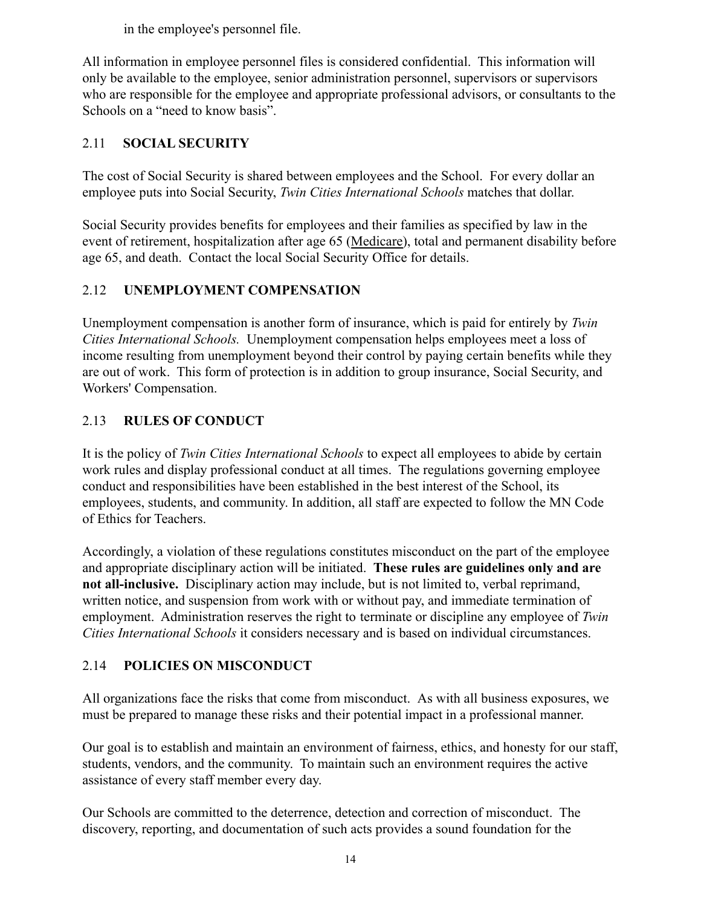in the employee's personnel file.

All information in employee personnel files is considered confidential. This information will only be available to the employee, senior administration personnel, supervisors or supervisors who are responsible for the employee and appropriate professional advisors, or consultants to the Schools on a "need to know basis".

## 2.11 SOCIAL SECURITY

The cost of Social Security is shared between employees and the School. For every dollar an employee puts into Social Security, *Twin Cities International Schools* matches that dollar.

Social Security provides benefits for employees and their families as specified by law in the event of retirement, hospitalization after age 65 (Medicare), total and permanent disability before age 65, and death. Contact the local Social Security Office for details.

## 2.12 UNEMPLOYMENT COMPENSATION

Unemployment compensation is another form of insurance, which is paid for entirely by *Twin Cities International Schools.* Unemployment compensation helps employees meet a loss of income resulting from unemployment beyond their control by paying certain benefits while they are out of work. This form of protection is in addition to group insurance, Social Security, and Workers' Compensation.

## 2.13 RULES OF CONDUCT

It is the policy of *Twin Cities International Schools* to expect all employees to abide by certain work rules and display professional conduct at all times. The regulations governing employee conduct and responsibilities have been established in the best interest of the School, its employees, students, and community. In addition, all staff are expected to follow the MN Code of Ethics for Teachers.

Accordingly, a violation of these regulations constitutes misconduct on the part of the employee and appropriate disciplinary action will be initiated. **These rules are guidelines only and are not all-inclusive.** Disciplinary action may include, but is not limited to, verbal reprimand, written notice, and suspension from work with or without pay, and immediate termination of employment. Administration reserves the right to terminate or discipline any employee of *Twin Cities International Schools* it considers necessary and is based on individual circumstances.

## 2.14 POLICIES ON MISCONDUCT

All organizations face the risks that come from misconduct. As with all business exposures, we must be prepared to manage these risks and their potential impact in a professional manner.

Our goal is to establish and maintain an environment of fairness, ethics, and honesty for our staff, students, vendors, and the community. To maintain such an environment requires the active assistance of every staff member every day.

Our Schools are committed to the deterrence, detection and correction of misconduct. The discovery, reporting, and documentation of such acts provides a sound foundation for the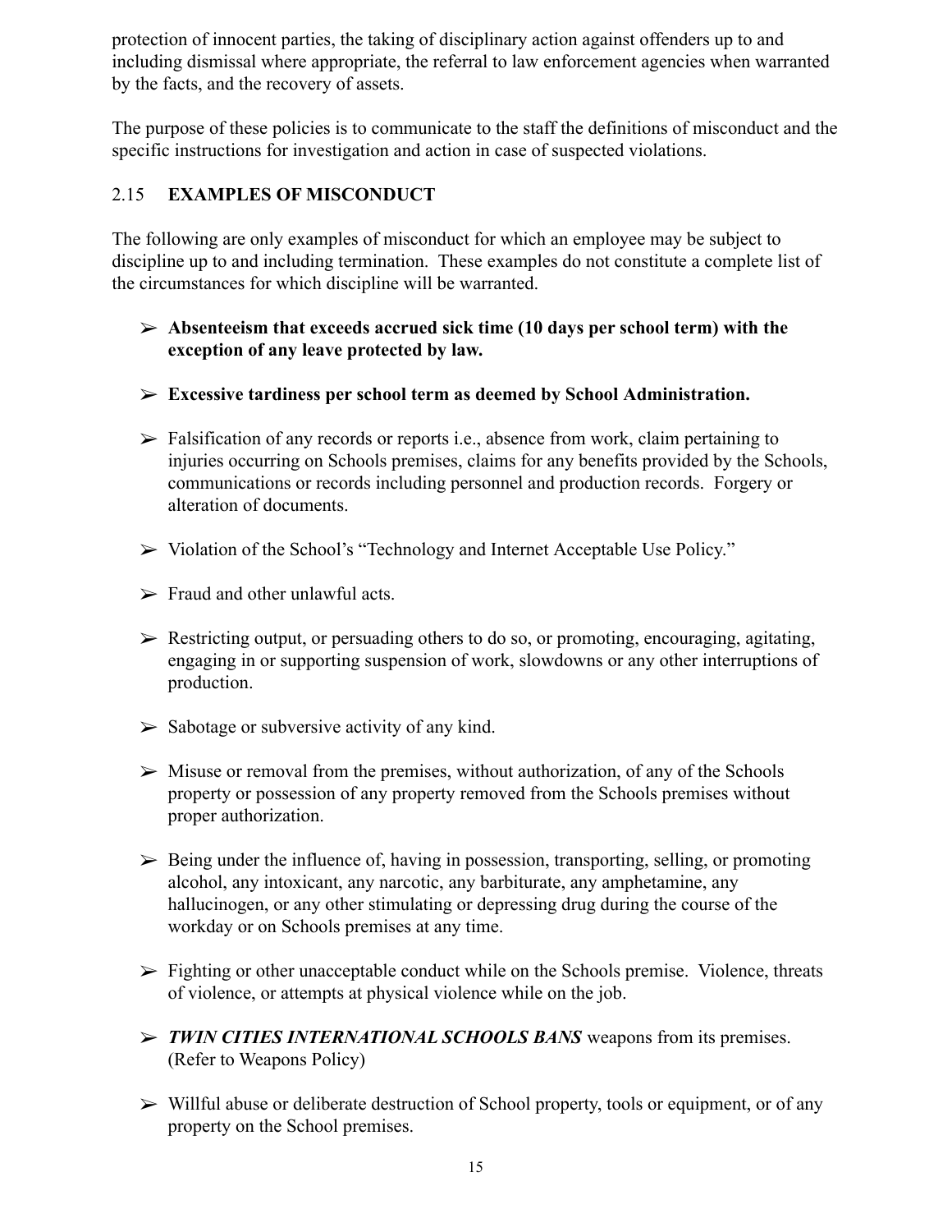protection of innocent parties, the taking of disciplinary action against offenders up to and including dismissal where appropriate, the referral to law enforcement agencies when warranted by the facts, and the recovery of assets.

The purpose of these policies is to communicate to the staff the definitions of misconduct and the specific instructions for investigation and action in case of suspected violations.

## 2.15 EXAMPLES OF MISCONDUCT

The following are only examples of misconduct for which an employee may be subject to discipline up to and including termination. These examples do not constitute a complete list of the circumstances for which discipline will be warranted.

- **Absenteeism that exceeds accrued sick time (10 days per school term) with the exception of any leave protected by law.**
- **Excessive tardiness per school term as deemed by School Administration.**
- Falsification of any records or reports i.e., absence from work, claim pertaining to injuries occurring on Schools premises, claims for any benefits provided by the Schools, communications or records including personnel and production records. Forgery or alteration of documents.
- Violation of the School's "Technology and Internet Acceptable Use Policy."
- Fraud and other unlawful acts.
- Restricting output, or persuading others to do so, or promoting, encouraging, agitating, engaging in or supporting suspension of work, slowdowns or any other interruptions of production.
- Sabotage or subversive activity of any kind.
- Misuse or removal from the premises, without authorization, of any of the Schools property or possession of any property removed from the Schools premises without proper authorization.
- Being under the influence of, having in possession, transporting, selling, or promoting alcohol, any intoxicant, any narcotic, any barbiturate, any amphetamine, any hallucinogen, or any other stimulating or depressing drug during the course of the workday or on Schools premises at any time.
- Fighting or other unacceptable conduct while on the Schools premise. Violence, threats of violence, or attempts at physical violence while on the job.
- ***TWIN CITIES INTERNATIONAL SCHOOLS BANS*** weapons from its premises. (Refer to Weapons Policy)
- Willful abuse or deliberate destruction of School property, tools or equipment, or of any property on the School premises.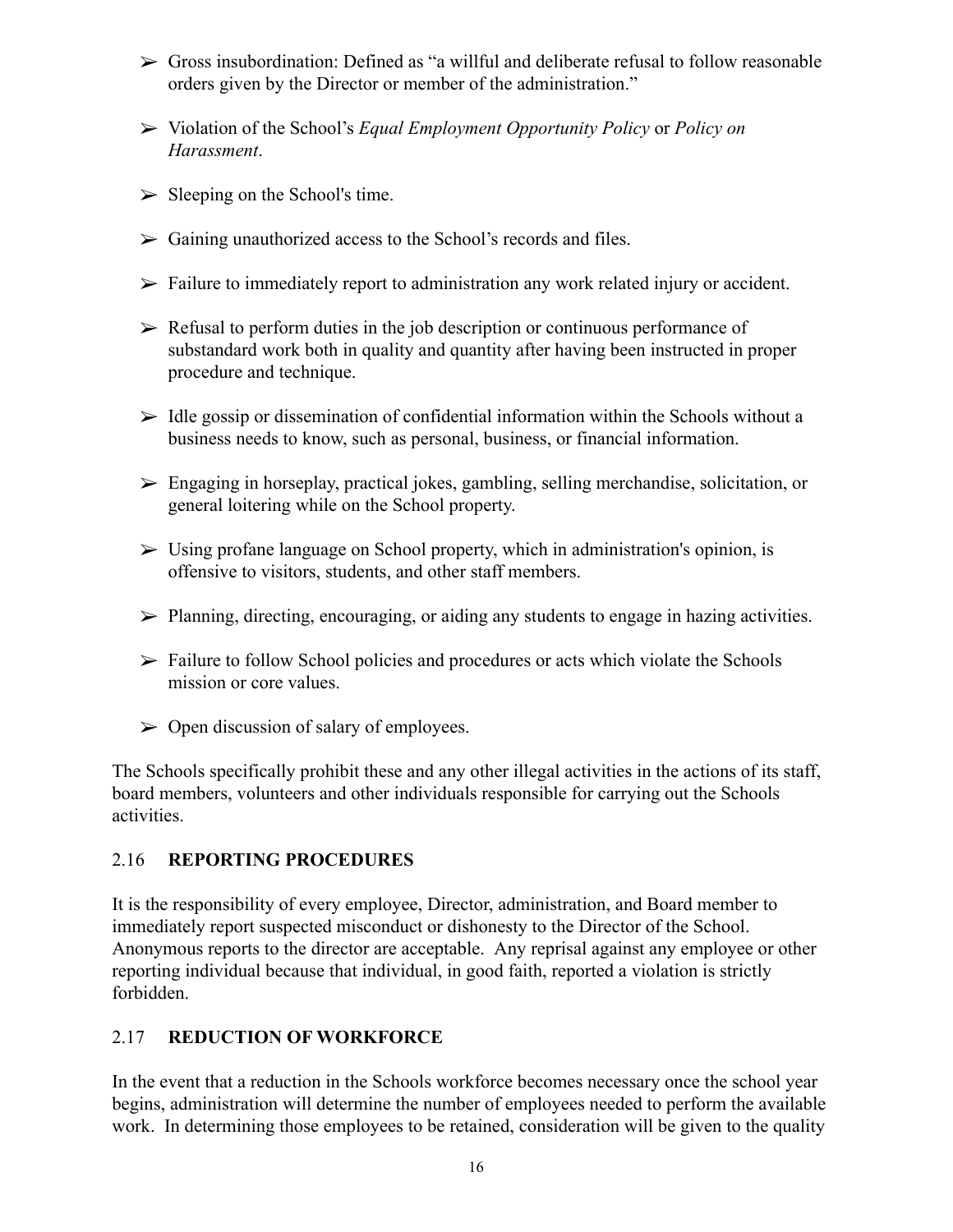- Gross insubordination: Defined as "a willful and deliberate refusal to follow reasonable orders given by the Director or member of the administration."

- Violation of the School's *Equal Employment Opportunity Policy* or *Policy on Harassment*.

- Sleeping on the School's time.

- Gaining unauthorized access to the School's records and files.

- Failure to immediately report to administration any work related injury or accident.

- Refusal to perform duties in the job description or continuous performance of substandard work both in quality and quantity after having been instructed in proper procedure and technique.

- Idle gossip or dissemination of confidential information within the Schools without a business needs to know, such as personal, business, or financial information.

- Engaging in horseplay, practical jokes, gambling, selling merchandise, solicitation, or general loitering while on the School property.

- Using profane language on School property, which in administration's opinion, is offensive to visitors, students, and other staff members.

- Planning, directing, encouraging, or aiding any students to engage in hazing activities.

- Failure to follow School policies and procedures or acts which violate the Schools mission or core values.

- Open discussion of salary of employees.

The Schools specifically prohibit these and any other illegal activities in the actions of its staff, board members, volunteers and other individuals responsible for carrying out the Schools activities.

## 2.16 REPORTING PROCEDURES

It is the responsibility of every employee, Director, administration, and Board member to immediately report suspected misconduct or dishonesty to the Director of the School. Anonymous reports to the director are acceptable. Any reprisal against any employee or other reporting individual because that individual, in good faith, reported a violation is strictly forbidden.

## 2.17 REDUCTION OF WORKFORCE

In the event that a reduction in the Schools workforce becomes necessary once the school year begins, administration will determine the number of employees needed to perform the available work. In determining those employees to be retained, consideration will be given to the quality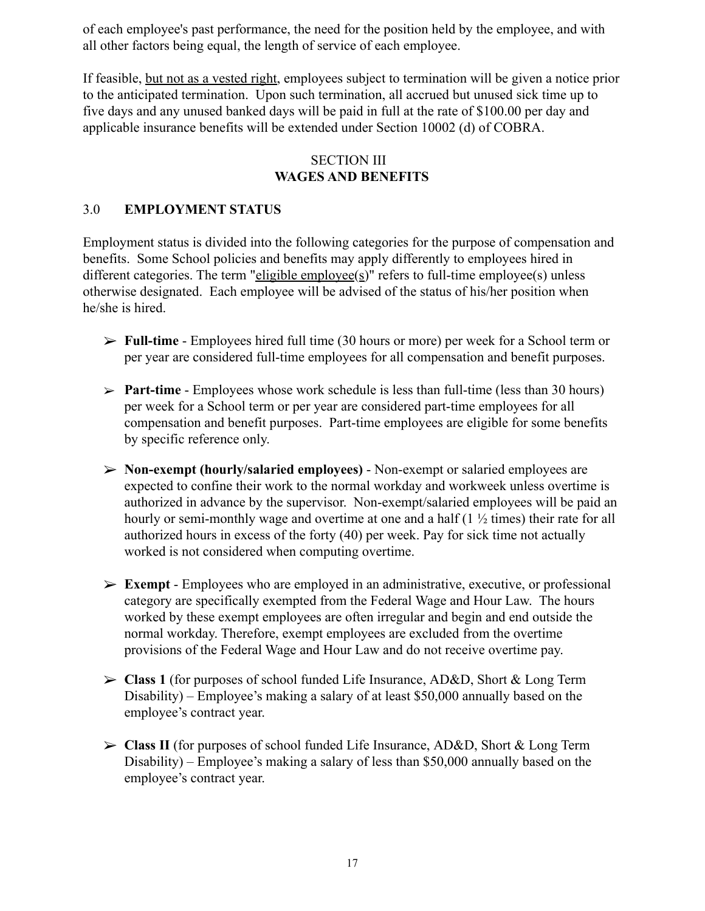of each employee's past performance, the need for the position held by the employee, and with all other factors being equal, the length of service of each employee.

If feasible, <u>but not as a vested right</u>, employees subject to termination will be given a notice prior to the anticipated termination. Upon such termination, all accrued but unused sick time up to five days and any unused banked days will be paid in full at the rate of $100.00 per day and applicable insurance benefits will be extended under Section 10002 (d) of COBRA.

## SECTION III
## WAGES AND BENEFITS

### 3.0 EMPLOYMENT STATUS

Employment status is divided into the following categories for the purpose of compensation and benefits. Some School policies and benefits may apply differently to employees hired in different categories. The term "<u>eligible employee(s)</u>" refers to full-time employee(s) unless otherwise designated. Each employee will be advised of the status of his/her position when he/she is hired.

- **Full-time** - Employees hired full time (30 hours or more) per week for a School term or per year are considered full-time employees for all compensation and benefit purposes.

- **Part-time** - Employees whose work schedule is less than full-time (less than 30 hours) per week for a School term or per year are considered part-time employees for all compensation and benefit purposes. Part-time employees are eligible for some benefits by specific reference only.

- **Non-exempt (hourly/salaried employees)** - Non-exempt or salaried employees are expected to confine their work to the normal workday and workweek unless overtime is authorized in advance by the supervisor. Non-exempt/salaried employees will be paid an hourly or semi-monthly wage and overtime at one and a half (1 ½ times) their rate for all authorized hours in excess of the forty (40) per week. Pay for sick time not actually worked is not considered when computing overtime.

- **Exempt** - Employees who are employed in an administrative, executive, or professional category are specifically exempted from the Federal Wage and Hour Law. The hours worked by these exempt employees are often irregular and begin and end outside the normal workday. Therefore, exempt employees are excluded from the overtime provisions of the Federal Wage and Hour Law and do not receive overtime pay.

- **Class 1** (for purposes of school funded Life Insurance, AD&D, Short & Long Term Disability) – Employee's making a salary of at least $50,000 annually based on the employee's contract year.

- **Class II** (for purposes of school funded Life Insurance, AD&D, Short & Long Term Disability) – Employee's making a salary of less than $50,000 annually based on the employee's contract year.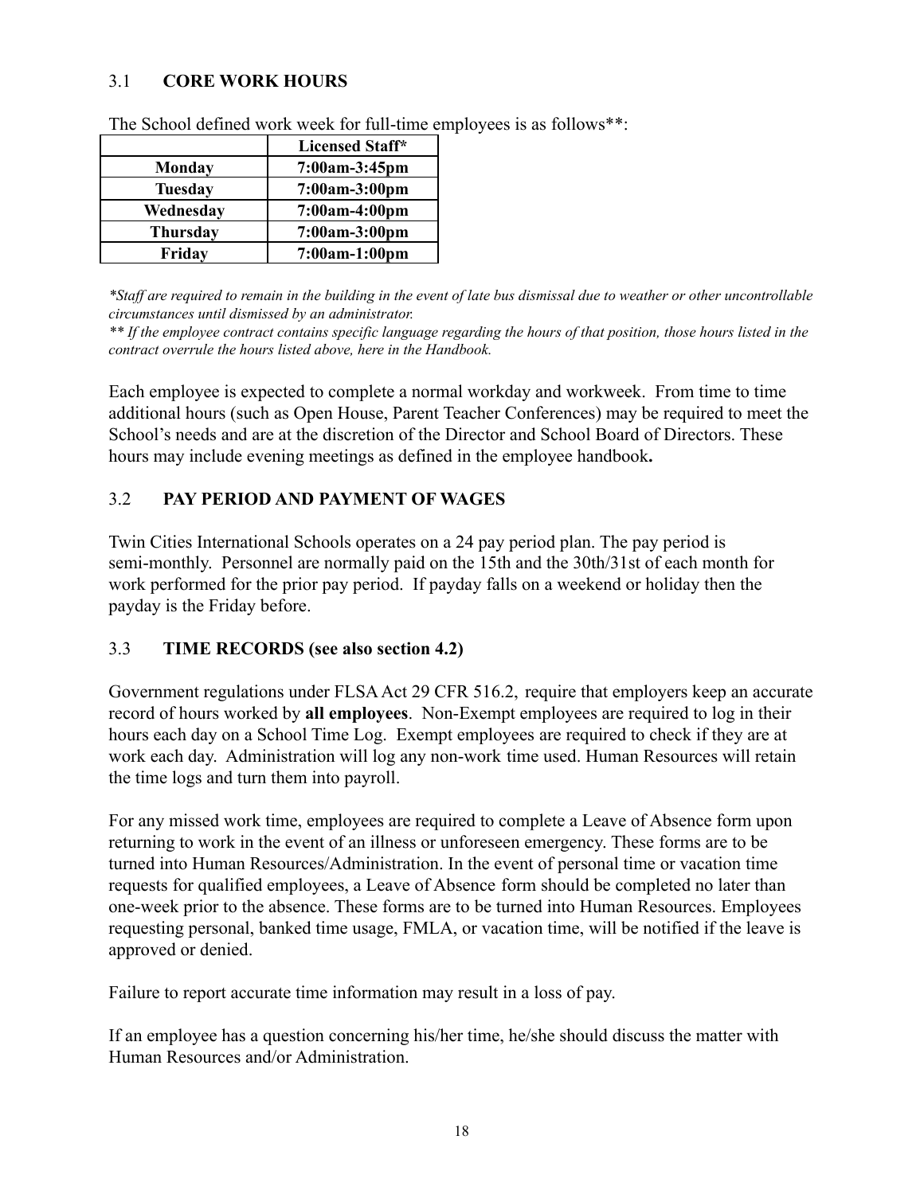## 3.1 **CORE WORK HOURS**

The School defined work week for full-time employees is as follows**:

| | Licensed Staff* |
|---|---|
| **Monday** | **7:00am-3:45pm** |
| **Tuesday** | **7:00am-3:00pm** |
| **Wednesday** | **7:00am-4:00pm** |
| **Thursday** | **7:00am-3:00pm** |
| **Friday** | **7:00am-1:00pm** |

*\*Staff are required to remain in the building in the event of late bus dismissal due to weather or other uncontrollable circumstances until dismissed by an administrator.*
*\*\* If the employee contract contains specific language regarding the hours of that position, those hours listed in the contract overrule the hours listed above, here in the Handbook.*

Each employee is expected to complete a normal workday and workweek. From time to time additional hours (such as Open House, Parent Teacher Conferences) may be required to meet the School's needs and are at the discretion of the Director and School Board of Directors. These hours may include evening meetings as defined in the employee handbook**.**

## 3.2 **PAY PERIOD AND PAYMENT OF WAGES**

Twin Cities International Schools operates on a 24 pay period plan. The pay period is semi-monthly. Personnel are normally paid on the 15th and the 30th/31st of each month for work performed for the prior pay period. If payday falls on a weekend or holiday then the payday is the Friday before.

## 3.3 **TIME RECORDS (see also section 4.2)**

Government regulations under FLSA Act 29 CFR 516.2, require that employers keep an accurate record of hours worked by **all employees**. Non-Exempt employees are required to log in their hours each day on a School Time Log. Exempt employees are required to check if they are at work each day. Administration will log any non-work time used. Human Resources will retain the time logs and turn them into payroll.

For any missed work time, employees are required to complete a Leave of Absence form upon returning to work in the event of an illness or unforeseen emergency. These forms are to be turned into Human Resources/Administration. In the event of personal time or vacation time requests for qualified employees, a Leave of Absence form should be completed no later than one-week prior to the absence. These forms are to be turned into Human Resources. Employees requesting personal, banked time usage, FMLA, or vacation time, will be notified if the leave is approved or denied.

Failure to report accurate time information may result in a loss of pay.

If an employee has a question concerning his/her time, he/she should discuss the matter with Human Resources and/or Administration.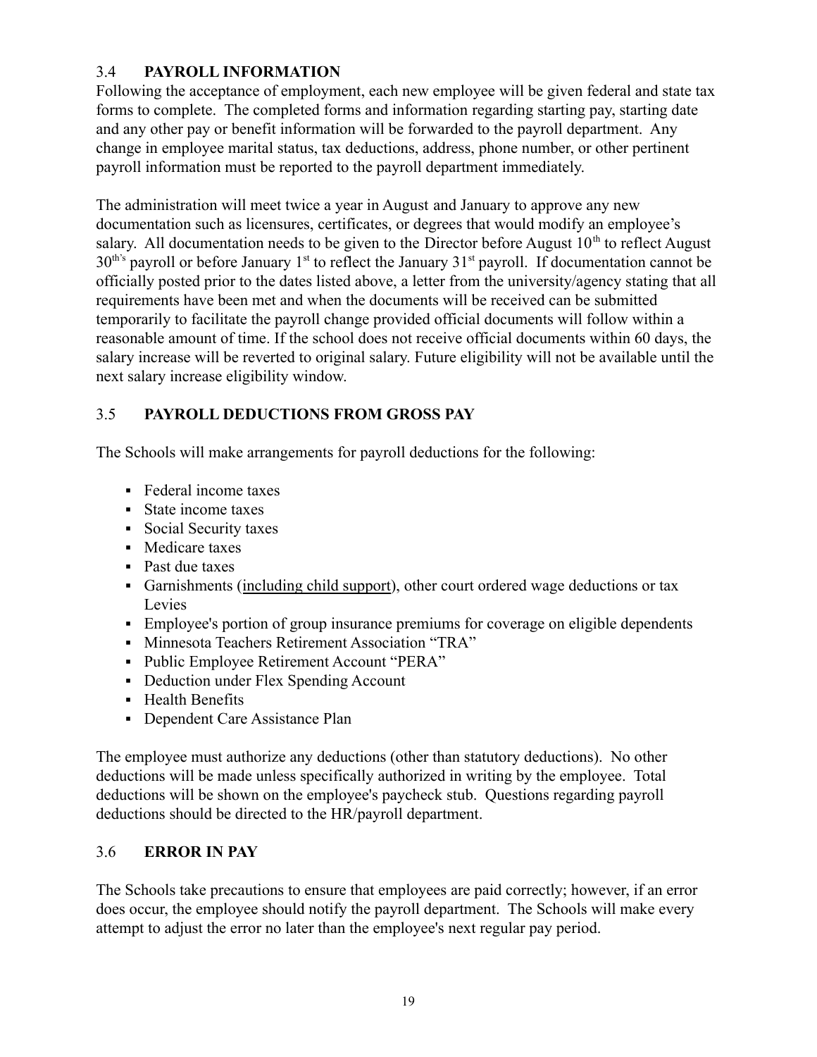## 3.4 PAYROLL INFORMATION

Following the acceptance of employment, each new employee will be given federal and state tax forms to complete. The completed forms and information regarding starting pay, starting date and any other pay or benefit information will be forwarded to the payroll department. Any change in employee marital status, tax deductions, address, phone number, or other pertinent payroll information must be reported to the payroll department immediately.

The administration will meet twice a year in August and January to approve any new documentation such as licensures, certificates, or degrees that would modify an employee's salary. All documentation needs to be given to the Director before August 10th to reflect August 30th's payroll or before January 1st to reflect the January 31st payroll. If documentation cannot be officially posted prior to the dates listed above, a letter from the university/agency stating that all requirements have been met and when the documents will be received can be submitted temporarily to facilitate the payroll change provided official documents will follow within a reasonable amount of time. If the school does not receive official documents within 60 days, the salary increase will be reverted to original salary. Future eligibility will not be available until the next salary increase eligibility window.

## 3.5 PAYROLL DEDUCTIONS FROM GROSS PAY

The Schools will make arrangements for payroll deductions for the following:

- Federal income taxes
- State income taxes
- Social Security taxes
- Medicare taxes
- Past due taxes
- Garnishments (including child support), other court ordered wage deductions or tax Levies
- Employee's portion of group insurance premiums for coverage on eligible dependents
- Minnesota Teachers Retirement Association "TRA"
- Public Employee Retirement Account "PERA"
- Deduction under Flex Spending Account
- Health Benefits
- Dependent Care Assistance Plan

The employee must authorize any deductions (other than statutory deductions). No other deductions will be made unless specifically authorized in writing by the employee. Total deductions will be shown on the employee's paycheck stub. Questions regarding payroll deductions should be directed to the HR/payroll department.

## 3.6 ERROR IN PAY

The Schools take precautions to ensure that employees are paid correctly; however, if an error does occur, the employee should notify the payroll department. The Schools will make every attempt to adjust the error no later than the employee's next regular pay period.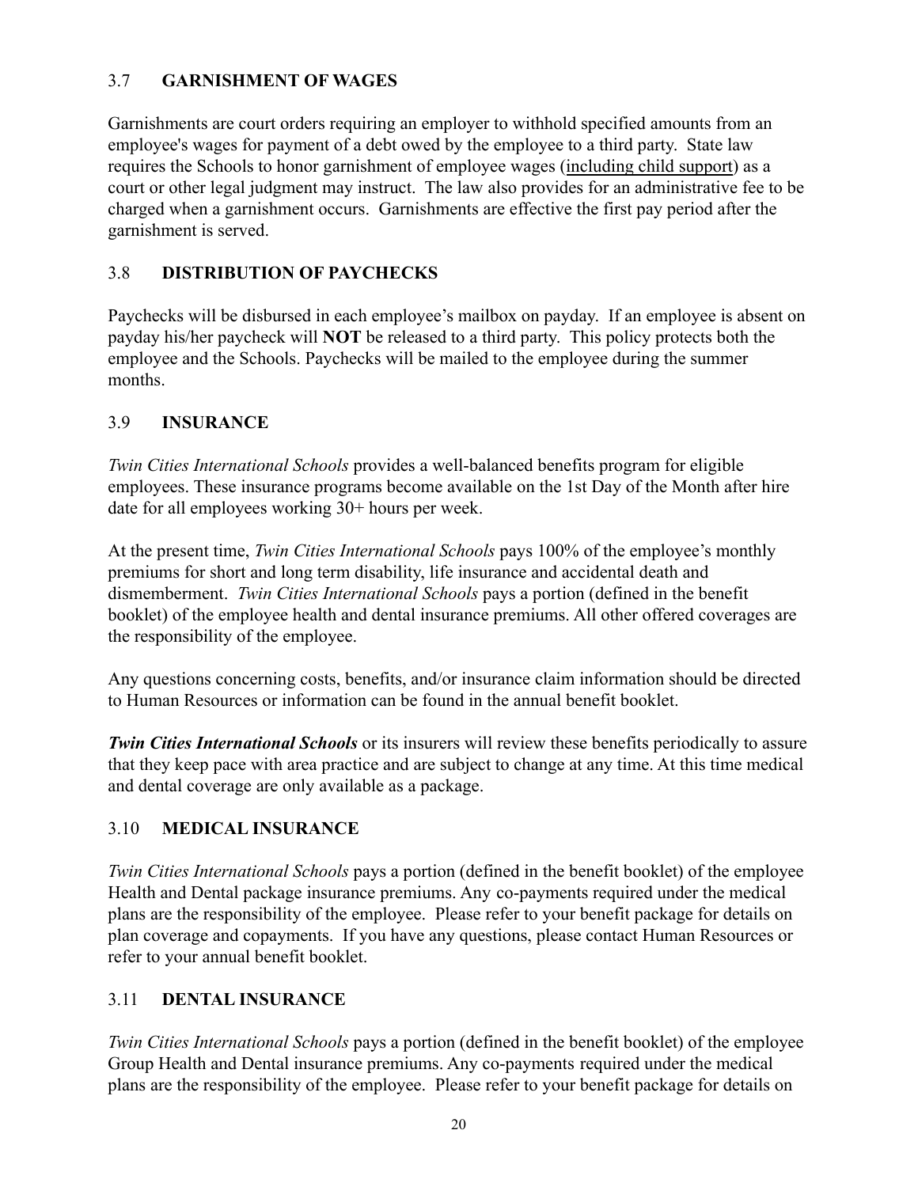## 3.7 GARNISHMENT OF WAGES

Garnishments are court orders requiring an employer to withhold specified amounts from an employee's wages for payment of a debt owed by the employee to a third party. State law requires the Schools to honor garnishment of employee wages (<u>including child support</u>) as a court or other legal judgment may instruct. The law also provides for an administrative fee to be charged when a garnishment occurs. Garnishments are effective the first pay period after the garnishment is served.

## 3.8 DISTRIBUTION OF PAYCHECKS

Paychecks will be disbursed in each employee's mailbox on payday. If an employee is absent on payday his/her paycheck will **NOT** be released to a third party. This policy protects both the employee and the Schools. Paychecks will be mailed to the employee during the summer months.

## 3.9 INSURANCE

*Twin Cities International Schools* provides a well-balanced benefits program for eligible employees. These insurance programs become available on the 1st Day of the Month after hire date for all employees working 30+ hours per week.

At the present time, *Twin Cities International Schools* pays 100% of the employee's monthly premiums for short and long term disability, life insurance and accidental death and dismemberment. *Twin Cities International Schools* pays a portion (defined in the benefit booklet) of the employee health and dental insurance premiums. All other offered coverages are the responsibility of the employee.

Any questions concerning costs, benefits, and/or insurance claim information should be directed to Human Resources or information can be found in the annual benefit booklet.

***Twin Cities International Schools*** or its insurers will review these benefits periodically to assure that they keep pace with area practice and are subject to change at any time. At this time medical and dental coverage are only available as a package.

## 3.10 MEDICAL INSURANCE

*Twin Cities International Schools* pays a portion (defined in the benefit booklet) of the employee Health and Dental package insurance premiums. Any co-payments required under the medical plans are the responsibility of the employee. Please refer to your benefit package for details on plan coverage and copayments. If you have any questions, please contact Human Resources or refer to your annual benefit booklet.

## 3.11 DENTAL INSURANCE

*Twin Cities International Schools* pays a portion (defined in the benefit booklet) of the employee Group Health and Dental insurance premiums. Any co-payments required under the medical plans are the responsibility of the employee. Please refer to your benefit package for details on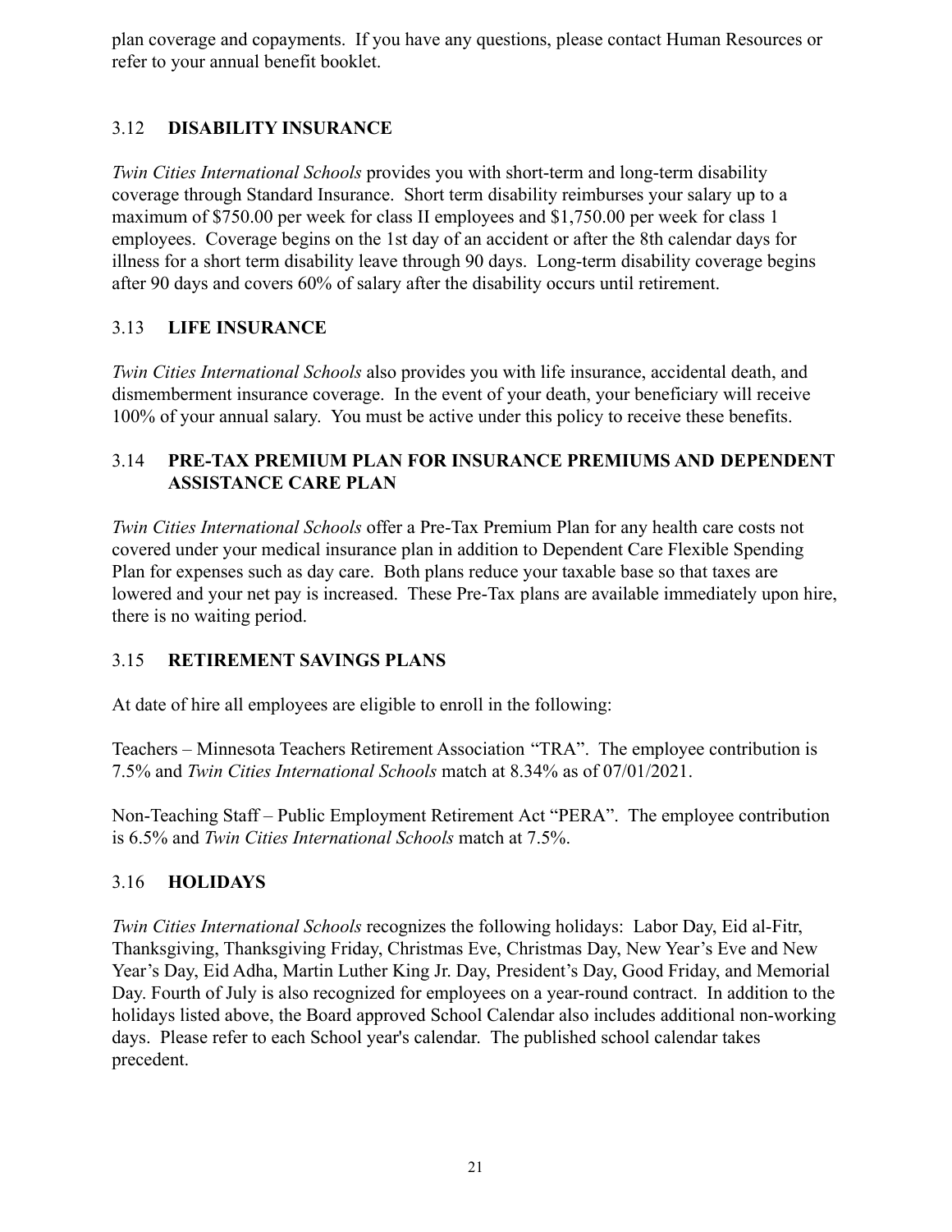plan coverage and copayments. If you have any questions, please contact Human Resources or refer to your annual benefit booklet.

## 3.12 DISABILITY INSURANCE

*Twin Cities International Schools* provides you with short-term and long-term disability coverage through Standard Insurance. Short term disability reimburses your salary up to a maximum of $750.00 per week for class II employees and $1,750.00 per week for class 1 employees. Coverage begins on the 1st day of an accident or after the 8th calendar days for illness for a short term disability leave through 90 days. Long-term disability coverage begins after 90 days and covers 60% of salary after the disability occurs until retirement.

## 3.13 LIFE INSURANCE

*Twin Cities International Schools* also provides you with life insurance, accidental death, and dismemberment insurance coverage. In the event of your death, your beneficiary will receive 100% of your annual salary. You must be active under this policy to receive these benefits.

## 3.14 PRE-TAX PREMIUM PLAN FOR INSURANCE PREMIUMS AND DEPENDENT ASSISTANCE CARE PLAN

*Twin Cities International Schools* offer a Pre-Tax Premium Plan for any health care costs not covered under your medical insurance plan in addition to Dependent Care Flexible Spending Plan for expenses such as day care. Both plans reduce your taxable base so that taxes are lowered and your net pay is increased. These Pre-Tax plans are available immediately upon hire, there is no waiting period.

## 3.15 RETIREMENT SAVINGS PLANS

At date of hire all employees are eligible to enroll in the following:

Teachers – Minnesota Teachers Retirement Association "TRA". The employee contribution is 7.5% and *Twin Cities International Schools* match at 8.34% as of 07/01/2021.

Non-Teaching Staff – Public Employment Retirement Act "PERA". The employee contribution is 6.5% and *Twin Cities International Schools* match at 7.5%.

## 3.16 HOLIDAYS

*Twin Cities International Schools* recognizes the following holidays: Labor Day, Eid al-Fitr, Thanksgiving, Thanksgiving Friday, Christmas Eve, Christmas Day, New Year's Eve and New Year's Day, Eid Adha, Martin Luther King Jr. Day, President's Day, Good Friday, and Memorial Day. Fourth of July is also recognized for employees on a year-round contract. In addition to the holidays listed above, the Board approved School Calendar also includes additional non-working days. Please refer to each School year's calendar. The published school calendar takes precedent.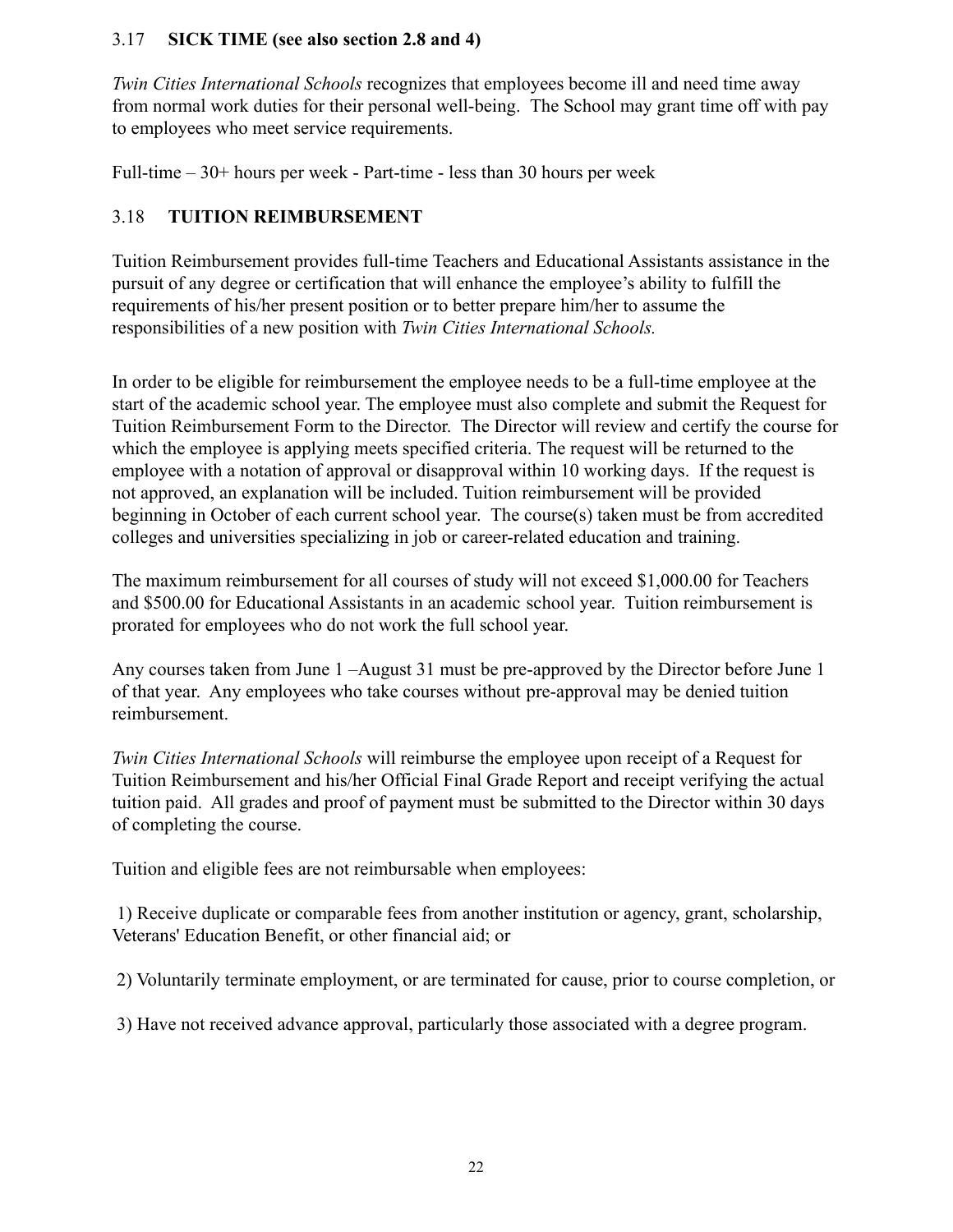## 3.17 **SICK TIME (see also section 2.8 and 4)**

*Twin Cities International Schools* recognizes that employees become ill and need time away from normal work duties for their personal well-being. The School may grant time off with pay to employees who meet service requirements.

Full-time – 30+ hours per week - Part-time - less than 30 hours per week

## 3.18 **TUITION REIMBURSEMENT**

Tuition Reimbursement provides full-time Teachers and Educational Assistants assistance in the pursuit of any degree or certification that will enhance the employee's ability to fulfill the requirements of his/her present position or to better prepare him/her to assume the responsibilities of a new position with *Twin Cities International Schools.*

In order to be eligible for reimbursement the employee needs to be a full-time employee at the start of the academic school year. The employee must also complete and submit the Request for Tuition Reimbursement Form to the Director. The Director will review and certify the course for which the employee is applying meets specified criteria. The request will be returned to the employee with a notation of approval or disapproval within 10 working days. If the request is not approved, an explanation will be included. Tuition reimbursement will be provided beginning in October of each current school year. The course(s) taken must be from accredited colleges and universities specializing in job or career-related education and training.

The maximum reimbursement for all courses of study will not exceed $1,000.00 for Teachers and $500.00 for Educational Assistants in an academic school year. Tuition reimbursement is prorated for employees who do not work the full school year.

Any courses taken from June 1 –August 31 must be pre-approved by the Director before June 1 of that year. Any employees who take courses without pre-approval may be denied tuition reimbursement.

*Twin Cities International Schools* will reimburse the employee upon receipt of a Request for Tuition Reimbursement and his/her Official Final Grade Report and receipt verifying the actual tuition paid. All grades and proof of payment must be submitted to the Director within 30 days of completing the course.

Tuition and eligible fees are not reimbursable when employees:

1) Receive duplicate or comparable fees from another institution or agency, grant, scholarship, Veterans' Education Benefit, or other financial aid; or

2) Voluntarily terminate employment, or are terminated for cause, prior to course completion, or

3) Have not received advance approval, particularly those associated with a degree program.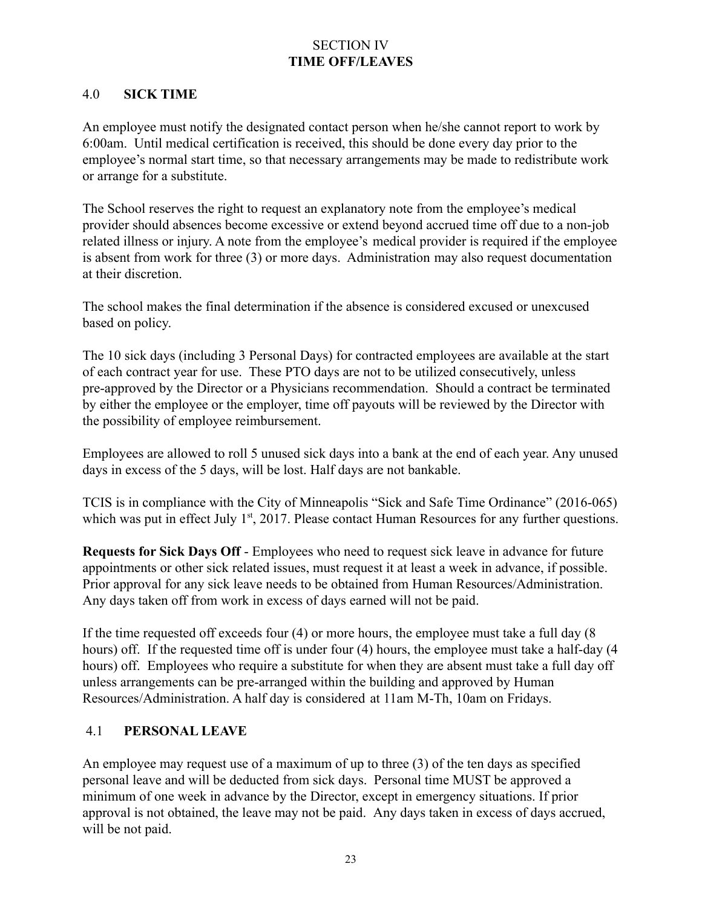# SECTION IV
# TIME OFF/LEAVES

## 4.0 SICK TIME

An employee must notify the designated contact person when he/she cannot report to work by 6:00am. Until medical certification is received, this should be done every day prior to the employee's normal start time, so that necessary arrangements may be made to redistribute work or arrange for a substitute.

The School reserves the right to request an explanatory note from the employee's medical provider should absences become excessive or extend beyond accrued time off due to a non-job related illness or injury. A note from the employee's medical provider is required if the employee is absent from work for three (3) or more days. Administration may also request documentation at their discretion.

The school makes the final determination if the absence is considered excused or unexcused based on policy.

The 10 sick days (including 3 Personal Days) for contracted employees are available at the start of each contract year for use. These PTO days are not to be utilized consecutively, unless pre-approved by the Director or a Physicians recommendation. Should a contract be terminated by either the employee or the employer, time off payouts will be reviewed by the Director with the possibility of employee reimbursement.

Employees are allowed to roll 5 unused sick days into a bank at the end of each year. Any unused days in excess of the 5 days, will be lost. Half days are not bankable.

TCIS is in compliance with the City of Minneapolis "Sick and Safe Time Ordinance" (2016-065) which was put in effect July 1st, 2017. Please contact Human Resources for any further questions.

**Requests for Sick Days Off** - Employees who need to request sick leave in advance for future appointments or other sick related issues, must request it at least a week in advance, if possible. Prior approval for any sick leave needs to be obtained from Human Resources/Administration. Any days taken off from work in excess of days earned will not be paid.

If the time requested off exceeds four (4) or more hours, the employee must take a full day (8 hours) off. If the requested time off is under four (4) hours, the employee must take a half-day (4 hours) off. Employees who require a substitute for when they are absent must take a full day off unless arrangements can be pre-arranged within the building and approved by Human Resources/Administration. A half day is considered at 11am M-Th, 10am on Fridays.

## 4.1 PERSONAL LEAVE

An employee may request use of a maximum of up to three (3) of the ten days as specified personal leave and will be deducted from sick days. Personal time MUST be approved a minimum of one week in advance by the Director, except in emergency situations. If prior approval is not obtained, the leave may not be paid. Any days taken in excess of days accrued, will be not paid.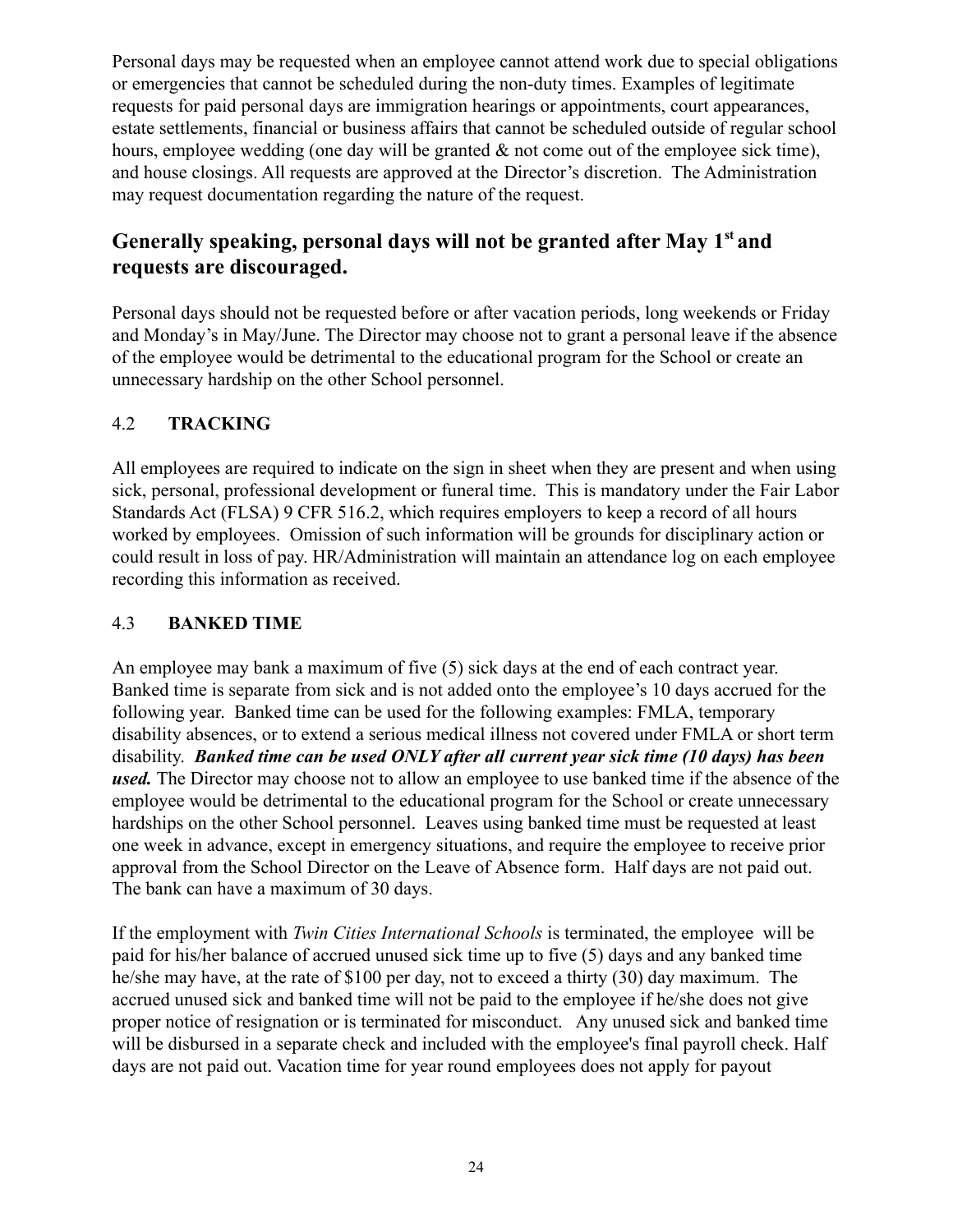Personal days may be requested when an employee cannot attend work due to special obligations or emergencies that cannot be scheduled during the non-duty times. Examples of legitimate requests for paid personal days are immigration hearings or appointments, court appearances, estate settlements, financial or business affairs that cannot be scheduled outside of regular school hours, employee wedding (one day will be granted & not come out of the employee sick time), and house closings. All requests are approved at the Director's discretion. The Administration may request documentation regarding the nature of the request.

## Generally speaking, personal days will not be granted after May 1st and requests are discouraged.

Personal days should not be requested before or after vacation periods, long weekends or Friday and Monday's in May/June. The Director may choose not to grant a personal leave if the absence of the employee would be detrimental to the educational program for the School or create an unnecessary hardship on the other School personnel.

### 4.2 TRACKING

All employees are required to indicate on the sign in sheet when they are present and when using sick, personal, professional development or funeral time. This is mandatory under the Fair Labor Standards Act (FLSA) 9 CFR 516.2, which requires employers to keep a record of all hours worked by employees. Omission of such information will be grounds for disciplinary action or could result in loss of pay. HR/Administration will maintain an attendance log on each employee recording this information as received.

### 4.3 BANKED TIME

An employee may bank a maximum of five (5) sick days at the end of each contract year. Banked time is separate from sick and is not added onto the employee's 10 days accrued for the following year. Banked time can be used for the following examples: FMLA, temporary disability absences, or to extend a serious medical illness not covered under FMLA or short term disability. ***Banked time can be used ONLY after all current year sick time (10 days) has been used.*** The Director may choose not to allow an employee to use banked time if the absence of the employee would be detrimental to the educational program for the School or create unnecessary hardships on the other School personnel. Leaves using banked time must be requested at least one week in advance, except in emergency situations, and require the employee to receive prior approval from the School Director on the Leave of Absence form. Half days are not paid out. The bank can have a maximum of 30 days.

If the employment with *Twin Cities International Schools* is terminated, the employee will be paid for his/her balance of accrued unused sick time up to five (5) days and any banked time he/she may have, at the rate of $100 per day, not to exceed a thirty (30) day maximum. The accrued unused sick and banked time will not be paid to the employee if he/she does not give proper notice of resignation or is terminated for misconduct. Any unused sick and banked time will be disbursed in a separate check and included with the employee's final payroll check. Half days are not paid out. Vacation time for year round employees does not apply for payout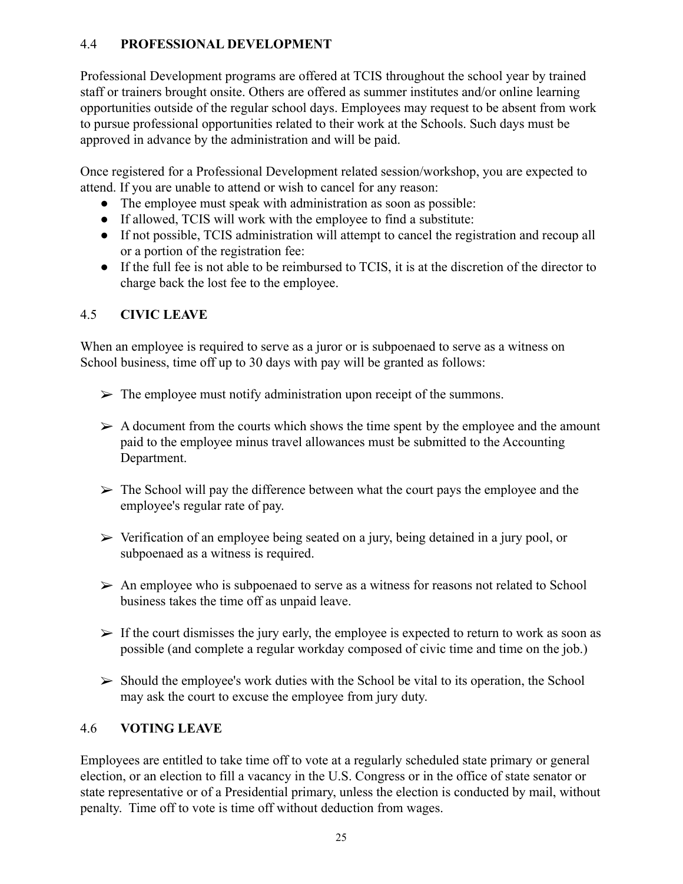## 4.4 PROFESSIONAL DEVELOPMENT

Professional Development programs are offered at TCIS throughout the school year by trained staff or trainers brought onsite. Others are offered as summer institutes and/or online learning opportunities outside of the regular school days. Employees may request to be absent from work to pursue professional opportunities related to their work at the Schools. Such days must be approved in advance by the administration and will be paid.

Once registered for a Professional Development related session/workshop, you are expected to attend. If you are unable to attend or wish to cancel for any reason:

- The employee must speak with administration as soon as possible:
- If allowed, TCIS will work with the employee to find a substitute:
- If not possible, TCIS administration will attempt to cancel the registration and recoup all or a portion of the registration fee:
- If the full fee is not able to be reimbursed to TCIS, it is at the discretion of the director to charge back the lost fee to the employee.

## 4.5 CIVIC LEAVE

When an employee is required to serve as a juror or is subpoenaed to serve as a witness on School business, time off up to 30 days with pay will be granted as follows:

- ➢ The employee must notify administration upon receipt of the summons.
- ➢ A document from the courts which shows the time spent by the employee and the amount paid to the employee minus travel allowances must be submitted to the Accounting Department.
- ➢ The School will pay the difference between what the court pays the employee and the employee's regular rate of pay.
- ➢ Verification of an employee being seated on a jury, being detained in a jury pool, or subpoenaed as a witness is required.
- ➢ An employee who is subpoenaed to serve as a witness for reasons not related to School business takes the time off as unpaid leave.
- ➢ If the court dismisses the jury early, the employee is expected to return to work as soon as possible (and complete a regular workday composed of civic time and time on the job.)
- ➢ Should the employee's work duties with the School be vital to its operation, the School may ask the court to excuse the employee from jury duty.

## 4.6 VOTING LEAVE

Employees are entitled to take time off to vote at a regularly scheduled state primary or general election, or an election to fill a vacancy in the U.S. Congress or in the office of state senator or state representative or of a Presidential primary, unless the election is conducted by mail, without penalty. Time off to vote is time off without deduction from wages.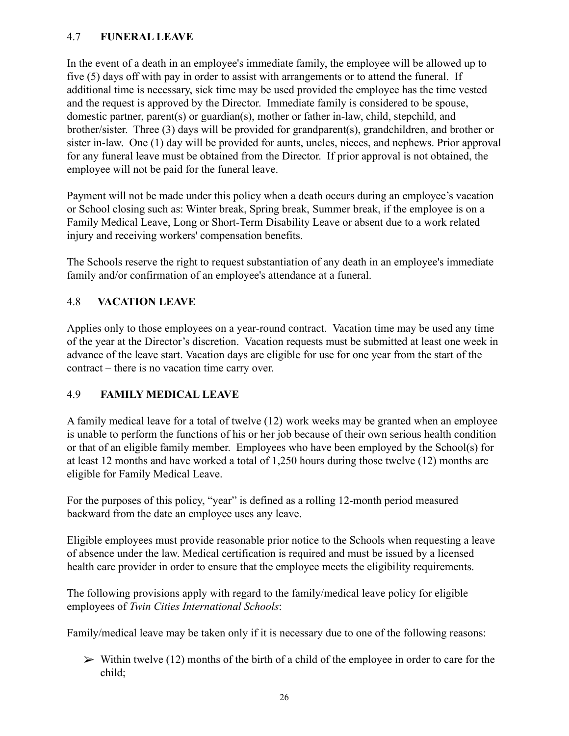## 4.7 **FUNERAL LEAVE**

In the event of a death in an employee's immediate family, the employee will be allowed up to five (5) days off with pay in order to assist with arrangements or to attend the funeral. If additional time is necessary, sick time may be used provided the employee has the time vested and the request is approved by the Director. Immediate family is considered to be spouse, domestic partner, parent(s) or guardian(s), mother or father in-law, child, stepchild, and brother/sister. Three (3) days will be provided for grandparent(s), grandchildren, and brother or sister in-law. One (1) day will be provided for aunts, uncles, nieces, and nephews. Prior approval for any funeral leave must be obtained from the Director. If prior approval is not obtained, the employee will not be paid for the funeral leave.

Payment will not be made under this policy when a death occurs during an employee's vacation or School closing such as: Winter break, Spring break, Summer break, if the employee is on a Family Medical Leave, Long or Short-Term Disability Leave or absent due to a work related injury and receiving workers' compensation benefits.

The Schools reserve the right to request substantiation of any death in an employee's immediate family and/or confirmation of an employee's attendance at a funeral.

## 4.8 **VACATION LEAVE**

Applies only to those employees on a year-round contract. Vacation time may be used any time of the year at the Director's discretion. Vacation requests must be submitted at least one week in advance of the leave start. Vacation days are eligible for use for one year from the start of the contract – there is no vacation time carry over.

## 4.9 **FAMILY MEDICAL LEAVE**

A family medical leave for a total of twelve (12) work weeks may be granted when an employee is unable to perform the functions of his or her job because of their own serious health condition or that of an eligible family member. Employees who have been employed by the School(s) for at least 12 months and have worked a total of 1,250 hours during those twelve (12) months are eligible for Family Medical Leave.

For the purposes of this policy, "year" is defined as a rolling 12-month period measured backward from the date an employee uses any leave.

Eligible employees must provide reasonable prior notice to the Schools when requesting a leave of absence under the law. Medical certification is required and must be issued by a licensed health care provider in order to ensure that the employee meets the eligibility requirements.

The following provisions apply with regard to the family/medical leave policy for eligible employees of *Twin Cities International Schools*:

Family/medical leave may be taken only if it is necessary due to one of the following reasons:

- ➢ Within twelve (12) months of the birth of a child of the employee in order to care for the child;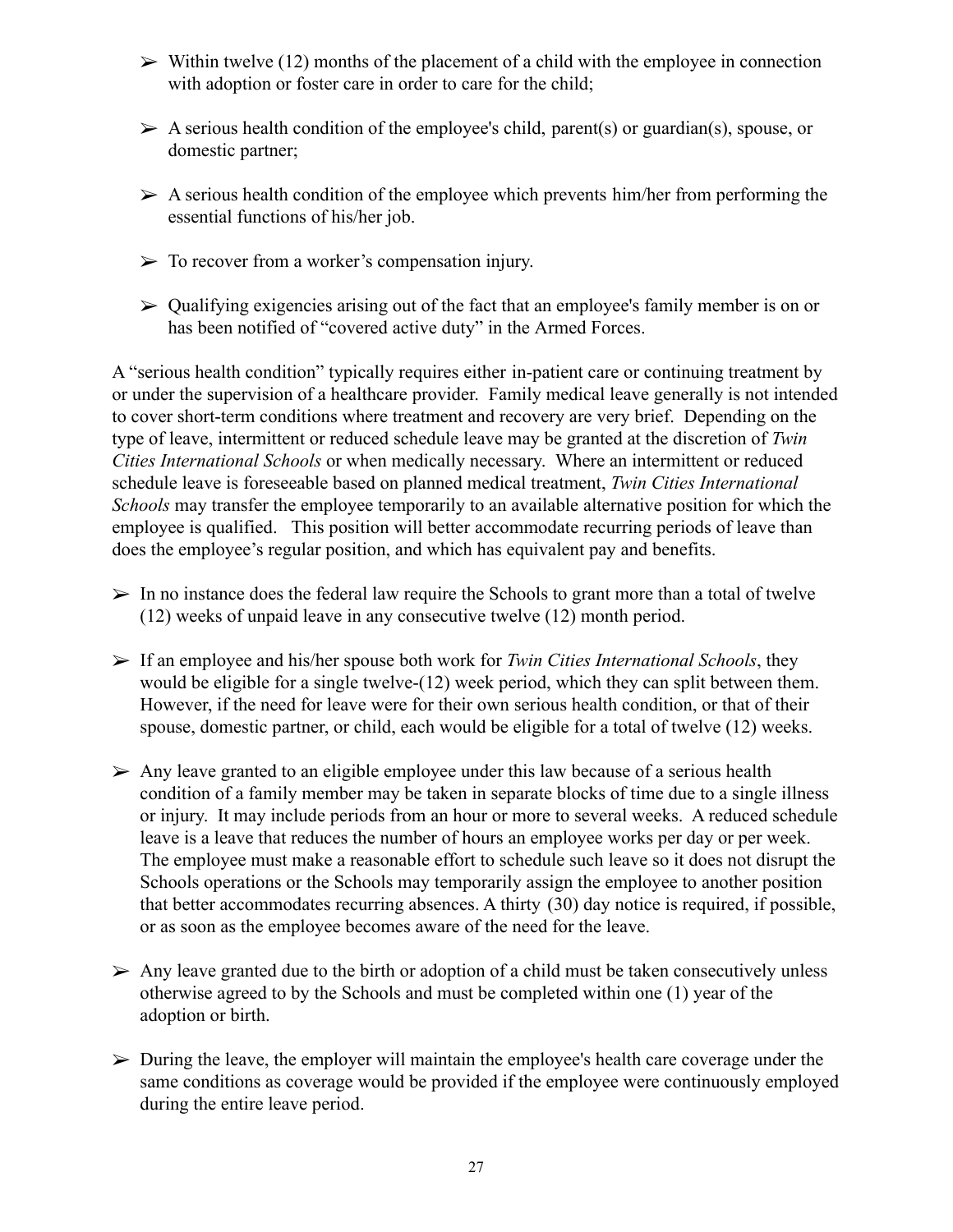- Within twelve (12) months of the placement of a child with the employee in connection with adoption or foster care in order to care for the child;
- A serious health condition of the employee's child, parent(s) or guardian(s), spouse, or domestic partner;
- A serious health condition of the employee which prevents him/her from performing the essential functions of his/her job.
- To recover from a worker's compensation injury.
- Qualifying exigencies arising out of the fact that an employee's family member is on or has been notified of "covered active duty" in the Armed Forces.

A "serious health condition" typically requires either in-patient care or continuing treatment by or under the supervision of a healthcare provider. Family medical leave generally is not intended to cover short-term conditions where treatment and recovery are very brief. Depending on the type of leave, intermittent or reduced schedule leave may be granted at the discretion of *Twin Cities International Schools* or when medically necessary. Where an intermittent or reduced schedule leave is foreseeable based on planned medical treatment, *Twin Cities International Schools* may transfer the employee temporarily to an available alternative position for which the employee is qualified. This position will better accommodate recurring periods of leave than does the employee's regular position, and which has equivalent pay and benefits.

- In no instance does the federal law require the Schools to grant more than a total of twelve (12) weeks of unpaid leave in any consecutive twelve (12) month period.
- If an employee and his/her spouse both work for *Twin Cities International Schools*, they would be eligible for a single twelve-(12) week period, which they can split between them. However, if the need for leave were for their own serious health condition, or that of their spouse, domestic partner, or child, each would be eligible for a total of twelve (12) weeks.
- Any leave granted to an eligible employee under this law because of a serious health condition of a family member may be taken in separate blocks of time due to a single illness or injury. It may include periods from an hour or more to several weeks. A reduced schedule leave is a leave that reduces the number of hours an employee works per day or per week. The employee must make a reasonable effort to schedule such leave so it does not disrupt the Schools operations or the Schools may temporarily assign the employee to another position that better accommodates recurring absences. A thirty (30) day notice is required, if possible, or as soon as the employee becomes aware of the need for the leave.
- Any leave granted due to the birth or adoption of a child must be taken consecutively unless otherwise agreed to by the Schools and must be completed within one (1) year of the adoption or birth.
- During the leave, the employer will maintain the employee's health care coverage under the same conditions as coverage would be provided if the employee were continuously employed during the entire leave period.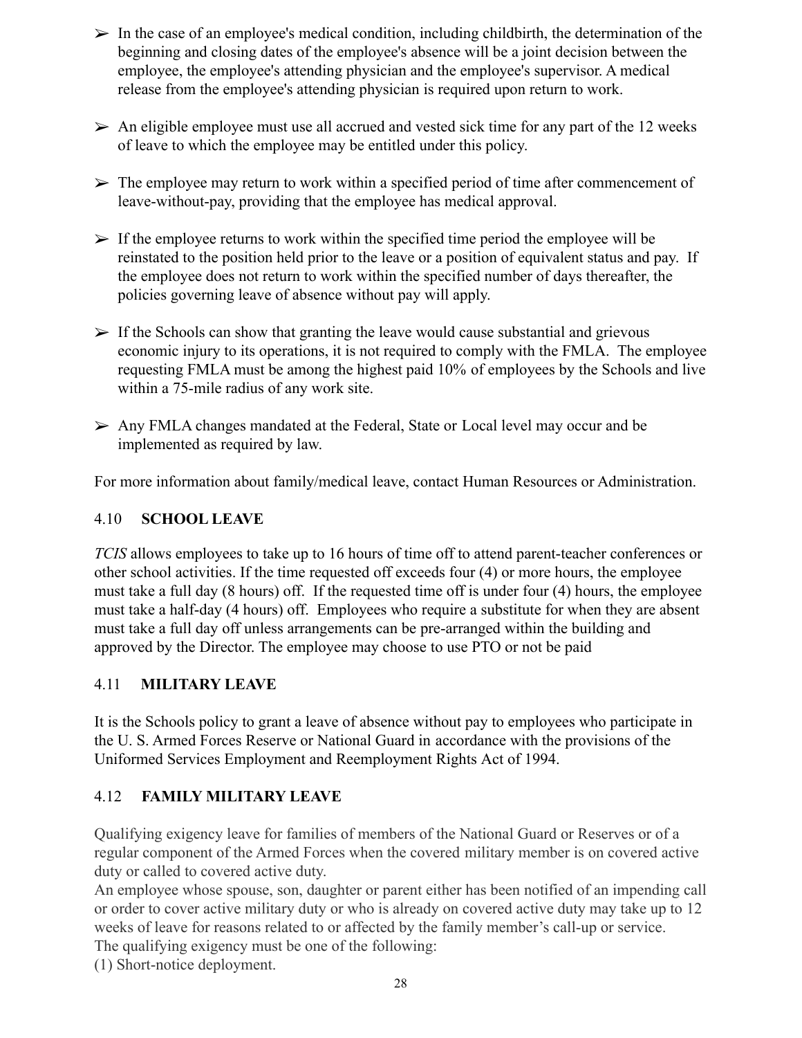- In the case of an employee's medical condition, including childbirth, the determination of the beginning and closing dates of the employee's absence will be a joint decision between the employee, the employee's attending physician and the employee's supervisor. A medical release from the employee's attending physician is required upon return to work.

- An eligible employee must use all accrued and vested sick time for any part of the 12 weeks of leave to which the employee may be entitled under this policy.

- The employee may return to work within a specified period of time after commencement of leave-without-pay, providing that the employee has medical approval.

- If the employee returns to work within the specified time period the employee will be reinstated to the position held prior to the leave or a position of equivalent status and pay. If the employee does not return to work within the specified number of days thereafter, the policies governing leave of absence without pay will apply.

- If the Schools can show that granting the leave would cause substantial and grievous economic injury to its operations, it is not required to comply with the FMLA. The employee requesting FMLA must be among the highest paid 10% of employees by the Schools and live within a 75-mile radius of any work site.

- Any FMLA changes mandated at the Federal, State or Local level may occur and be implemented as required by law.

For more information about family/medical leave, contact Human Resources or Administration.

## 4.10 **SCHOOL LEAVE**

*TCIS* allows employees to take up to 16 hours of time off to attend parent-teacher conferences or other school activities. If the time requested off exceeds four (4) or more hours, the employee must take a full day (8 hours) off. If the requested time off is under four (4) hours, the employee must take a half-day (4 hours) off. Employees who require a substitute for when they are absent must take a full day off unless arrangements can be pre-arranged within the building and approved by the Director. The employee may choose to use PTO or not be paid

## 4.11 **MILITARY LEAVE**

It is the Schools policy to grant a leave of absence without pay to employees who participate in the U. S. Armed Forces Reserve or National Guard in accordance with the provisions of the Uniformed Services Employment and Reemployment Rights Act of 1994.

## 4.12 **FAMILY MILITARY LEAVE**

Qualifying exigency leave for families of members of the National Guard or Reserves or of a regular component of the Armed Forces when the covered military member is on covered active duty or called to covered active duty.

An employee whose spouse, son, daughter or parent either has been notified of an impending call or order to cover active military duty or who is already on covered active duty may take up to 12 weeks of leave for reasons related to or affected by the family member's call-up or service.

The qualifying exigency must be one of the following:

(1) Short-notice deployment.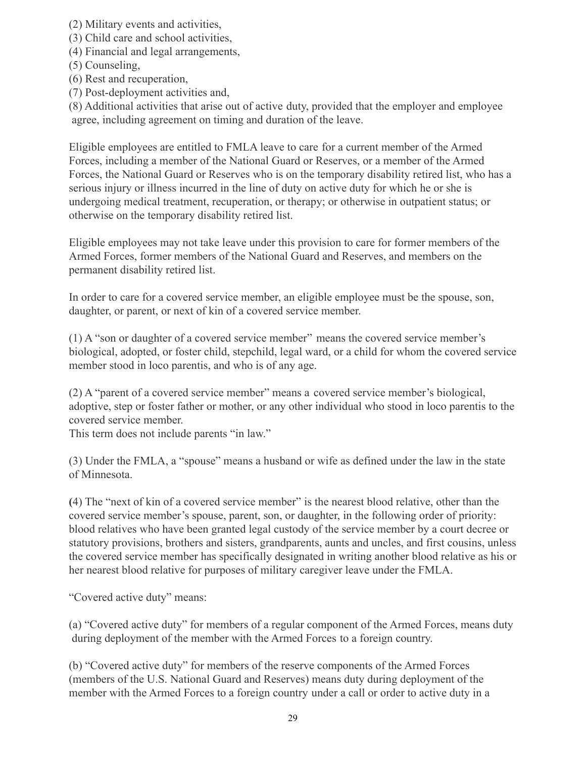(2) Military events and activities,
(3) Child care and school activities,
(4) Financial and legal arrangements,
(5) Counseling,
(6) Rest and recuperation,
(7) Post-deployment activities and,
(8) Additional activities that arise out of active duty, provided that the employer and employee agree, including agreement on timing and duration of the leave.

Eligible employees are entitled to FMLA leave to care for a current member of the Armed Forces, including a member of the National Guard or Reserves, or a member of the Armed Forces, the National Guard or Reserves who is on the temporary disability retired list, who has a serious injury or illness incurred in the line of duty on active duty for which he or she is undergoing medical treatment, recuperation, or therapy; or otherwise in outpatient status; or otherwise on the temporary disability retired list.

Eligible employees may not take leave under this provision to care for former members of the Armed Forces, former members of the National Guard and Reserves, and members on the permanent disability retired list.

In order to care for a covered service member, an eligible employee must be the spouse, son, daughter, or parent, or next of kin of a covered service member.

(1) A "son or daughter of a covered service member" means the covered service member's biological, adopted, or foster child, stepchild, legal ward, or a child for whom the covered service member stood in loco parentis, and who is of any age.

(2) A "parent of a covered service member" means a covered service member's biological, adoptive, step or foster father or mother, or any other individual who stood in loco parentis to the covered service member.
This term does not include parents "in law."

(3) Under the FMLA, a "spouse" means a husband or wife as defined under the law in the state of Minnesota.

(4) The "next of kin of a covered service member" is the nearest blood relative, other than the covered service member's spouse, parent, son, or daughter, in the following order of priority: blood relatives who have been granted legal custody of the service member by a court decree or statutory provisions, brothers and sisters, grandparents, aunts and uncles, and first cousins, unless the covered service member has specifically designated in writing another blood relative as his or her nearest blood relative for purposes of military caregiver leave under the FMLA.

"Covered active duty" means:

(a) "Covered active duty" for members of a regular component of the Armed Forces, means duty during deployment of the member with the Armed Forces to a foreign country.

(b) "Covered active duty" for members of the reserve components of the Armed Forces (members of the U.S. National Guard and Reserves) means duty during deployment of the member with the Armed Forces to a foreign country under a call or order to active duty in a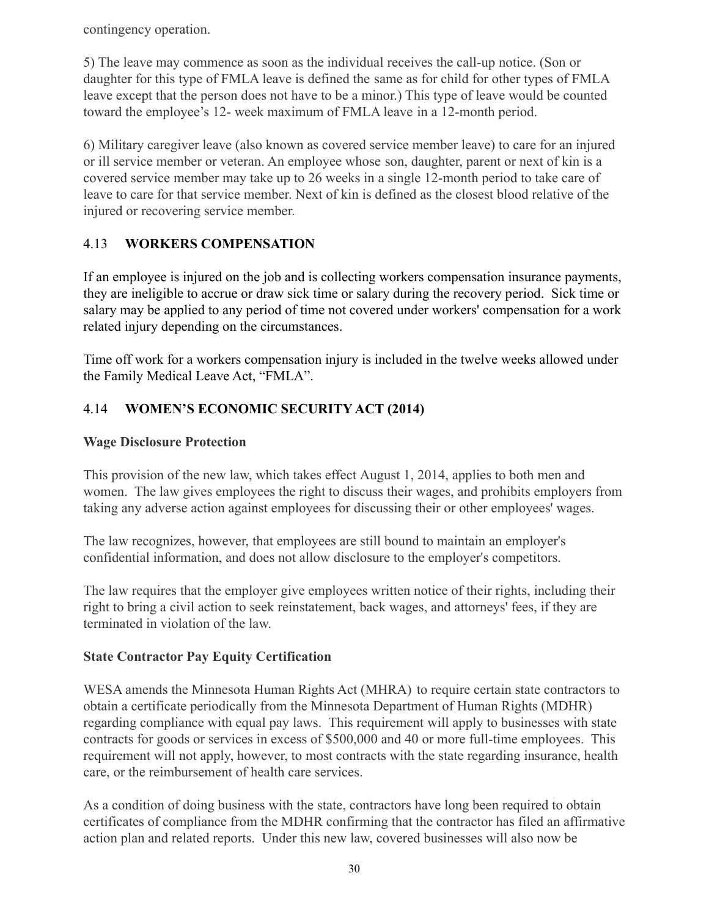contingency operation.

5) The leave may commence as soon as the individual receives the call-up notice. (Son or daughter for this type of FMLA leave is defined the same as for child for other types of FMLA leave except that the person does not have to be a minor.) This type of leave would be counted toward the employee's 12- week maximum of FMLA leave in a 12-month period.

6) Military caregiver leave (also known as covered service member leave) to care for an injured or ill service member or veteran. An employee whose son, daughter, parent or next of kin is a covered service member may take up to 26 weeks in a single 12-month period to take care of leave to care for that service member. Next of kin is defined as the closest blood relative of the injured or recovering service member.

## 4.13 WORKERS COMPENSATION

If an employee is injured on the job and is collecting workers compensation insurance payments, they are ineligible to accrue or draw sick time or salary during the recovery period. Sick time or salary may be applied to any period of time not covered under workers' compensation for a work related injury depending on the circumstances.

Time off work for a workers compensation injury is included in the twelve weeks allowed under the Family Medical Leave Act, "FMLA".

## 4.14 WOMEN'S ECONOMIC SECURITY ACT (2014)

### Wage Disclosure Protection

This provision of the new law, which takes effect August 1, 2014, applies to both men and women. The law gives employees the right to discuss their wages, and prohibits employers from taking any adverse action against employees for discussing their or other employees' wages.

The law recognizes, however, that employees are still bound to maintain an employer's confidential information, and does not allow disclosure to the employer's competitors.

The law requires that the employer give employees written notice of their rights, including their right to bring a civil action to seek reinstatement, back wages, and attorneys' fees, if they are terminated in violation of the law.

### State Contractor Pay Equity Certification

WESA amends the Minnesota Human Rights Act (MHRA) to require certain state contractors to obtain a certificate periodically from the Minnesota Department of Human Rights (MDHR) regarding compliance with equal pay laws. This requirement will apply to businesses with state contracts for goods or services in excess of $500,000 and 40 or more full-time employees. This requirement will not apply, however, to most contracts with the state regarding insurance, health care, or the reimbursement of health care services.

As a condition of doing business with the state, contractors have long been required to obtain certificates of compliance from the MDHR confirming that the contractor has filed an affirmative action plan and related reports. Under this new law, covered businesses will also now be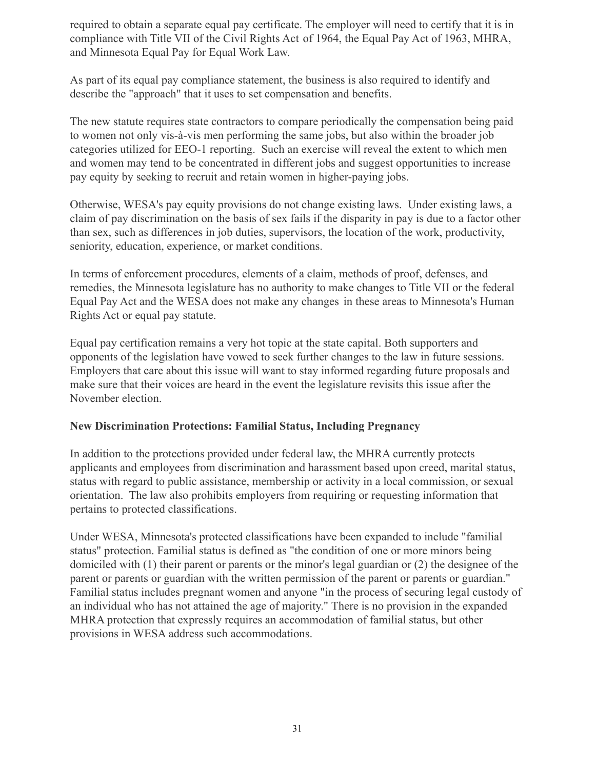required to obtain a separate equal pay certificate. The employer will need to certify that it is in compliance with Title VII of the Civil Rights Act of 1964, the Equal Pay Act of 1963, MHRA, and Minnesota Equal Pay for Equal Work Law.

As part of its equal pay compliance statement, the business is also required to identify and describe the "approach" that it uses to set compensation and benefits.

The new statute requires state contractors to compare periodically the compensation being paid to women not only vis-à-vis men performing the same jobs, but also within the broader job categories utilized for EEO-1 reporting. Such an exercise will reveal the extent to which men and women may tend to be concentrated in different jobs and suggest opportunities to increase pay equity by seeking to recruit and retain women in higher-paying jobs.

Otherwise, WESA's pay equity provisions do not change existing laws. Under existing laws, a claim of pay discrimination on the basis of sex fails if the disparity in pay is due to a factor other than sex, such as differences in job duties, supervisors, the location of the work, productivity, seniority, education, experience, or market conditions.

In terms of enforcement procedures, elements of a claim, methods of proof, defenses, and remedies, the Minnesota legislature has no authority to make changes to Title VII or the federal Equal Pay Act and the WESA does not make any changes in these areas to Minnesota's Human Rights Act or equal pay statute.

Equal pay certification remains a very hot topic at the state capital. Both supporters and opponents of the legislation have vowed to seek further changes to the law in future sessions. Employers that care about this issue will want to stay informed regarding future proposals and make sure that their voices are heard in the event the legislature revisits this issue after the November election.

**New Discrimination Protections: Familial Status, Including Pregnancy**

In addition to the protections provided under federal law, the MHRA currently protects applicants and employees from discrimination and harassment based upon creed, marital status, status with regard to public assistance, membership or activity in a local commission, or sexual orientation. The law also prohibits employers from requiring or requesting information that pertains to protected classifications.

Under WESA, Minnesota's protected classifications have been expanded to include "familial status" protection. Familial status is defined as "the condition of one or more minors being domiciled with (1) their parent or parents or the minor's legal guardian or (2) the designee of the parent or parents or guardian with the written permission of the parent or parents or guardian." Familial status includes pregnant women and anyone "in the process of securing legal custody of an individual who has not attained the age of majority." There is no provision in the expanded MHRA protection that expressly requires an accommodation of familial status, but other provisions in WESA address such accommodations.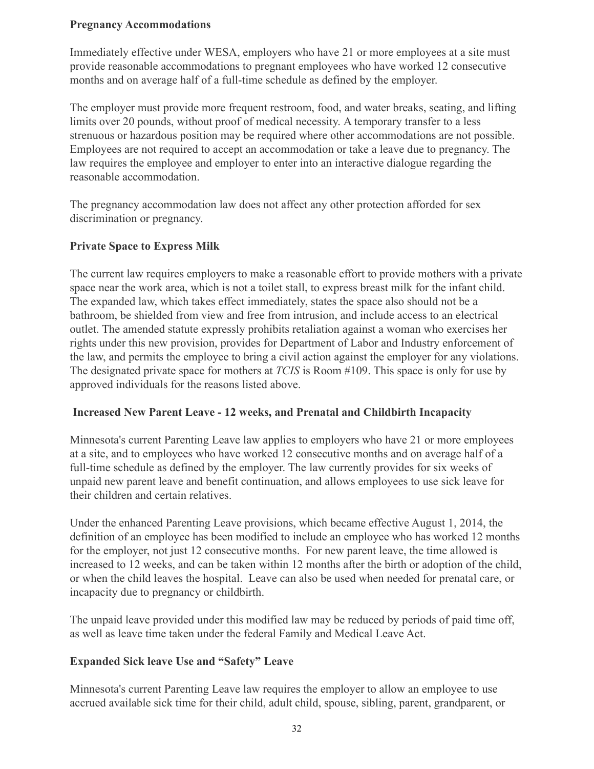**Pregnancy Accommodations**

Immediately effective under WESA, employers who have 21 or more employees at a site must provide reasonable accommodations to pregnant employees who have worked 12 consecutive months and on average half of a full-time schedule as defined by the employer.

The employer must provide more frequent restroom, food, and water breaks, seating, and lifting limits over 20 pounds, without proof of medical necessity. A temporary transfer to a less strenuous or hazardous position may be required where other accommodations are not possible. Employees are not required to accept an accommodation or take a leave due to pregnancy. The law requires the employee and employer to enter into an interactive dialogue regarding the reasonable accommodation.

The pregnancy accommodation law does not affect any other protection afforded for sex discrimination or pregnancy.

**Private Space to Express Milk**

The current law requires employers to make a reasonable effort to provide mothers with a private space near the work area, which is not a toilet stall, to express breast milk for the infant child. The expanded law, which takes effect immediately, states the space also should not be a bathroom, be shielded from view and free from intrusion, and include access to an electrical outlet. The amended statute expressly prohibits retaliation against a woman who exercises her rights under this new provision, provides for Department of Labor and Industry enforcement of the law, and permits the employee to bring a civil action against the employer for any violations. The designated private space for mothers at *TCIS* is Room #109. This space is only for use by approved individuals for the reasons listed above.

**Increased New Parent Leave - 12 weeks, and Prenatal and Childbirth Incapacity**

Minnesota's current Parenting Leave law applies to employers who have 21 or more employees at a site, and to employees who have worked 12 consecutive months and on average half of a full-time schedule as defined by the employer. The law currently provides for six weeks of unpaid new parent leave and benefit continuation, and allows employees to use sick leave for their children and certain relatives.

Under the enhanced Parenting Leave provisions, which became effective August 1, 2014, the definition of an employee has been modified to include an employee who has worked 12 months for the employer, not just 12 consecutive months. For new parent leave, the time allowed is increased to 12 weeks, and can be taken within 12 months after the birth or adoption of the child, or when the child leaves the hospital. Leave can also be used when needed for prenatal care, or incapacity due to pregnancy or childbirth.

The unpaid leave provided under this modified law may be reduced by periods of paid time off, as well as leave time taken under the federal Family and Medical Leave Act.

**Expanded Sick leave Use and "Safety" Leave**

Minnesota's current Parenting Leave law requires the employer to allow an employee to use accrued available sick time for their child, adult child, spouse, sibling, parent, grandparent, or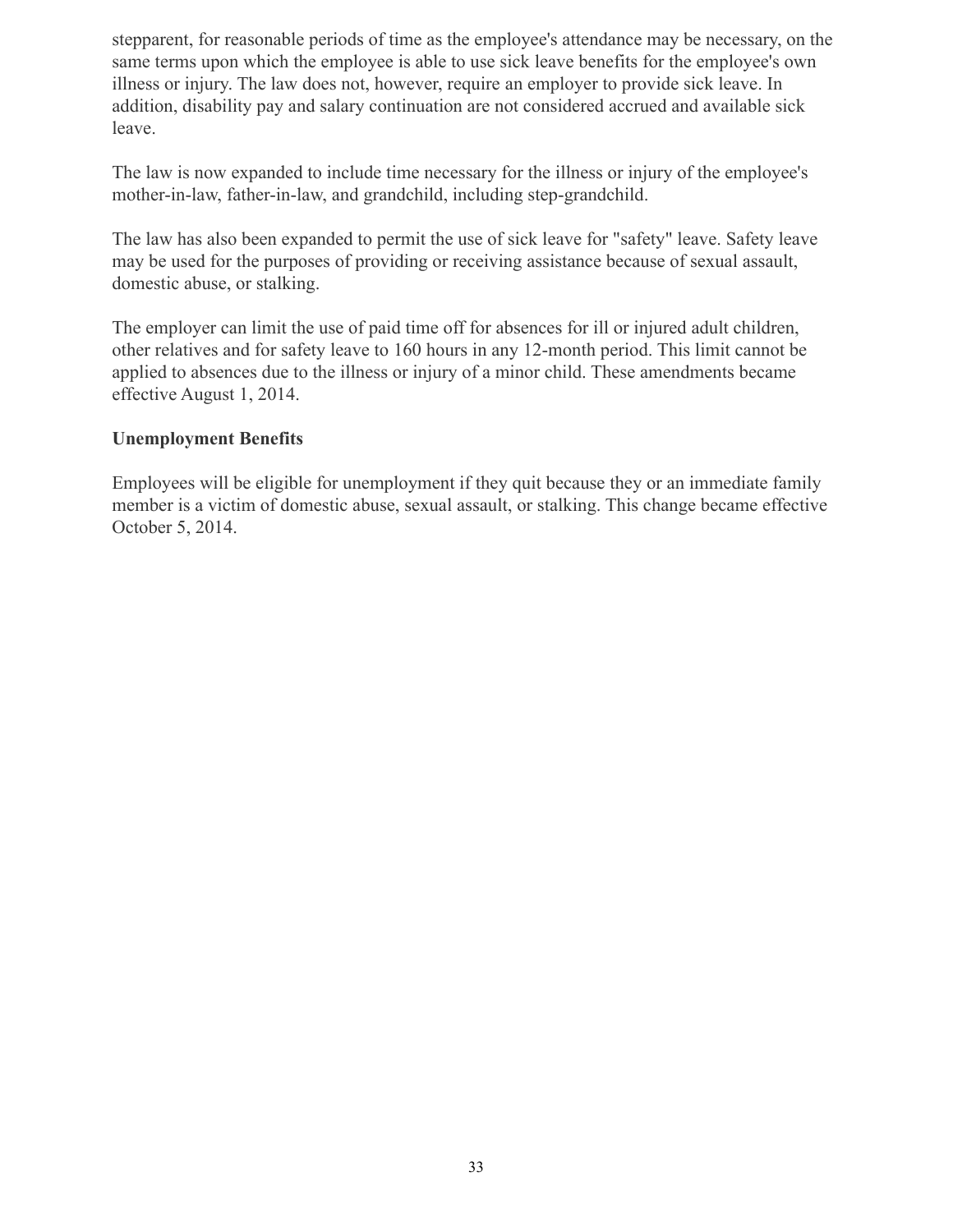stepparent, for reasonable periods of time as the employee's attendance may be necessary, on the same terms upon which the employee is able to use sick leave benefits for the employee's own illness or injury. The law does not, however, require an employer to provide sick leave. In addition, disability pay and salary continuation are not considered accrued and available sick leave.

The law is now expanded to include time necessary for the illness or injury of the employee's mother-in-law, father-in-law, and grandchild, including step-grandchild.

The law has also been expanded to permit the use of sick leave for "safety" leave. Safety leave may be used for the purposes of providing or receiving assistance because of sexual assault, domestic abuse, or stalking.

The employer can limit the use of paid time off for absences for ill or injured adult children, other relatives and for safety leave to 160 hours in any 12-month period. This limit cannot be applied to absences due to the illness or injury of a minor child. These amendments became effective August 1, 2014.

**Unemployment Benefits**

Employees will be eligible for unemployment if they quit because they or an immediate family member is a victim of domestic abuse, sexual assault, or stalking. This change became effective October 5, 2014.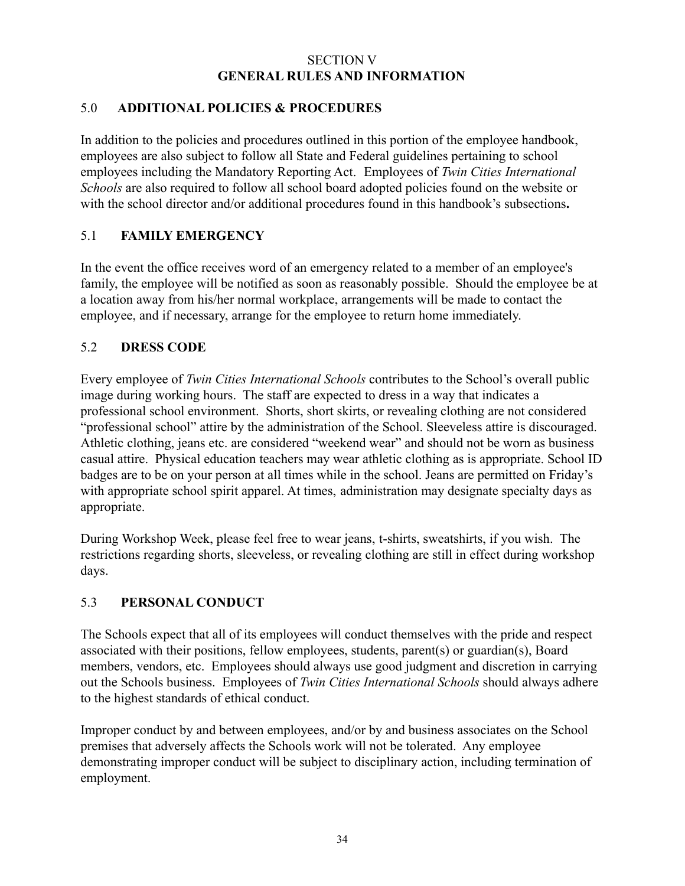# SECTION V
# GENERAL RULES AND INFORMATION

## 5.0 ADDITIONAL POLICIES & PROCEDURES

In addition to the policies and procedures outlined in this portion of the employee handbook, employees are also subject to follow all State and Federal guidelines pertaining to school employees including the Mandatory Reporting Act. Employees of *Twin Cities International Schools* are also required to follow all school board adopted policies found on the website or with the school director and/or additional procedures found in this handbook's subsections**.**

## 5.1 FAMILY EMERGENCY

In the event the office receives word of an emergency related to a member of an employee's family, the employee will be notified as soon as reasonably possible. Should the employee be at a location away from his/her normal workplace, arrangements will be made to contact the employee, and if necessary, arrange for the employee to return home immediately.

## 5.2 DRESS CODE

Every employee of *Twin Cities International Schools* contributes to the School's overall public image during working hours. The staff are expected to dress in a way that indicates a professional school environment. Shorts, short skirts, or revealing clothing are not considered "professional school" attire by the administration of the School. Sleeveless attire is discouraged. Athletic clothing, jeans etc. are considered "weekend wear" and should not be worn as business casual attire. Physical education teachers may wear athletic clothing as is appropriate. School ID badges are to be on your person at all times while in the school. Jeans are permitted on Friday's with appropriate school spirit apparel. At times, administration may designate specialty days as appropriate.

During Workshop Week, please feel free to wear jeans, t-shirts, sweatshirts, if you wish. The restrictions regarding shorts, sleeveless, or revealing clothing are still in effect during workshop days.

## 5.3 PERSONAL CONDUCT

The Schools expect that all of its employees will conduct themselves with the pride and respect associated with their positions, fellow employees, students, parent(s) or guardian(s), Board members, vendors, etc. Employees should always use good judgment and discretion in carrying out the Schools business. Employees of *Twin Cities International Schools* should always adhere to the highest standards of ethical conduct.

Improper conduct by and between employees, and/or by and business associates on the School premises that adversely affects the Schools work will not be tolerated. Any employee demonstrating improper conduct will be subject to disciplinary action, including termination of employment.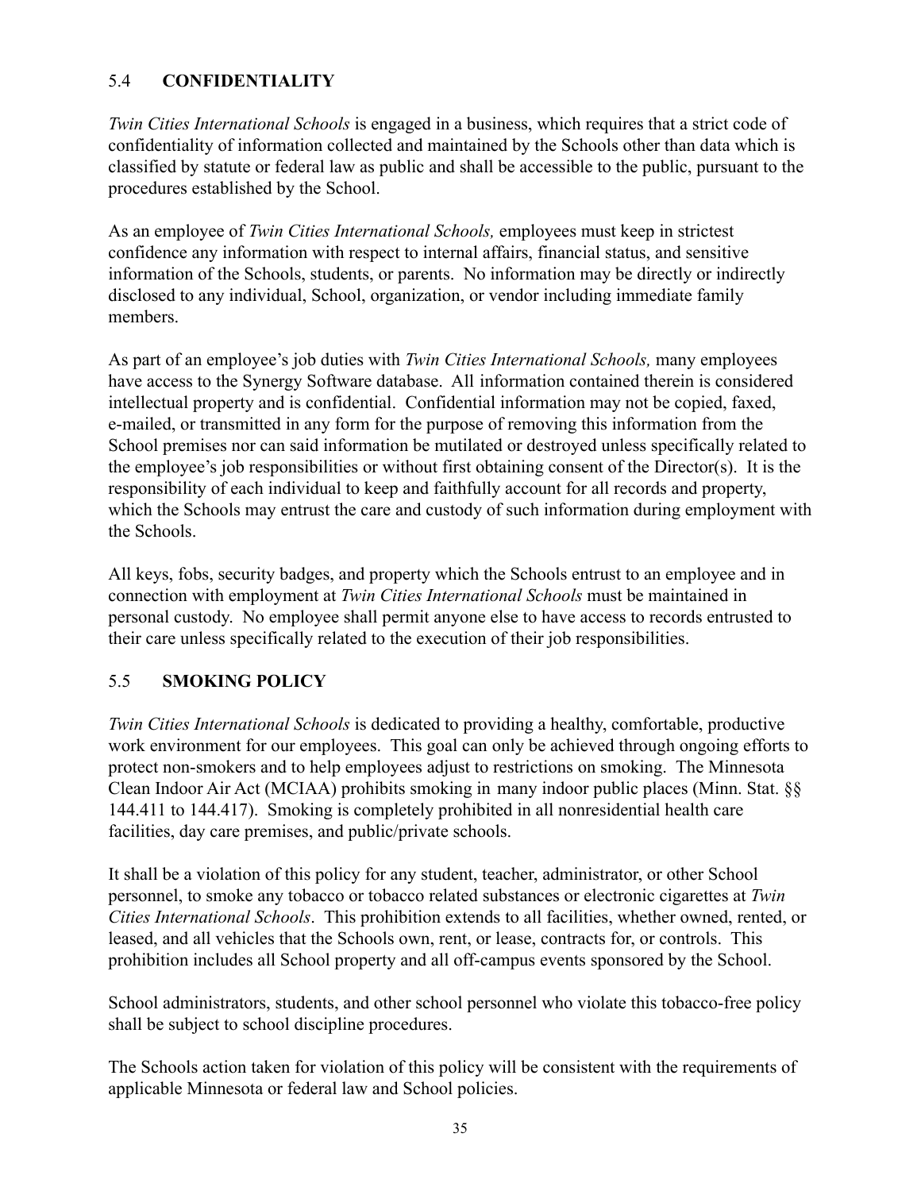## 5.4 **CONFIDENTIALITY**

*Twin Cities International Schools* is engaged in a business, which requires that a strict code of confidentiality of information collected and maintained by the Schools other than data which is classified by statute or federal law as public and shall be accessible to the public, pursuant to the procedures established by the School.

As an employee of *Twin Cities International Schools,* employees must keep in strictest confidence any information with respect to internal affairs, financial status, and sensitive information of the Schools, students, or parents. No information may be directly or indirectly disclosed to any individual, School, organization, or vendor including immediate family members.

As part of an employee's job duties with *Twin Cities International Schools,* many employees have access to the Synergy Software database. All information contained therein is considered intellectual property and is confidential. Confidential information may not be copied, faxed, e-mailed, or transmitted in any form for the purpose of removing this information from the School premises nor can said information be mutilated or destroyed unless specifically related to the employee's job responsibilities or without first obtaining consent of the Director(s). It is the responsibility of each individual to keep and faithfully account for all records and property, which the Schools may entrust the care and custody of such information during employment with the Schools.

All keys, fobs, security badges, and property which the Schools entrust to an employee and in connection with employment at *Twin Cities International Schools* must be maintained in personal custody. No employee shall permit anyone else to have access to records entrusted to their care unless specifically related to the execution of their job responsibilities.

## 5.5 **SMOKING POLICY**

*Twin Cities International Schools* is dedicated to providing a healthy, comfortable, productive work environment for our employees. This goal can only be achieved through ongoing efforts to protect non-smokers and to help employees adjust to restrictions on smoking. The Minnesota Clean Indoor Air Act (MCIAA) prohibits smoking in many indoor public places (Minn. Stat. §§ 144.411 to 144.417). Smoking is completely prohibited in all nonresidential health care facilities, day care premises, and public/private schools.

It shall be a violation of this policy for any student, teacher, administrator, or other School personnel, to smoke any tobacco or tobacco related substances or electronic cigarettes at *Twin Cities International Schools*. This prohibition extends to all facilities, whether owned, rented, or leased, and all vehicles that the Schools own, rent, or lease, contracts for, or controls. This prohibition includes all School property and all off-campus events sponsored by the School.

School administrators, students, and other school personnel who violate this tobacco-free policy shall be subject to school discipline procedures.

The Schools action taken for violation of this policy will be consistent with the requirements of applicable Minnesota or federal law and School policies.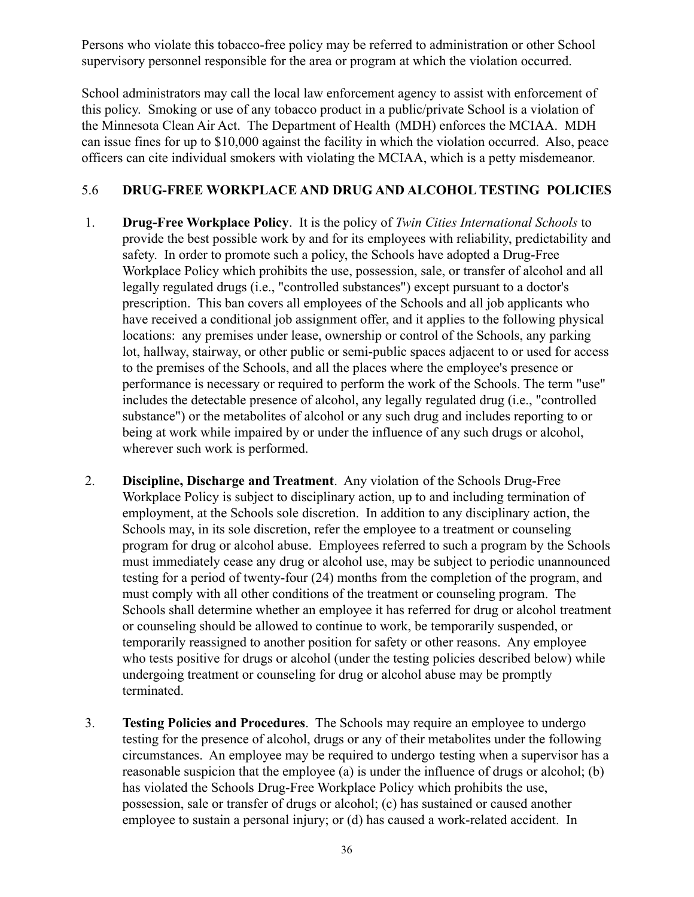Persons who violate this tobacco-free policy may be referred to administration or other School supervisory personnel responsible for the area or program at which the violation occurred.

School administrators may call the local law enforcement agency to assist with enforcement of this policy. Smoking or use of any tobacco product in a public/private School is a violation of the Minnesota Clean Air Act. The Department of Health (MDH) enforces the MCIAA. MDH can issue fines for up to $10,000 against the facility in which the violation occurred. Also, peace officers can cite individual smokers with violating the MCIAA, which is a petty misdemeanor.

## 5.6 DRUG-FREE WORKPLACE AND DRUG AND ALCOHOL TESTING POLICIES

1. **Drug-Free Workplace Policy**. It is the policy of *Twin Cities International Schools* to provide the best possible work by and for its employees with reliability, predictability and safety. In order to promote such a policy, the Schools have adopted a Drug-Free Workplace Policy which prohibits the use, possession, sale, or transfer of alcohol and all legally regulated drugs (i.e., "controlled substances") except pursuant to a doctor's prescription. This ban covers all employees of the Schools and all job applicants who have received a conditional job assignment offer, and it applies to the following physical locations: any premises under lease, ownership or control of the Schools, any parking lot, hallway, stairway, or other public or semi-public spaces adjacent to or used for access to the premises of the Schools, and all the places where the employee's presence or performance is necessary or required to perform the work of the Schools. The term "use" includes the detectable presence of alcohol, any legally regulated drug (i.e., "controlled substance") or the metabolites of alcohol or any such drug and includes reporting to or being at work while impaired by or under the influence of any such drugs or alcohol, wherever such work is performed.

2. **Discipline, Discharge and Treatment**. Any violation of the Schools Drug-Free Workplace Policy is subject to disciplinary action, up to and including termination of employment, at the Schools sole discretion. In addition to any disciplinary action, the Schools may, in its sole discretion, refer the employee to a treatment or counseling program for drug or alcohol abuse. Employees referred to such a program by the Schools must immediately cease any drug or alcohol use, may be subject to periodic unannounced testing for a period of twenty-four (24) months from the completion of the program, and must comply with all other conditions of the treatment or counseling program. The Schools shall determine whether an employee it has referred for drug or alcohol treatment or counseling should be allowed to continue to work, be temporarily suspended, or temporarily reassigned to another position for safety or other reasons. Any employee who tests positive for drugs or alcohol (under the testing policies described below) while undergoing treatment or counseling for drug or alcohol abuse may be promptly terminated.

3. **Testing Policies and Procedures**. The Schools may require an employee to undergo testing for the presence of alcohol, drugs or any of their metabolites under the following circumstances. An employee may be required to undergo testing when a supervisor has a reasonable suspicion that the employee (a) is under the influence of drugs or alcohol; (b) has violated the Schools Drug-Free Workplace Policy which prohibits the use, possession, sale or transfer of drugs or alcohol; (c) has sustained or caused another employee to sustain a personal injury; or (d) has caused a work-related accident. In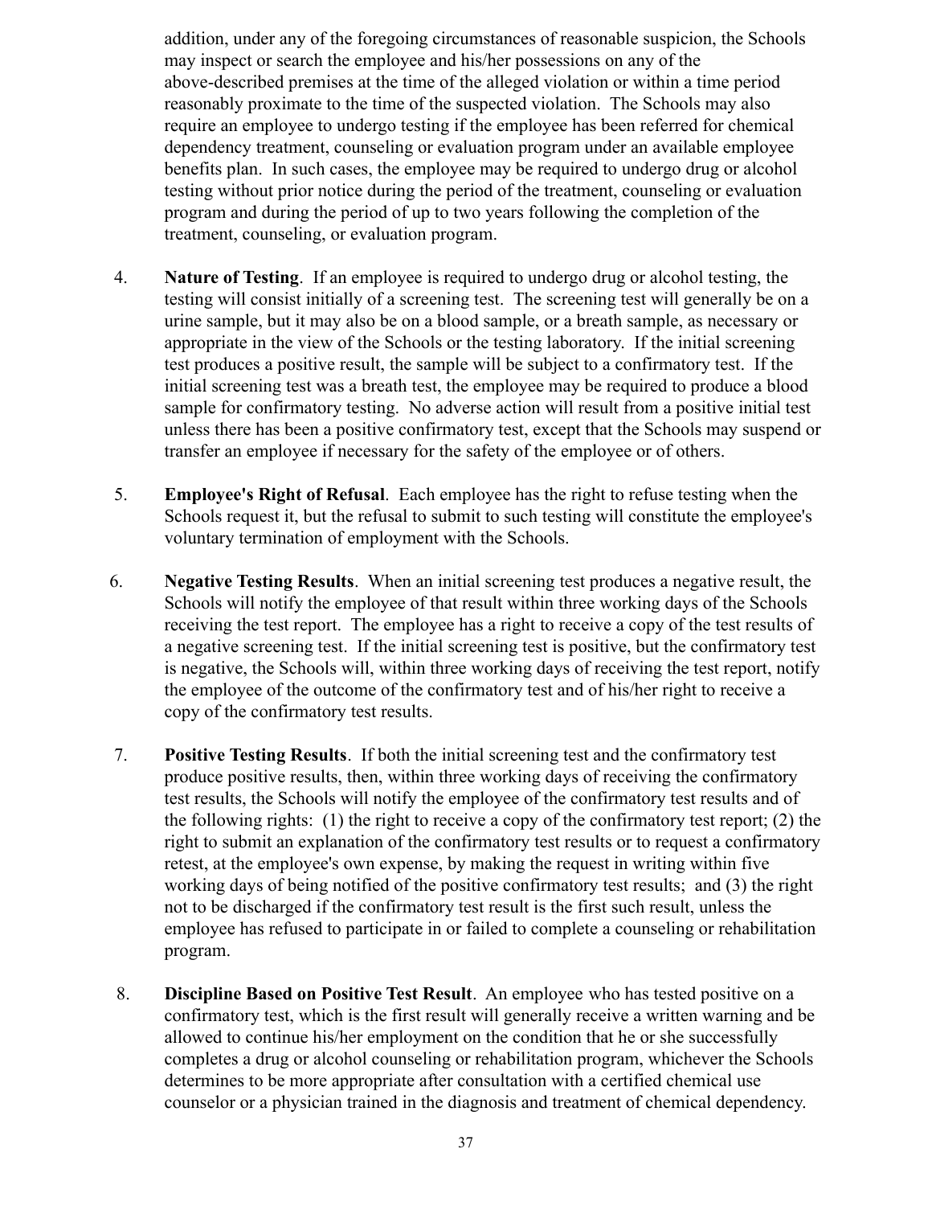addition, under any of the foregoing circumstances of reasonable suspicion, the Schools may inspect or search the employee and his/her possessions on any of the above-described premises at the time of the alleged violation or within a time period reasonably proximate to the time of the suspected violation. The Schools may also require an employee to undergo testing if the employee has been referred for chemical dependency treatment, counseling or evaluation program under an available employee benefits plan. In such cases, the employee may be required to undergo drug or alcohol testing without prior notice during the period of the treatment, counseling or evaluation program and during the period of up to two years following the completion of the treatment, counseling, or evaluation program.

4. **Nature of Testing**. If an employee is required to undergo drug or alcohol testing, the testing will consist initially of a screening test. The screening test will generally be on a urine sample, but it may also be on a blood sample, or a breath sample, as necessary or appropriate in the view of the Schools or the testing laboratory. If the initial screening test produces a positive result, the sample will be subject to a confirmatory test. If the initial screening test was a breath test, the employee may be required to produce a blood sample for confirmatory testing. No adverse action will result from a positive initial test unless there has been a positive confirmatory test, except that the Schools may suspend or transfer an employee if necessary for the safety of the employee or of others.

5. **Employee's Right of Refusal**. Each employee has the right to refuse testing when the Schools request it, but the refusal to submit to such testing will constitute the employee's voluntary termination of employment with the Schools.

6. **Negative Testing Results**. When an initial screening test produces a negative result, the Schools will notify the employee of that result within three working days of the Schools receiving the test report. The employee has a right to receive a copy of the test results of a negative screening test. If the initial screening test is positive, but the confirmatory test is negative, the Schools will, within three working days of receiving the test report, notify the employee of the outcome of the confirmatory test and of his/her right to receive a copy of the confirmatory test results.

7. **Positive Testing Results**. If both the initial screening test and the confirmatory test produce positive results, then, within three working days of receiving the confirmatory test results, the Schools will notify the employee of the confirmatory test results and of the following rights: (1) the right to receive a copy of the confirmatory test report; (2) the right to submit an explanation of the confirmatory test results or to request a confirmatory retest, at the employee's own expense, by making the request in writing within five working days of being notified of the positive confirmatory test results; and (3) the right not to be discharged if the confirmatory test result is the first such result, unless the employee has refused to participate in or failed to complete a counseling or rehabilitation program.

8. **Discipline Based on Positive Test Result**. An employee who has tested positive on a confirmatory test, which is the first result will generally receive a written warning and be allowed to continue his/her employment on the condition that he or she successfully completes a drug or alcohol counseling or rehabilitation program, whichever the Schools determines to be more appropriate after consultation with a certified chemical use counselor or a physician trained in the diagnosis and treatment of chemical dependency.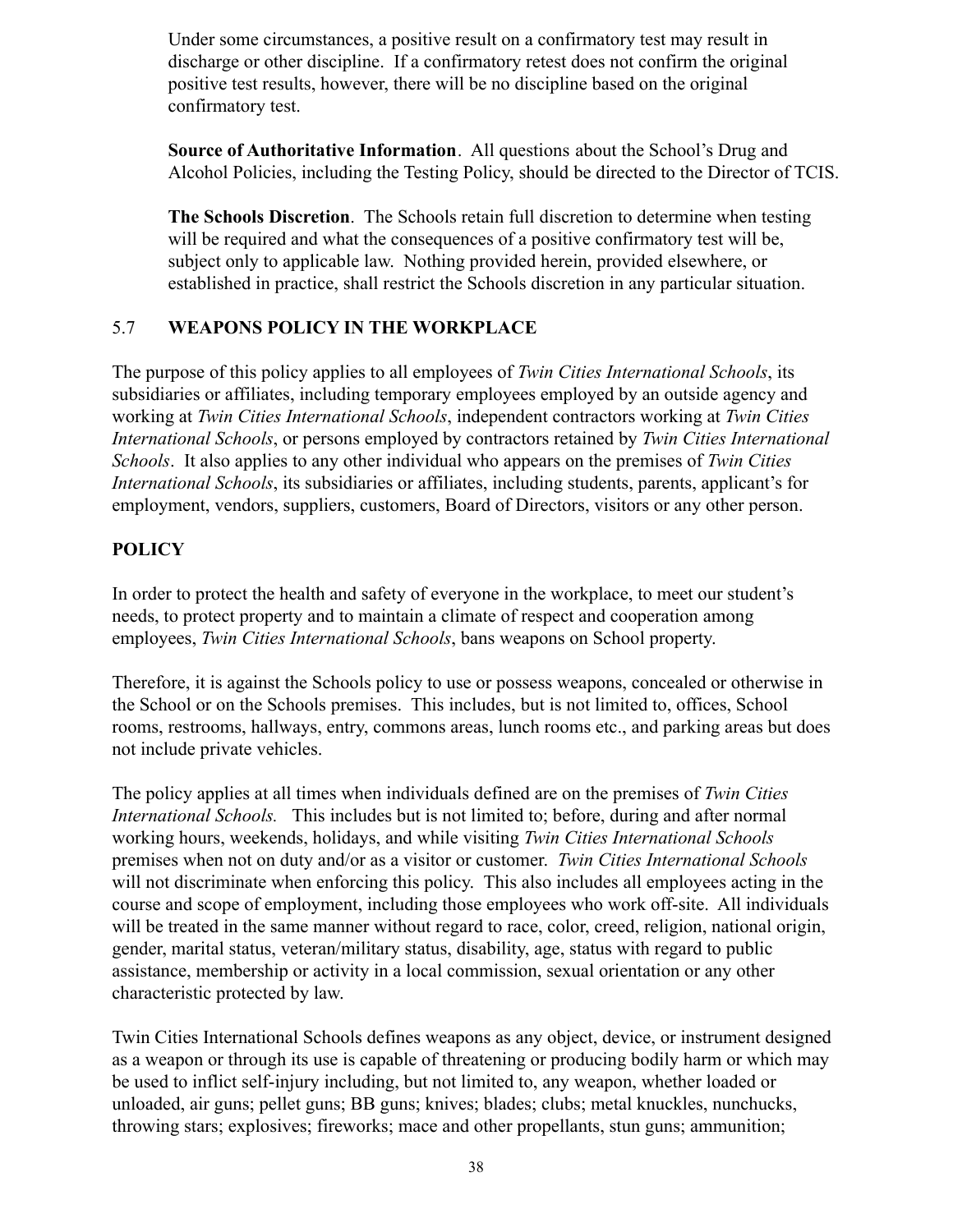Under some circumstances, a positive result on a confirmatory test may result in discharge or other discipline. If a confirmatory retest does not confirm the original positive test results, however, there will be no discipline based on the original confirmatory test.

**Source of Authoritative Information**. All questions about the School's Drug and Alcohol Policies, including the Testing Policy, should be directed to the Director of TCIS.

**The Schools Discretion**. The Schools retain full discretion to determine when testing will be required and what the consequences of a positive confirmatory test will be, subject only to applicable law. Nothing provided herein, provided elsewhere, or established in practice, shall restrict the Schools discretion in any particular situation.

## 5.7 WEAPONS POLICY IN THE WORKPLACE

The purpose of this policy applies to all employees of *Twin Cities International Schools*, its subsidiaries or affiliates, including temporary employees employed by an outside agency and working at *Twin Cities International Schools*, independent contractors working at *Twin Cities International Schools*, or persons employed by contractors retained by *Twin Cities International Schools*. It also applies to any other individual who appears on the premises of *Twin Cities International Schools*, its subsidiaries or affiliates, including students, parents, applicant's for employment, vendors, suppliers, customers, Board of Directors, visitors or any other person.

## POLICY

In order to protect the health and safety of everyone in the workplace, to meet our student's needs, to protect property and to maintain a climate of respect and cooperation among employees, *Twin Cities International Schools*, bans weapons on School property.

Therefore, it is against the Schools policy to use or possess weapons, concealed or otherwise in the School or on the Schools premises. This includes, but is not limited to, offices, School rooms, restrooms, hallways, entry, commons areas, lunch rooms etc., and parking areas but does not include private vehicles.

The policy applies at all times when individuals defined are on the premises of *Twin Cities International Schools.* This includes but is not limited to; before, during and after normal working hours, weekends, holidays, and while visiting *Twin Cities International Schools* premises when not on duty and/or as a visitor or customer. *Twin Cities International Schools* will not discriminate when enforcing this policy. This also includes all employees acting in the course and scope of employment, including those employees who work off-site. All individuals will be treated in the same manner without regard to race, color, creed, religion, national origin, gender, marital status, veteran/military status, disability, age, status with regard to public assistance, membership or activity in a local commission, sexual orientation or any other characteristic protected by law.

Twin Cities International Schools defines weapons as any object, device, or instrument designed as a weapon or through its use is capable of threatening or producing bodily harm or which may be used to inflict self-injury including, but not limited to, any weapon, whether loaded or unloaded, air guns; pellet guns; BB guns; knives; blades; clubs; metal knuckles, nunchucks, throwing stars; explosives; fireworks; mace and other propellants, stun guns; ammunition;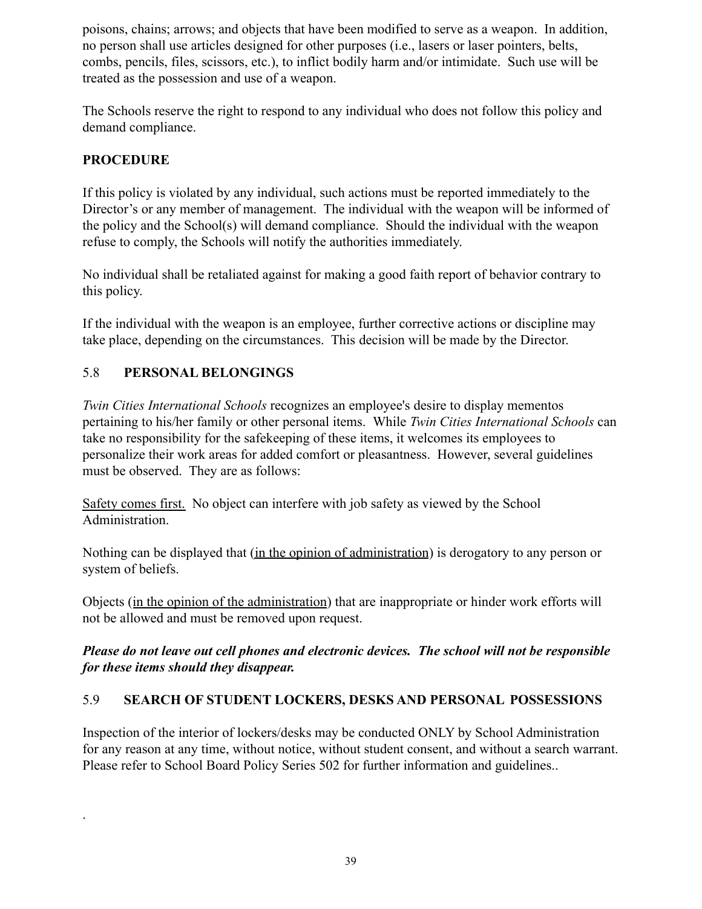poisons, chains; arrows; and objects that have been modified to serve as a weapon. In addition, no person shall use articles designed for other purposes (i.e., lasers or laser pointers, belts, combs, pencils, files, scissors, etc.), to inflict bodily harm and/or intimidate. Such use will be treated as the possession and use of a weapon.

The Schools reserve the right to respond to any individual who does not follow this policy and demand compliance.

**PROCEDURE**

If this policy is violated by any individual, such actions must be reported immediately to the Director's or any member of management. The individual with the weapon will be informed of the policy and the School(s) will demand compliance. Should the individual with the weapon refuse to comply, the Schools will notify the authorities immediately.

No individual shall be retaliated against for making a good faith report of behavior contrary to this policy.

If the individual with the weapon is an employee, further corrective actions or discipline may take place, depending on the circumstances. This decision will be made by the Director.

## 5.8 PERSONAL BELONGINGS

*Twin Cities International Schools* recognizes an employee's desire to display mementos pertaining to his/her family or other personal items. While *Twin Cities International Schools* can take no responsibility for the safekeeping of these items, it welcomes its employees to personalize their work areas for added comfort or pleasantness. However, several guidelines must be observed. They are as follows:

<u>Safety comes first.</u> No object can interfere with job safety as viewed by the School Administration.

Nothing can be displayed that (<u>in the opinion of administration</u>) is derogatory to any person or system of beliefs.

Objects (<u>in the opinion of the administration</u>) that are inappropriate or hinder work efforts will not be allowed and must be removed upon request.

***Please do not leave out cell phones and electronic devices. The school will not be responsible for these items should they disappear.***

## 5.9 SEARCH OF STUDENT LOCKERS, DESKS AND PERSONAL POSSESSIONS

Inspection of the interior of lockers/desks may be conducted ONLY by School Administration for any reason at any time, without notice, without student consent, and without a search warrant. Please refer to School Board Policy Series 502 for further information and guidelines..

.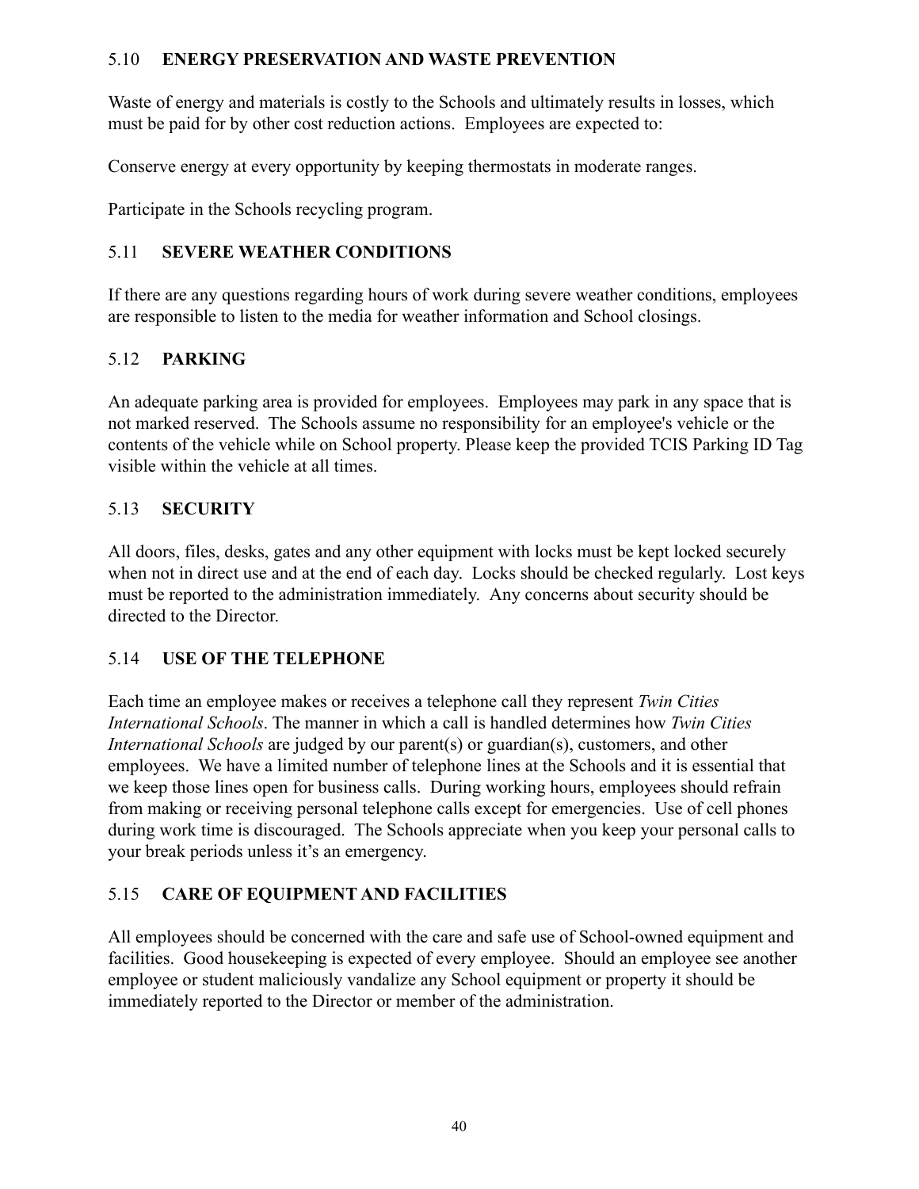## 5.10 ENERGY PRESERVATION AND WASTE PREVENTION

Waste of energy and materials is costly to the Schools and ultimately results in losses, which must be paid for by other cost reduction actions. Employees are expected to:

Conserve energy at every opportunity by keeping thermostats in moderate ranges.

Participate in the Schools recycling program.

## 5.11 SEVERE WEATHER CONDITIONS

If there are any questions regarding hours of work during severe weather conditions, employees are responsible to listen to the media for weather information and School closings.

## 5.12 PARKING

An adequate parking area is provided for employees. Employees may park in any space that is not marked reserved. The Schools assume no responsibility for an employee's vehicle or the contents of the vehicle while on School property. Please keep the provided TCIS Parking ID Tag visible within the vehicle at all times.

## 5.13 SECURITY

All doors, files, desks, gates and any other equipment with locks must be kept locked securely when not in direct use and at the end of each day. Locks should be checked regularly. Lost keys must be reported to the administration immediately. Any concerns about security should be directed to the Director.

## 5.14 USE OF THE TELEPHONE

Each time an employee makes or receives a telephone call they represent *Twin Cities International Schools*. The manner in which a call is handled determines how *Twin Cities International Schools* are judged by our parent(s) or guardian(s), customers, and other employees. We have a limited number of telephone lines at the Schools and it is essential that we keep those lines open for business calls. During working hours, employees should refrain from making or receiving personal telephone calls except for emergencies. Use of cell phones during work time is discouraged. The Schools appreciate when you keep your personal calls to your break periods unless it's an emergency.

## 5.15 CARE OF EQUIPMENT AND FACILITIES

All employees should be concerned with the care and safe use of School-owned equipment and facilities. Good housekeeping is expected of every employee. Should an employee see another employee or student maliciously vandalize any School equipment or property it should be immediately reported to the Director or member of the administration.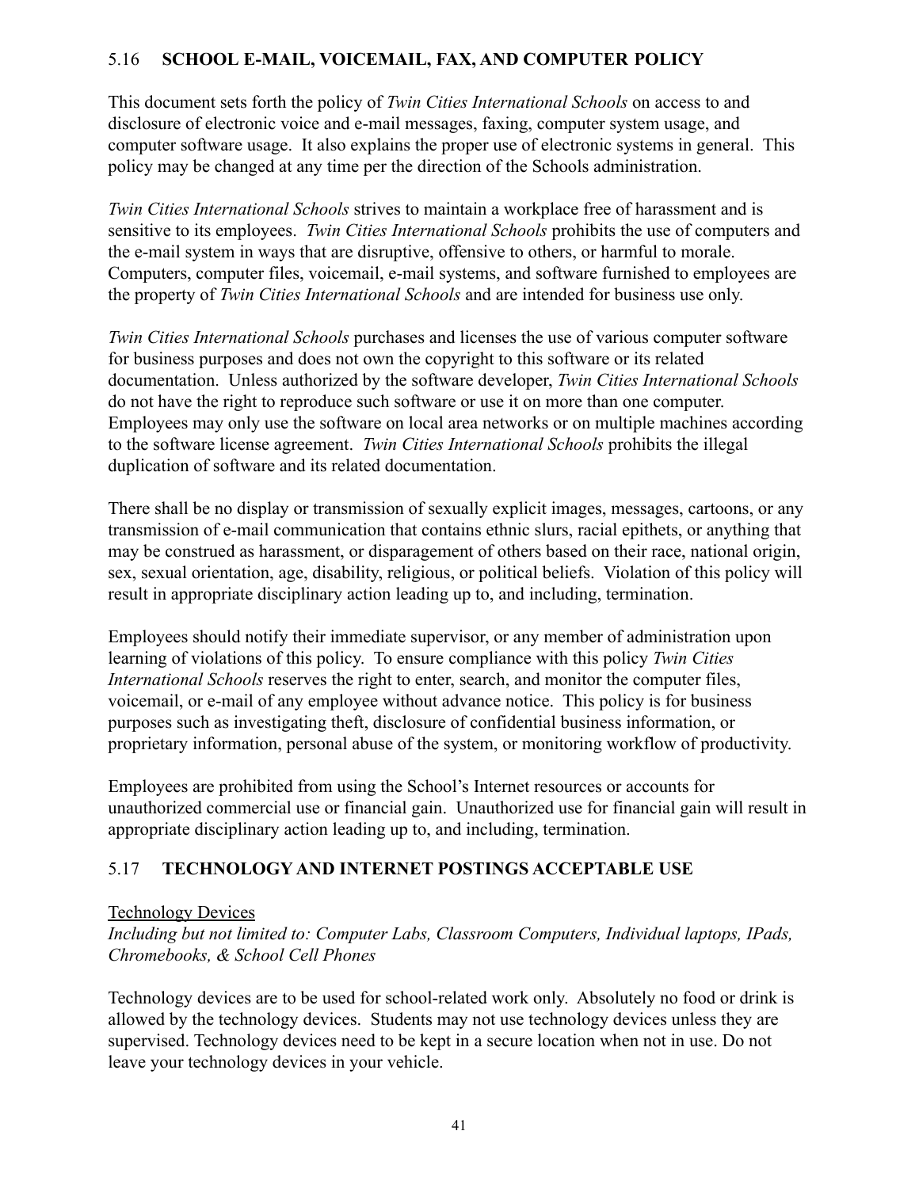## 5.16 SCHOOL E-MAIL, VOICEMAIL, FAX, AND COMPUTER POLICY

This document sets forth the policy of *Twin Cities International Schools* on access to and disclosure of electronic voice and e-mail messages, faxing, computer system usage, and computer software usage. It also explains the proper use of electronic systems in general. This policy may be changed at any time per the direction of the Schools administration.

*Twin Cities International Schools* strives to maintain a workplace free of harassment and is sensitive to its employees. *Twin Cities International Schools* prohibits the use of computers and the e-mail system in ways that are disruptive, offensive to others, or harmful to morale. Computers, computer files, voicemail, e-mail systems, and software furnished to employees are the property of *Twin Cities International Schools* and are intended for business use only.

*Twin Cities International Schools* purchases and licenses the use of various computer software for business purposes and does not own the copyright to this software or its related documentation. Unless authorized by the software developer, *Twin Cities International Schools* do not have the right to reproduce such software or use it on more than one computer. Employees may only use the software on local area networks or on multiple machines according to the software license agreement. *Twin Cities International Schools* prohibits the illegal duplication of software and its related documentation.

There shall be no display or transmission of sexually explicit images, messages, cartoons, or any transmission of e-mail communication that contains ethnic slurs, racial epithets, or anything that may be construed as harassment, or disparagement of others based on their race, national origin, sex, sexual orientation, age, disability, religious, or political beliefs. Violation of this policy will result in appropriate disciplinary action leading up to, and including, termination.

Employees should notify their immediate supervisor, or any member of administration upon learning of violations of this policy. To ensure compliance with this policy *Twin Cities International Schools* reserves the right to enter, search, and monitor the computer files, voicemail, or e-mail of any employee without advance notice. This policy is for business purposes such as investigating theft, disclosure of confidential business information, or proprietary information, personal abuse of the system, or monitoring workflow of productivity.

Employees are prohibited from using the School's Internet resources or accounts for unauthorized commercial use or financial gain. Unauthorized use for financial gain will result in appropriate disciplinary action leading up to, and including, termination.

## 5.17 TECHNOLOGY AND INTERNET POSTINGS ACCEPTABLE USE

Technology Devices

*Including but not limited to: Computer Labs, Classroom Computers, Individual laptops, IPads, Chromebooks, & School Cell Phones*

Technology devices are to be used for school-related work only. Absolutely no food or drink is allowed by the technology devices. Students may not use technology devices unless they are supervised. Technology devices need to be kept in a secure location when not in use. Do not leave your technology devices in your vehicle.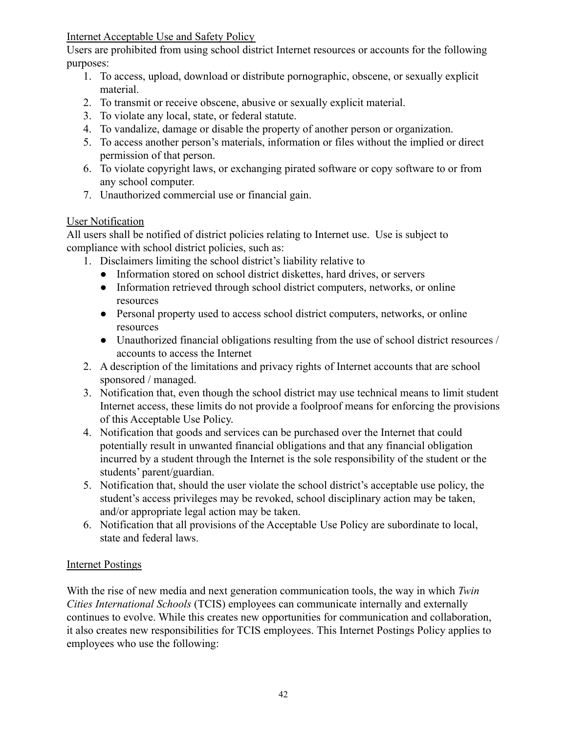Internet Acceptable Use and Safety Policy

Users are prohibited from using school district Internet resources or accounts for the following purposes:

1. To access, upload, download or distribute pornographic, obscene, or sexually explicit material.
2. To transmit or receive obscene, abusive or sexually explicit material.
3. To violate any local, state, or federal statute.
4. To vandalize, damage or disable the property of another person or organization.
5. To access another person's materials, information or files without the implied or direct permission of that person.
6. To violate copyright laws, or exchanging pirated software or copy software to or from any school computer.
7. Unauthorized commercial use or financial gain.

User Notification

All users shall be notified of district policies relating to Internet use. Use is subject to compliance with school district policies, such as:

1. Disclaimers limiting the school district's liability relative to
   - Information stored on school district diskettes, hard drives, or servers
   - Information retrieved through school district computers, networks, or online resources
   - Personal property used to access school district computers, networks, or online resources
   - Unauthorized financial obligations resulting from the use of school district resources / accounts to access the Internet
2. A description of the limitations and privacy rights of Internet accounts that are school sponsored / managed.
3. Notification that, even though the school district may use technical means to limit student Internet access, these limits do not provide a foolproof means for enforcing the provisions of this Acceptable Use Policy.
4. Notification that goods and services can be purchased over the Internet that could potentially result in unwanted financial obligations and that any financial obligation incurred by a student through the Internet is the sole responsibility of the student or the students' parent/guardian.
5. Notification that, should the user violate the school district's acceptable use policy, the student's access privileges may be revoked, school disciplinary action may be taken, and/or appropriate legal action may be taken.
6. Notification that all provisions of the Acceptable Use Policy are subordinate to local, state and federal laws.

Internet Postings

With the rise of new media and next generation communication tools, the way in which *Twin Cities International Schools* (TCIS) employees can communicate internally and externally continues to evolve. While this creates new opportunities for communication and collaboration, it also creates new responsibilities for TCIS employees. This Internet Postings Policy applies to employees who use the following: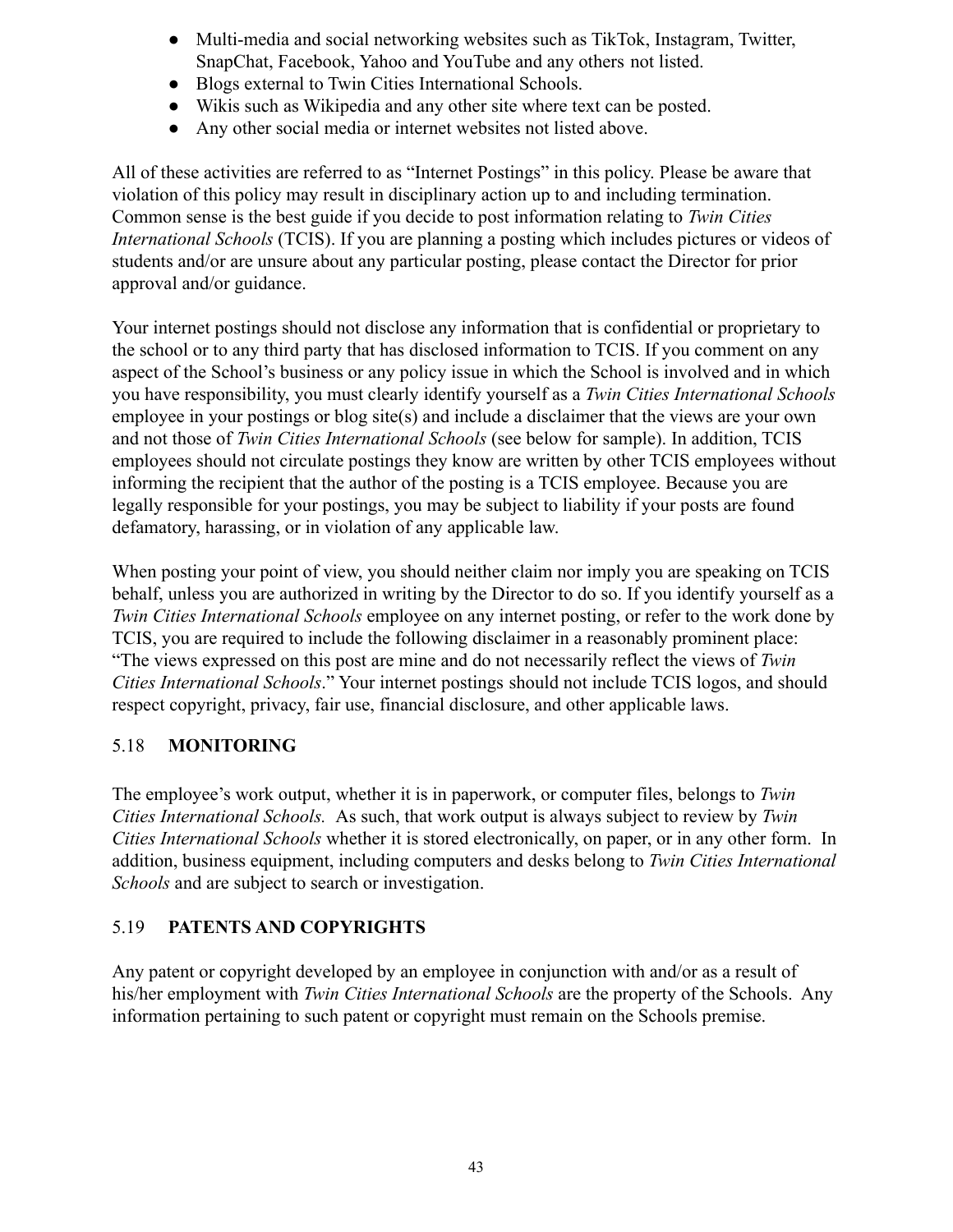- Multi-media and social networking websites such as TikTok, Instagram, Twitter, SnapChat, Facebook, Yahoo and YouTube and any others not listed.
- Blogs external to Twin Cities International Schools.
- Wikis such as Wikipedia and any other site where text can be posted.
- Any other social media or internet websites not listed above.

All of these activities are referred to as "Internet Postings" in this policy. Please be aware that violation of this policy may result in disciplinary action up to and including termination. Common sense is the best guide if you decide to post information relating to *Twin Cities International Schools* (TCIS). If you are planning a posting which includes pictures or videos of students and/or are unsure about any particular posting, please contact the Director for prior approval and/or guidance.

Your internet postings should not disclose any information that is confidential or proprietary to the school or to any third party that has disclosed information to TCIS. If you comment on any aspect of the School's business or any policy issue in which the School is involved and in which you have responsibility, you must clearly identify yourself as a *Twin Cities International Schools* employee in your postings or blog site(s) and include a disclaimer that the views are your own and not those of *Twin Cities International Schools* (see below for sample). In addition, TCIS employees should not circulate postings they know are written by other TCIS employees without informing the recipient that the author of the posting is a TCIS employee. Because you are legally responsible for your postings, you may be subject to liability if your posts are found defamatory, harassing, or in violation of any applicable law.

When posting your point of view, you should neither claim nor imply you are speaking on TCIS behalf, unless you are authorized in writing by the Director to do so. If you identify yourself as a *Twin Cities International Schools* employee on any internet posting, or refer to the work done by TCIS, you are required to include the following disclaimer in a reasonably prominent place: "The views expressed on this post are mine and do not necessarily reflect the views of *Twin Cities International Schools*." Your internet postings should not include TCIS logos, and should respect copyright, privacy, fair use, financial disclosure, and other applicable laws.

## 5.18 **MONITORING**

The employee's work output, whether it is in paperwork, or computer files, belongs to *Twin Cities International Schools.* As such, that work output is always subject to review by *Twin Cities International Schools* whether it is stored electronically, on paper, or in any other form. In addition, business equipment, including computers and desks belong to *Twin Cities International Schools* and are subject to search or investigation.

## 5.19 **PATENTS AND COPYRIGHTS**

Any patent or copyright developed by an employee in conjunction with and/or as a result of his/her employment with *Twin Cities International Schools* are the property of the Schools. Any information pertaining to such patent or copyright must remain on the Schools premise.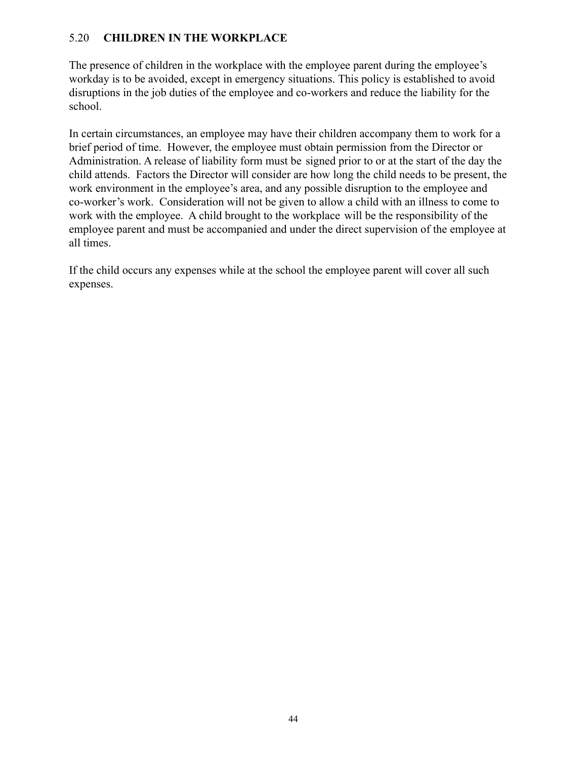## 5.20 **CHILDREN IN THE WORKPLACE**

The presence of children in the workplace with the employee parent during the employee's workday is to be avoided, except in emergency situations. This policy is established to avoid disruptions in the job duties of the employee and co-workers and reduce the liability for the school.

In certain circumstances, an employee may have their children accompany them to work for a brief period of time. However, the employee must obtain permission from the Director or Administration. A release of liability form must be signed prior to or at the start of the day the child attends. Factors the Director will consider are how long the child needs to be present, the work environment in the employee's area, and any possible disruption to the employee and co-worker's work. Consideration will not be given to allow a child with an illness to come to work with the employee. A child brought to the workplace will be the responsibility of the employee parent and must be accompanied and under the direct supervision of the employee at all times.

If the child occurs any expenses while at the school the employee parent will cover all such expenses.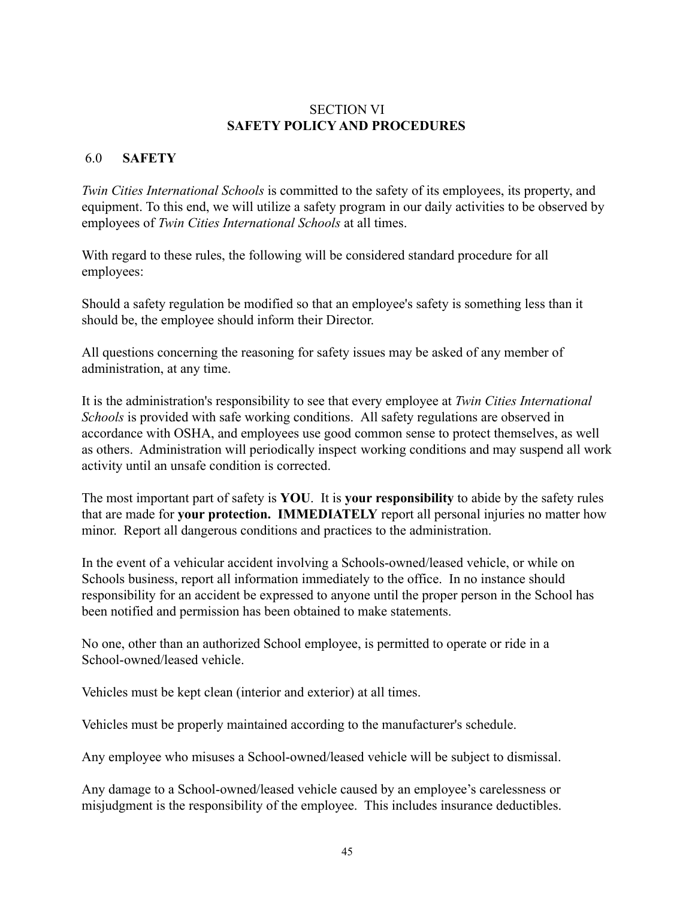# SECTION VI
# **SAFETY POLICY AND PROCEDURES**

## 6.0 **SAFETY**

*Twin Cities International Schools* is committed to the safety of its employees, its property, and equipment. To this end, we will utilize a safety program in our daily activities to be observed by employees of *Twin Cities International Schools* at all times.

With regard to these rules, the following will be considered standard procedure for all employees:

Should a safety regulation be modified so that an employee's safety is something less than it should be, the employee should inform their Director.

All questions concerning the reasoning for safety issues may be asked of any member of administration, at any time.

It is the administration's responsibility to see that every employee at *Twin Cities International Schools* is provided with safe working conditions. All safety regulations are observed in accordance with OSHA, and employees use good common sense to protect themselves, as well as others. Administration will periodically inspect working conditions and may suspend all work activity until an unsafe condition is corrected.

The most important part of safety is **YOU**. It is **your responsibility** to abide by the safety rules that are made for **your protection. IMMEDIATELY** report all personal injuries no matter how minor. Report all dangerous conditions and practices to the administration.

In the event of a vehicular accident involving a Schools-owned/leased vehicle, or while on Schools business, report all information immediately to the office. In no instance should responsibility for an accident be expressed to anyone until the proper person in the School has been notified and permission has been obtained to make statements.

No one, other than an authorized School employee, is permitted to operate or ride in a School-owned/leased vehicle.

Vehicles must be kept clean (interior and exterior) at all times.

Vehicles must be properly maintained according to the manufacturer's schedule.

Any employee who misuses a School-owned/leased vehicle will be subject to dismissal.

Any damage to a School-owned/leased vehicle caused by an employee's carelessness or misjudgment is the responsibility of the employee. This includes insurance deductibles.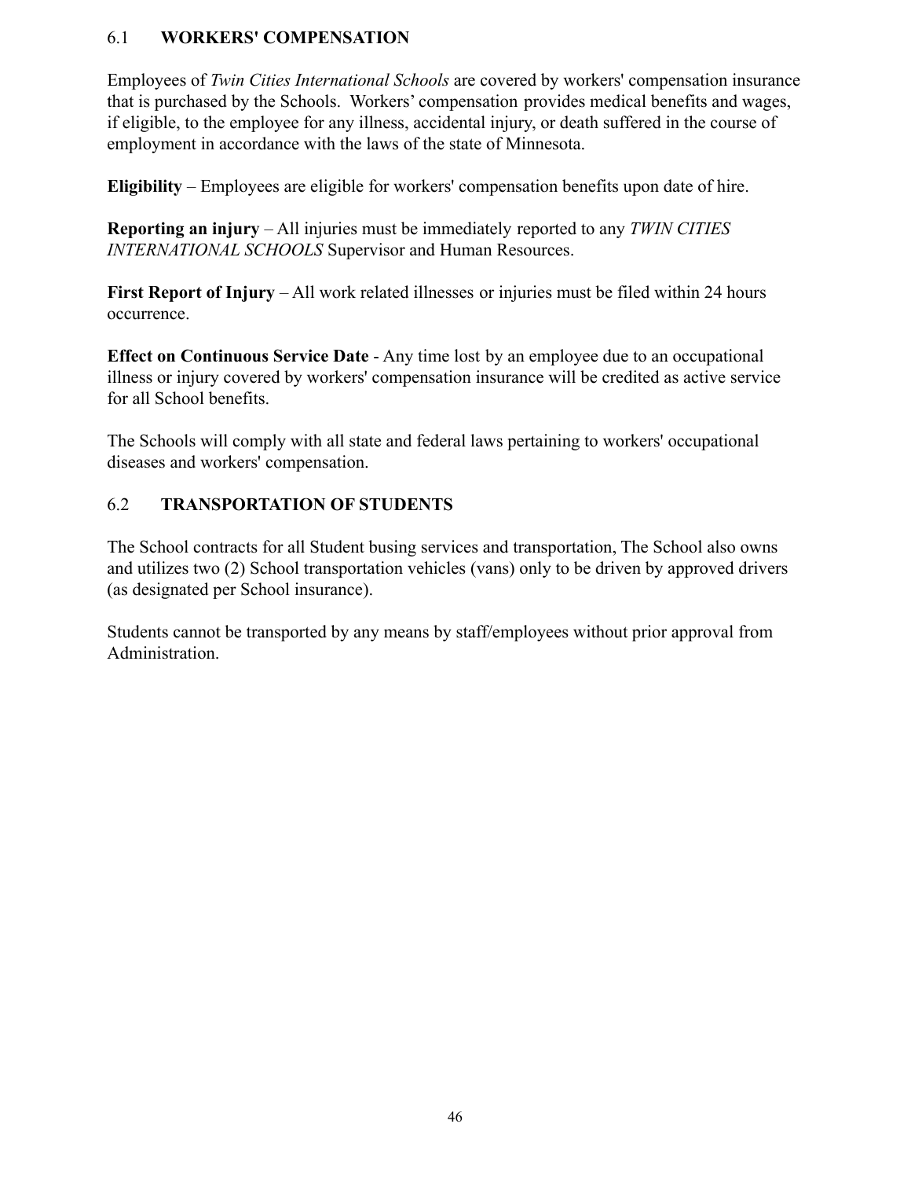## 6.1 WORKERS' COMPENSATION

Employees of *Twin Cities International Schools* are covered by workers' compensation insurance that is purchased by the Schools. Workers' compensation provides medical benefits and wages, if eligible, to the employee for any illness, accidental injury, or death suffered in the course of employment in accordance with the laws of the state of Minnesota.

**Eligibility** – Employees are eligible for workers' compensation benefits upon date of hire.

**Reporting an injury** – All injuries must be immediately reported to any *TWIN CITIES INTERNATIONAL SCHOOLS* Supervisor and Human Resources.

**First Report of Injury** – All work related illnesses or injuries must be filed within 24 hours occurrence.

**Effect on Continuous Service Date** - Any time lost by an employee due to an occupational illness or injury covered by workers' compensation insurance will be credited as active service for all School benefits.

The Schools will comply with all state and federal laws pertaining to workers' occupational diseases and workers' compensation.

## 6.2 TRANSPORTATION OF STUDENTS

The School contracts for all Student busing services and transportation, The School also owns and utilizes two (2) School transportation vehicles (vans) only to be driven by approved drivers (as designated per School insurance).

Students cannot be transported by any means by staff/employees without prior approval from Administration.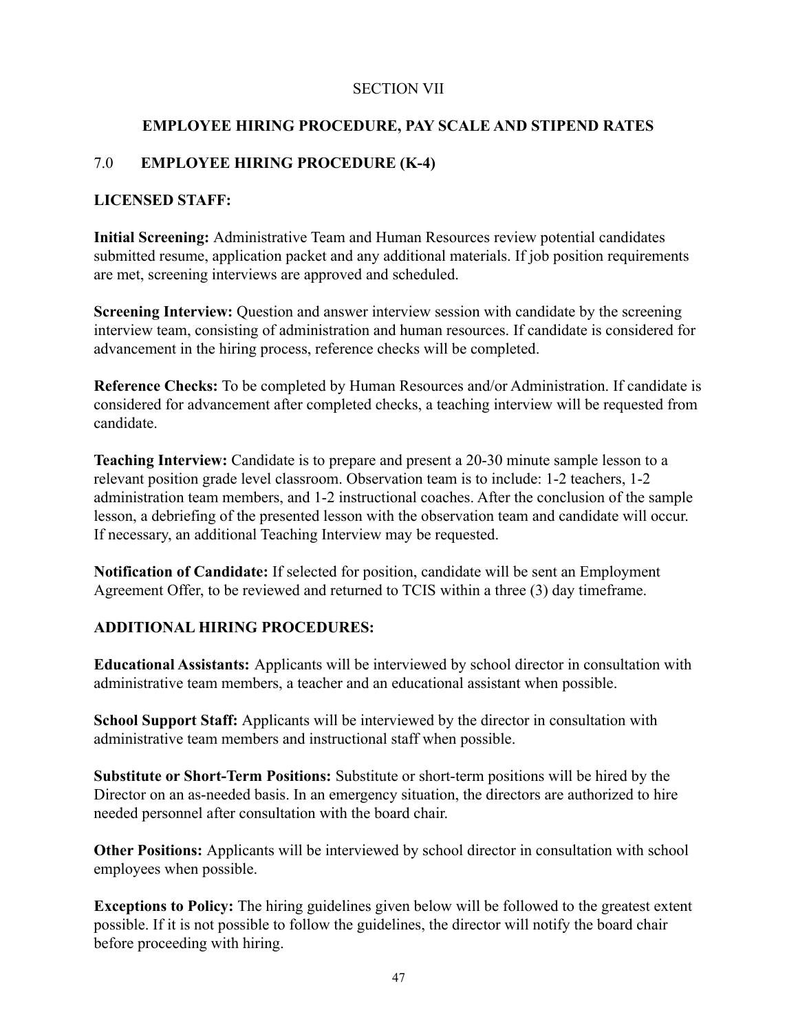# SECTION VII

## EMPLOYEE HIRING PROCEDURE, PAY SCALE AND STIPEND RATES

### 7.0 EMPLOYEE HIRING PROCEDURE (K-4)

**LICENSED STAFF:**

**Initial Screening:** Administrative Team and Human Resources review potential candidates submitted resume, application packet and any additional materials. If job position requirements are met, screening interviews are approved and scheduled.

**Screening Interview:** Question and answer interview session with candidate by the screening interview team, consisting of administration and human resources. If candidate is considered for advancement in the hiring process, reference checks will be completed.

**Reference Checks:** To be completed by Human Resources and/or Administration. If candidate is considered for advancement after completed checks, a teaching interview will be requested from candidate.

**Teaching Interview:** Candidate is to prepare and present a 20-30 minute sample lesson to a relevant position grade level classroom. Observation team is to include: 1-2 teachers, 1-2 administration team members, and 1-2 instructional coaches. After the conclusion of the sample lesson, a debriefing of the presented lesson with the observation team and candidate will occur. If necessary, an additional Teaching Interview may be requested.

**Notification of Candidate:** If selected for position, candidate will be sent an Employment Agreement Offer, to be reviewed and returned to TCIS within a three (3) day timeframe.

**ADDITIONAL HIRING PROCEDURES:**

**Educational Assistants:** Applicants will be interviewed by school director in consultation with administrative team members, a teacher and an educational assistant when possible.

**School Support Staff:** Applicants will be interviewed by the director in consultation with administrative team members and instructional staff when possible.

**Substitute or Short-Term Positions:** Substitute or short-term positions will be hired by the Director on an as-needed basis. In an emergency situation, the directors are authorized to hire needed personnel after consultation with the board chair.

**Other Positions:** Applicants will be interviewed by school director in consultation with school employees when possible.

**Exceptions to Policy:** The hiring guidelines given below will be followed to the greatest extent possible. If it is not possible to follow the guidelines, the director will notify the board chair before proceeding with hiring.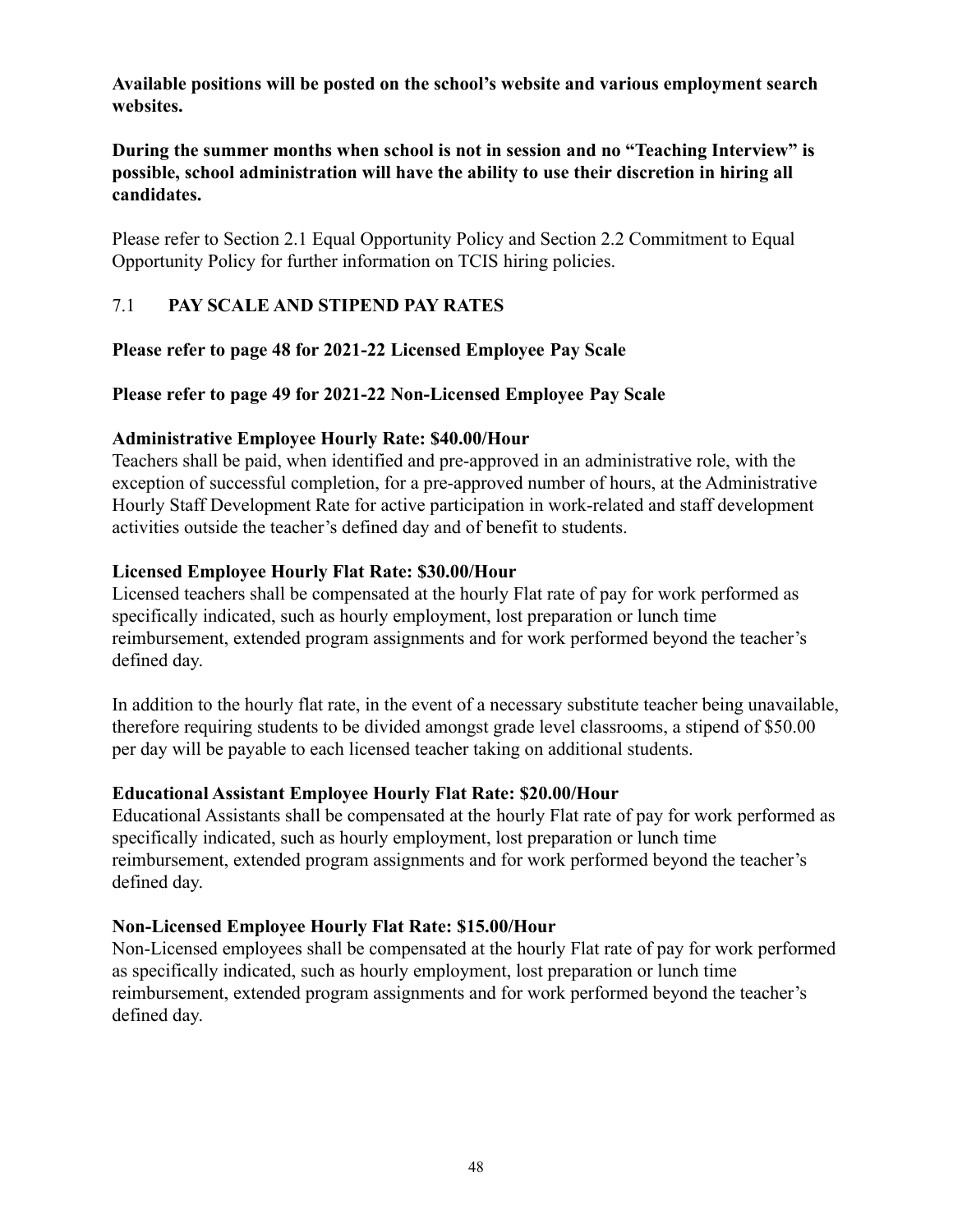**Available positions will be posted on the school's website and various employment search websites.**

**During the summer months when school is not in session and no "Teaching Interview" is possible, school administration will have the ability to use their discretion in hiring all candidates.**

Please refer to Section 2.1 Equal Opportunity Policy and Section 2.2 Commitment to Equal Opportunity Policy for further information on TCIS hiring policies.

## 7.1 PAY SCALE AND STIPEND PAY RATES

**Please refer to page 48 for 2021-22 Licensed Employee Pay Scale**

**Please refer to page 49 for 2021-22 Non-Licensed Employee Pay Scale**

**Administrative Employee Hourly Rate: $40.00/Hour**
Teachers shall be paid, when identified and pre-approved in an administrative role, with the exception of successful completion, for a pre-approved number of hours, at the Administrative Hourly Staff Development Rate for active participation in work-related and staff development activities outside the teacher's defined day and of benefit to students.

**Licensed Employee Hourly Flat Rate: $30.00/Hour**
Licensed teachers shall be compensated at the hourly Flat rate of pay for work performed as specifically indicated, such as hourly employment, lost preparation or lunch time reimbursement, extended program assignments and for work performed beyond the teacher's defined day.

In addition to the hourly flat rate, in the event of a necessary substitute teacher being unavailable, therefore requiring students to be divided amongst grade level classrooms, a stipend of $50.00 per day will be payable to each licensed teacher taking on additional students.

**Educational Assistant Employee Hourly Flat Rate: $20.00/Hour**
Educational Assistants shall be compensated at the hourly Flat rate of pay for work performed as specifically indicated, such as hourly employment, lost preparation or lunch time reimbursement, extended program assignments and for work performed beyond the teacher's defined day.

**Non-Licensed Employee Hourly Flat Rate: $15.00/Hour**
Non-Licensed employees shall be compensated at the hourly Flat rate of pay for work performed as specifically indicated, such as hourly employment, lost preparation or lunch time reimbursement, extended program assignments and for work performed beyond the teacher's defined day.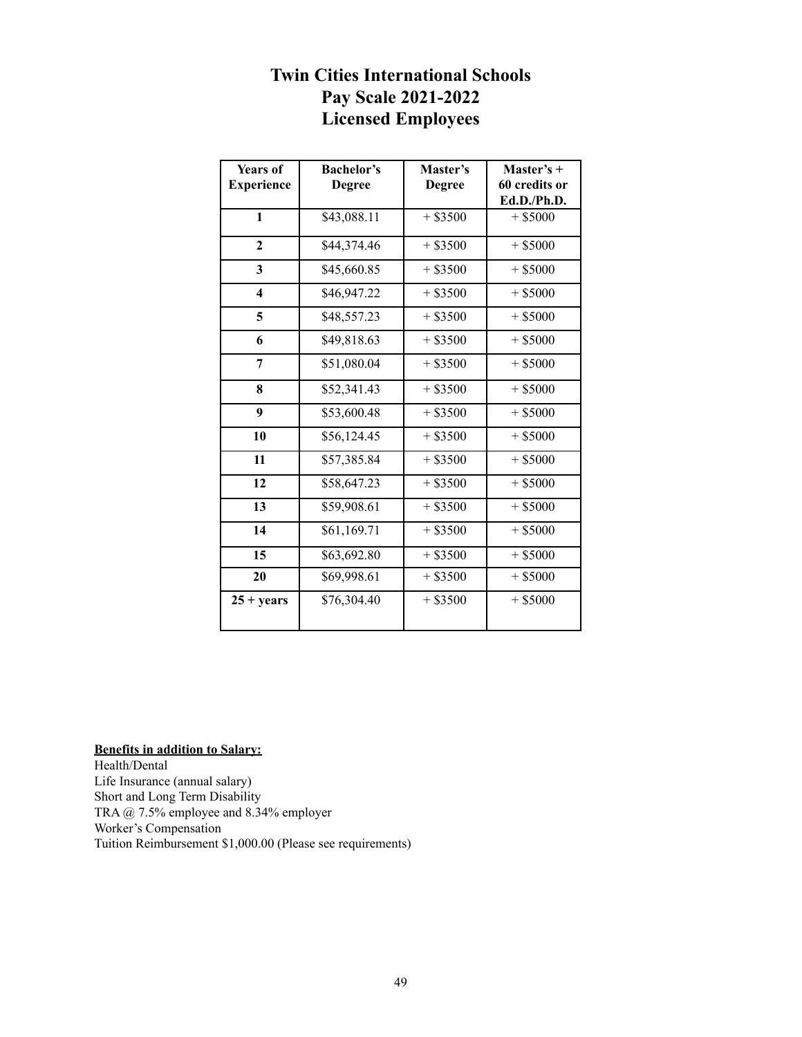# Twin Cities International Schools
# Pay Scale 2021-2022
# Licensed Employees

| Years of Experience | Bachelor's Degree | Master's Degree | Master's + 60 credits or Ed.D./Ph.D. |
|---|---|---|---|
| 1 | $43,088.11 | + $3500 | + $5000 |
| 2 | $44,374.46 | + $3500 | + $5000 |
| 3 | $45,660.85 | + $3500 | + $5000 |
| 4 | $46,947.22 | + $3500 | + $5000 |
| 5 | $48,557.23 | + $3500 | + $5000 |
| 6 | $49,818.63 | + $3500 | + $5000 |
| 7 | $51,080.04 | + $3500 | + $5000 |
| 8 | $52,341.43 | + $3500 | + $5000 |
| 9 | $53,600.48 | + $3500 | + $5000 |
| 10 | $56,124.45 | + $3500 | + $5000 |
| 11 | $57,385.84 | + $3500 | + $5000 |
| 12 | $58,647.23 | + $3500 | + $5000 |
| 13 | $59,908.61 | + $3500 | + $5000 |
| 14 | $61,169.71 | + $3500 | + $5000 |
| 15 | $63,692.80 | + $3500 | + $5000 |
| 20 | $69,998.61 | + $3500 | + $5000 |
| 25 + years | $76,304.40 | + $3500 | + $5000 |

**Benefits in addition to Salary:**

Health/Dental
Life Insurance (annual salary)
Short and Long Term Disability
TRA @ 7.5% employee and 8.34% employer
Worker's Compensation
Tuition Reimbursement $1,000.00 (Please see requirements)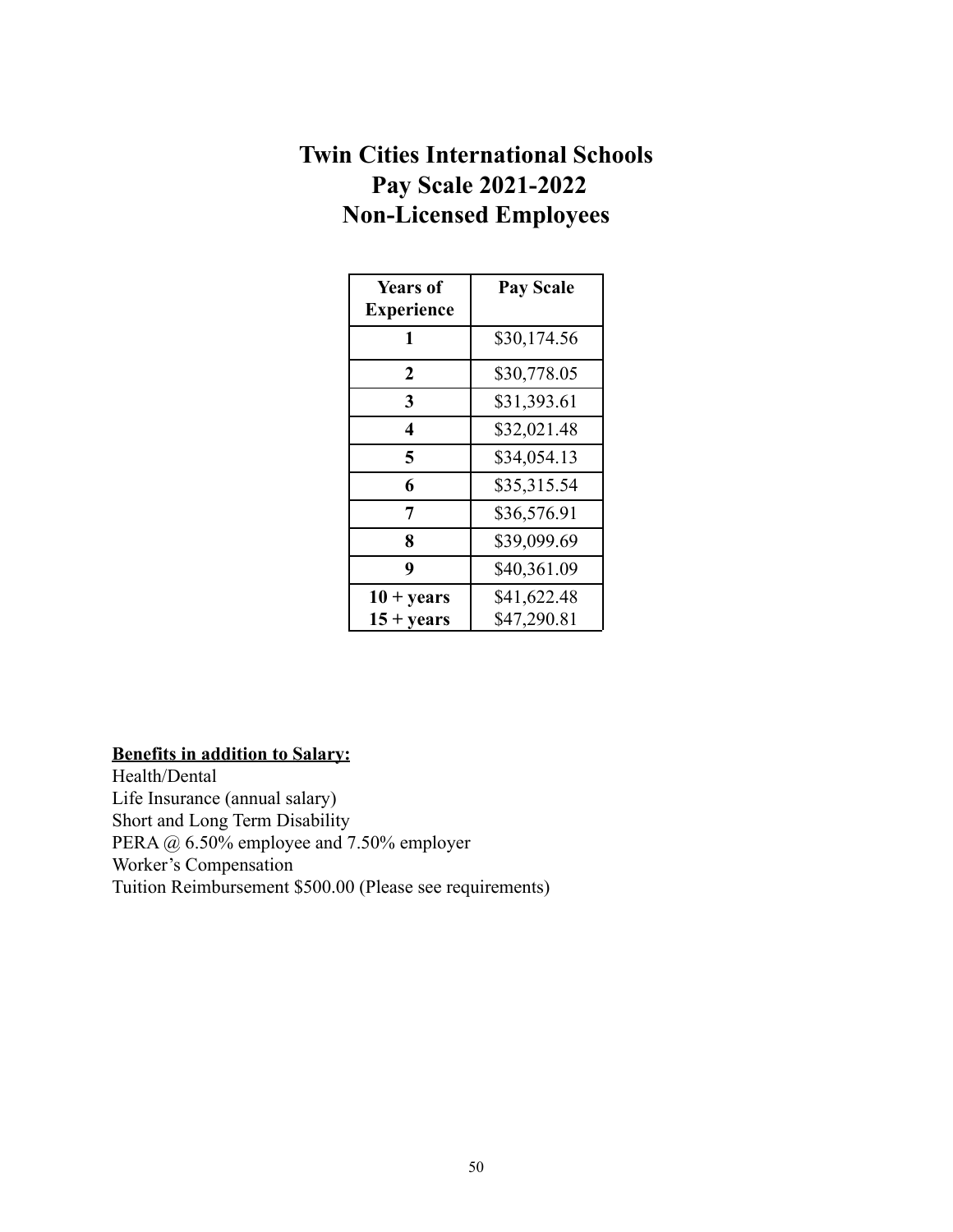# Twin Cities International Schools
# Pay Scale 2021-2022
# Non-Licensed Employees

| Years of Experience | Pay Scale |
|---|---|
| 1 | $30,174.56 |
| 2 | $30,778.05 |
| 3 | $31,393.61 |
| 4 | $32,021.48 |
| 5 | $34,054.13 |
| 6 | $35,315.54 |
| 7 | $36,576.91 |
| 8 | $39,099.69 |
| 9 | $40,361.09 |
| 10 + years | $41,622.48 |
| 15 + years | $47,290.81 |

**Benefits in addition to Salary:**

Health/Dental
Life Insurance (annual salary)
Short and Long Term Disability
PERA @ 6.50% employee and 7.50% employer
Worker's Compensation
Tuition Reimbursement $500.00 (Please see requirements)